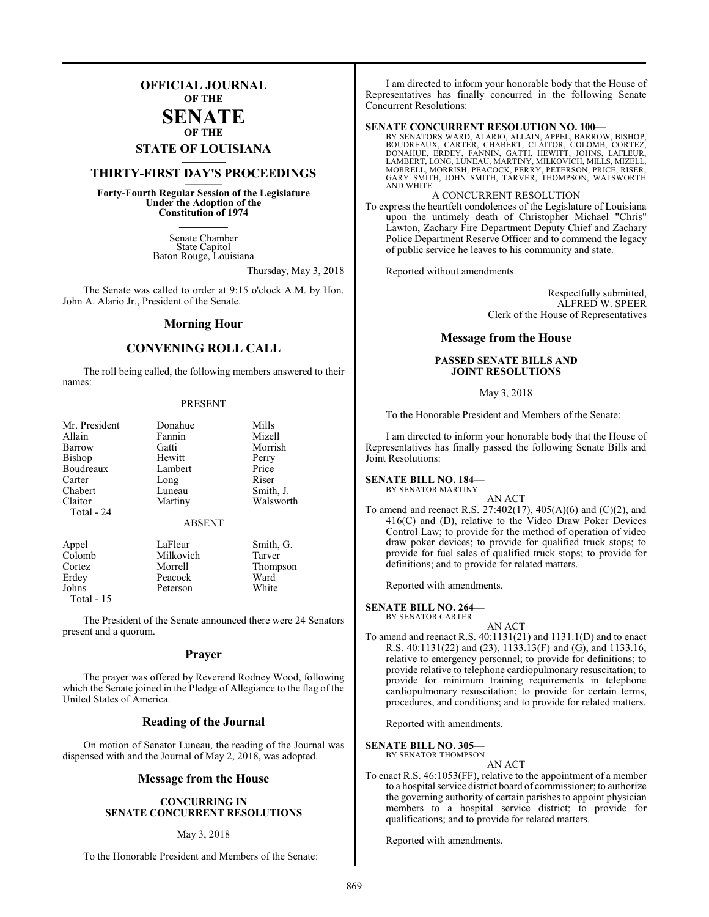# OFFICIAL JOURNAL OF THE SENATE OF THE STATE OF LOUISIANA

## THIRTY-FIRST DAY'S PROCEEDINGS

**Forty-Fourth Regular Session of the Legislature Under the Adoption of the Constitution of 1974**

Senate Chamber
State Capitol
Baton Rouge, Louisiana

Thursday, May 3, 2018

The Senate was called to order at 9:15 o'clock A.M. by Hon. John A. Alario Jr., President of the Senate.

## Morning Hour

## CONVENING ROLL CALL

The roll being called, the following members answered to their names:

PRESENT

| | | |
|---|---|---|
| Mr. President | Donahue | Mills |
| Allain | Fannin | Mizell |
| Barrow | Gatti | Morrish |
| Bishop | Hewitt | Perry |
| Boudreaux | Lambert | Price |
| Carter | Long | Riser |
| Chabert | Luneau | Smith, J. |
| Claitor | Martiny | Walsworth |
| Total - 24 | | |

ABSENT

| | | |
|---|---|---|
| Appel | LaFleur | Smith, G. |
| Colomb | Milkovich | Tarver |
| Cortez | Morrell | Thompson |
| Erdey | Peacock | Ward |
| Johns | Peterson | White |
| Total - 15 | | |

The President of the Senate announced there were 24 Senators present and a quorum.

## Prayer

The prayer was offered by Reverend Rodney Wood, following which the Senate joined in the Pledge of Allegiance to the flag of the United States of America.

## Reading of the Journal

On motion of Senator Luneau, the reading of the Journal was dispensed with and the Journal of May 2, 2018, was adopted.

## Message from the House

### CONCURRING IN SENATE CONCURRENT RESOLUTIONS

May 3, 2018

To the Honorable President and Members of the Senate:

I am directed to inform your honorable body that the House of Representatives has finally concurred in the following Senate Concurrent Resolutions:

**SENATE CONCURRENT RESOLUTION NO. 100—**
BY SENATORS WARD, ALARIO, ALLAIN, APPEL, BARROW, BISHOP, BOUDREAUX, CARTER, CHABERT, CLAITOR, COLOMB, CORTEZ, DONAHUE, ERDEY, FANNIN, GATTI, HEWITT, JOHNS, LAFLEUR, LAMBERT, LONG, LUNEAU, MARTINY, MILKOVICH, MILLS, MIZELL, MORRELL, MORRISH, PEACOCK, PERRY, PETERSON, PRICE, RISER, GARY SMITH, JOHN SMITH, TARVER, THOMPSON, WALSWORTH AND WHITE

A CONCURRENT RESOLUTION

To express the heartfelt condolences of the Legislature of Louisiana upon the untimely death of Christopher Michael "Chris" Lawton, Zachary Fire Department Deputy Chief and Zachary Police Department Reserve Officer and to commend the legacy of public service he leaves to his community and state.

Reported without amendments.

Respectfully submitted,
ALFRED W. SPEER
Clerk of the House of Representatives

## Message from the House

### PASSED SENATE BILLS AND JOINT RESOLUTIONS

May 3, 2018

To the Honorable President and Members of the Senate:

I am directed to inform your honorable body that the House of Representatives has finally passed the following Senate Bills and Joint Resolutions:

**SENATE BILL NO. 184—**
BY SENATOR MARTINY

AN ACT

To amend and reenact R.S. 27:402(17), 405(A)(6) and (C)(2), and 416(C) and (D), relative to the Video Draw Poker Devices Control Law; to provide for the method of operation of video draw poker devices; to provide for qualified truck stops; to provide for fuel sales of qualified truck stops; to provide for definitions; and to provide for related matters.

Reported with amendments.

**SENATE BILL NO. 264—**
BY SENATOR CARTER

AN ACT

To amend and reenact R.S. 40:1131(21) and 1131.1(D) and to enact R.S. 40:1131(22) and (23), 1133.13(F) and (G), and 1133.16, relative to emergency personnel; to provide for definitions; to provide relative to telephone cardiopulmonary resuscitation; to provide for minimum training requirements in telephone cardiopulmonary resuscitation; to provide for certain terms, procedures, and conditions; and to provide for related matters.

Reported with amendments.

**SENATE BILL NO. 305—**
BY SENATOR THOMPSON

AN ACT

To enact R.S. 46:1053(FF), relative to the appointment of a member to a hospital service district board of commissioner; to authorize the governing authority of certain parishes to appoint physician members to a hospital service district; to provide for qualifications; and to provide for related matters.

Reported with amendments.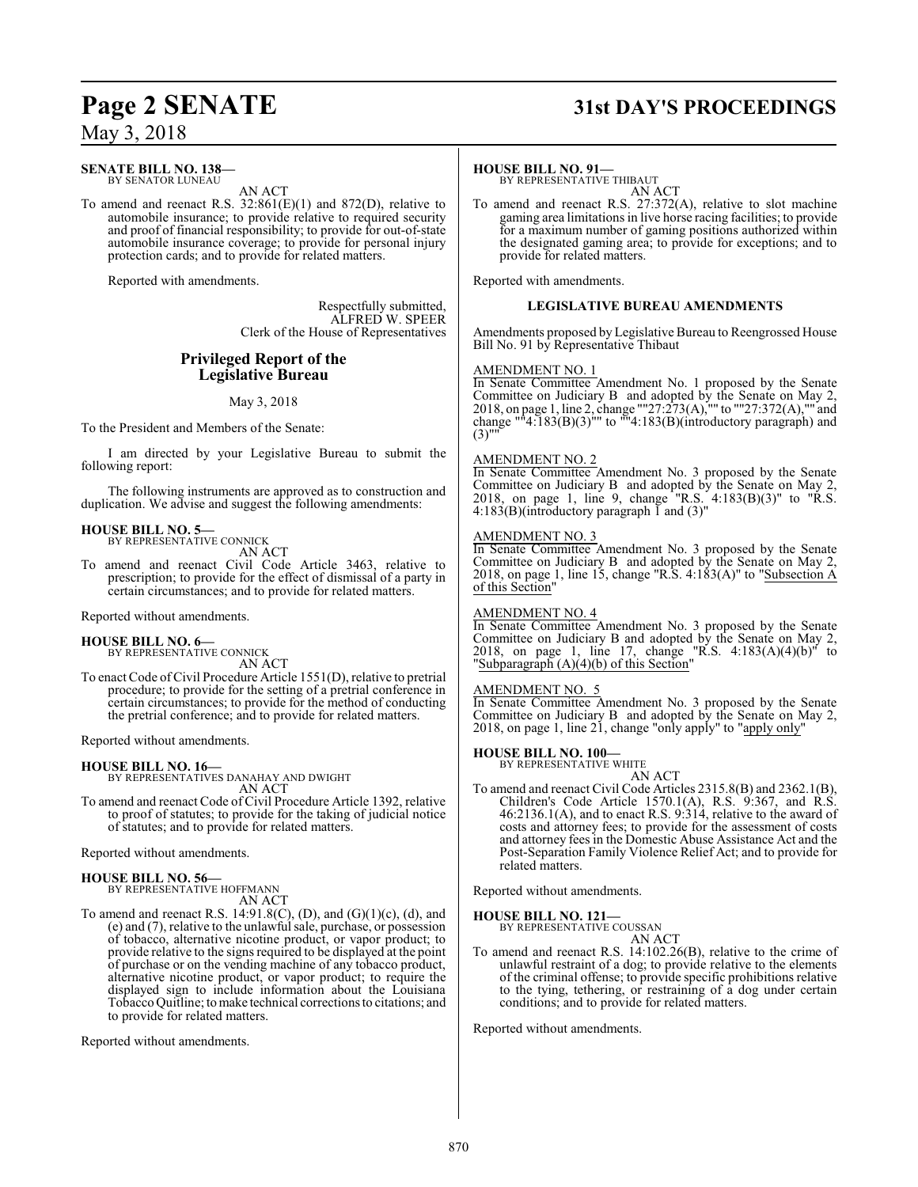**SENATE BILL NO. 138—**
BY SENATOR LUNEAU

AN ACT

To amend and reenact R.S. 32:861(E)(1) and 872(D), relative to automobile insurance; to provide relative to required security and proof of financial responsibility; to provide for out-of-state automobile insurance coverage; to provide for personal injury protection cards; and to provide for related matters.

Reported with amendments.

Respectfully submitted,
ALFRED W. SPEER
Clerk of the House of Representatives

## Privileged Report of the Legislative Bureau

May 3, 2018

To the President and Members of the Senate:

I am directed by your Legislative Bureau to submit the following report:

The following instruments are approved as to construction and duplication. We advise and suggest the following amendments:

**HOUSE BILL NO. 5—**
BY REPRESENTATIVE CONNICK

AN ACT

To amend and reenact Civil Code Article 3463, relative to prescription; to provide for the effect of dismissal of a party in certain circumstances; and to provide for related matters.

Reported without amendments.

**HOUSE BILL NO. 6—**
BY REPRESENTATIVE CONNICK

AN ACT

To enact Code of Civil Procedure Article 1551(D), relative to pretrial procedure; to provide for the setting of a pretrial conference in certain circumstances; to provide for the method of conducting the pretrial conference; and to provide for related matters.

Reported without amendments.

**HOUSE BILL NO. 16—**
BY REPRESENTATIVES DANAHAY AND DWIGHT

AN ACT

To amend and reenact Code of Civil Procedure Article 1392, relative to proof of statutes; to provide for the taking of judicial notice of statutes; and to provide for related matters.

Reported without amendments.

**HOUSE BILL NO. 56—**
BY REPRESENTATIVE HOFFMANN

AN ACT

To amend and reenact R.S. 14:91.8(C), (D), and (G)(1)(c), (d), and (e) and (7), relative to the unlawful sale, purchase, or possession of tobacco, alternative nicotine product, or vapor product; to provide relative to the signs required to be displayed at the point of purchase or on the vending machine of any tobacco product, alternative nicotine product, or vapor product; to require the displayed sign to include information about the Louisiana Tobacco Quitline; to make technical corrections to citations; and to provide for related matters.

Reported without amendments.

**HOUSE BILL NO. 91—**
BY REPRESENTATIVE THIBAUT

AN ACT

To amend and reenact R.S. 27:372(A), relative to slot machine gaming area limitations in live horse racing facilities; to provide for a maximum number of gaming positions authorized within the designated gaming area; to provide for exceptions; and to provide for related matters.

Reported with amendments.

### LEGISLATIVE BUREAU AMENDMENTS

Amendments proposed by Legislative Bureau to Reengrossed House Bill No. 91 by Representative Thibaut

AMENDMENT NO. 1

In Senate Committee Amendment No. 1 proposed by the Senate Committee on Judiciary B and adopted by the Senate on May 2, 2018, on page 1, line 2, change ""27:273(A),"" to ""27:372(A),"" and change ""4:183(B)(3)"" to ""4:183(B)(introductory paragraph) and (3)""

AMENDMENT NO. 2

In Senate Committee Amendment No. 3 proposed by the Senate Committee on Judiciary B and adopted by the Senate on May 2, 2018, on page 1, line 9, change "R.S. 4:183(B)(3)" to "R.S. 4:183(B)(introductory paragraph 1 and (3)"

AMENDMENT NO. 3

In Senate Committee Amendment No. 3 proposed by the Senate Committee on Judiciary B and adopted by the Senate on May 2, 2018, on page 1, line 15, change "R.S. 4:183(A)" to "Subsection A of this Section"

AMENDMENT NO. 4

In Senate Committee Amendment No. 3 proposed by the Senate Committee on Judiciary B and adopted by the Senate on May 2, 2018, on page 1, line 17, change "R.S. 4:183(A)(4)(b)" to "Subparagraph (A)(4)(b) of this Section"

AMENDMENT NO. 5

In Senate Committee Amendment No. 3 proposed by the Senate Committee on Judiciary B and adopted by the Senate on May 2, 2018, on page 1, line 21, change "only apply" to "apply only"

**HOUSE BILL NO. 100—**
BY REPRESENTATIVE WHITE

AN ACT

To amend and reenact Civil Code Articles 2315.8(B) and 2362.1(B), Children's Code Article 1570.1(A), R.S. 9:367, and R.S. 46:2136.1(A), and to enact R.S. 9:314, relative to the award of costs and attorney fees; to provide for the assessment of costs and attorney fees in the Domestic Abuse Assistance Act and the Post-Separation Family Violence Relief Act; and to provide for related matters.

Reported without amendments.

**HOUSE BILL NO. 121—**
BY REPRESENTATIVE COUSSAN

AN ACT

To amend and reenact R.S. 14:102.26(B), relative to the crime of unlawful restraint of a dog; to provide relative to the elements of the criminal offense; to provide specific prohibitions relative to the tying, tethering, or restraining of a dog under certain conditions; and to provide for related matters.

Reported without amendments.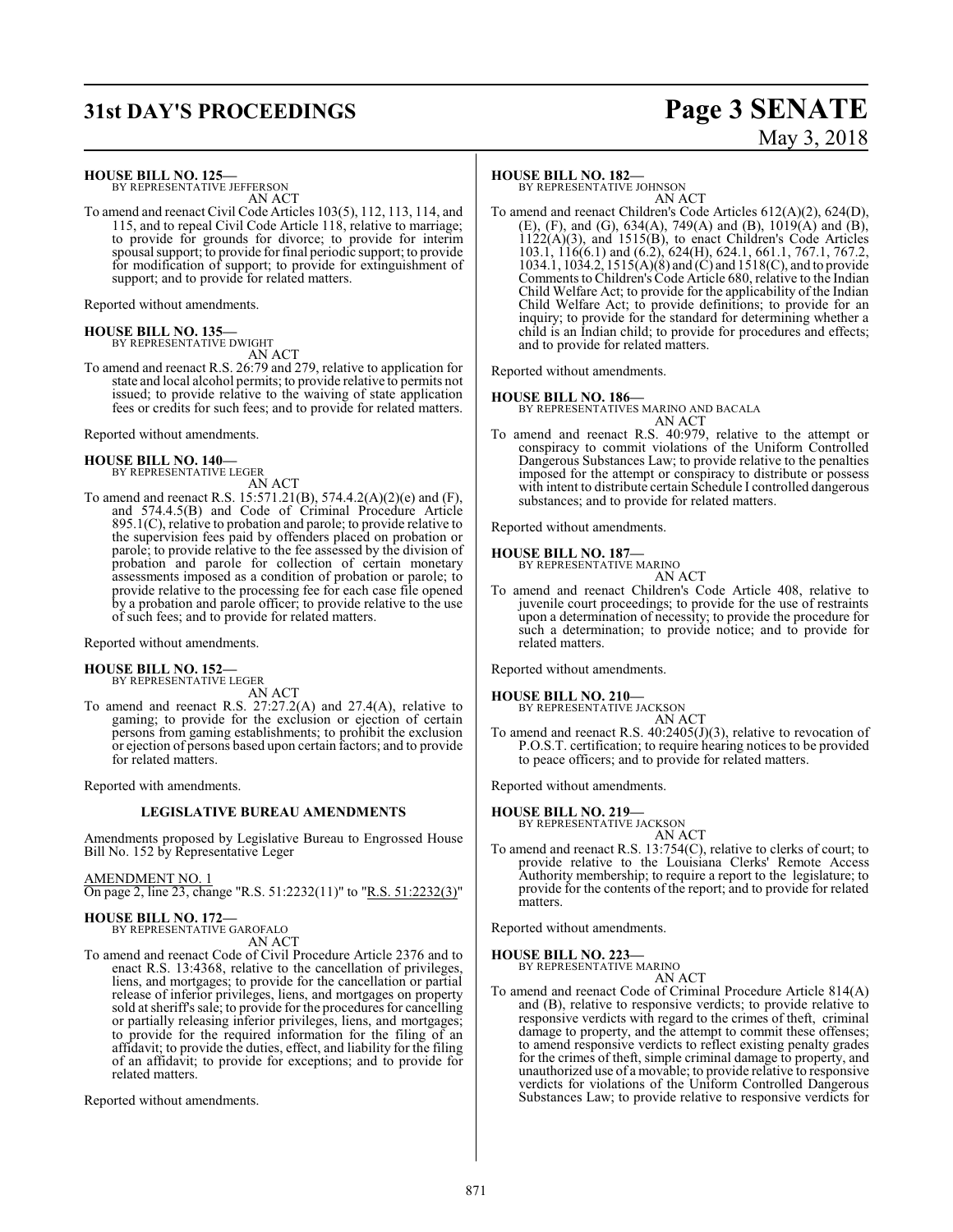**HOUSE BILL NO. 125—**
BY REPRESENTATIVE JEFFERSON

AN ACT

To amend and reenact Civil Code Articles 103(5), 112, 113, 114, and 115, and to repeal Civil Code Article 118, relative to marriage; to provide for grounds for divorce; to provide for interim spousal support; to provide for final periodic support; to provide for modification of support; to provide for extinguishment of support; and to provide for related matters.

Reported without amendments.

**HOUSE BILL NO. 135—**
BY REPRESENTATIVE DWIGHT

AN ACT

To amend and reenact R.S. 26:79 and 279, relative to application for state and local alcohol permits; to provide relative to permits not issued; to provide relative to the waiving of state application fees or credits for such fees; and to provide for related matters.

Reported without amendments.

**HOUSE BILL NO. 140—**
BY REPRESENTATIVE LEGER

AN ACT

To amend and reenact R.S. 15:571.21(B), 574.4.2(A)(2)(e) and (F), and 574.4.5(B) and Code of Criminal Procedure Article 895.1(C), relative to probation and parole; to provide relative to the supervision fees paid by offenders placed on probation or parole; to provide relative to the fee assessed by the division of probation and parole for collection of certain monetary assessments imposed as a condition of probation or parole; to provide relative to the processing fee for each case file opened by a probation and parole officer; to provide relative to the use of such fees; and to provide for related matters.

Reported without amendments.

**HOUSE BILL NO. 152—**
BY REPRESENTATIVE LEGER

AN ACT

To amend and reenact R.S. 27:27.2(A) and 27.4(A), relative to gaming; to provide for the exclusion or ejection of certain persons from gaming establishments; to prohibit the exclusion or ejection of persons based upon certain factors; and to provide for related matters.

Reported with amendments.

**LEGISLATIVE BUREAU AMENDMENTS**

Amendments proposed by Legislative Bureau to Engrossed House Bill No. 152 by Representative Leger

AMENDMENT NO. 1

On page 2, line 23, change "R.S. 51:2232(11)" to "R.S. 51:2232(3)"

**HOUSE BILL NO. 172—**
BY REPRESENTATIVE GAROFALO

AN ACT

To amend and reenact Code of Civil Procedure Article 2376 and to enact R.S. 13:4368, relative to the cancellation of privileges, liens, and mortgages; to provide for the cancellation or partial release of inferior privileges, liens, and mortgages on property sold at sheriff's sale; to provide for the procedures for cancelling or partially releasing inferior privileges, liens, and mortgages; to provide for the required information for the filing of an affidavit; to provide the duties, effect, and liability for the filing of an affidavit; to provide for exceptions; and to provide for related matters.

Reported without amendments.

**HOUSE BILL NO. 182—**
BY REPRESENTATIVE JOHNSON

AN ACT

To amend and reenact Children's Code Articles 612(A)(2), 624(D), (E), (F), and (G), 634(A), 749(A) and (B), 1019(A) and (B), 1122(A)(3), and 1515(B), to enact Children's Code Articles 103.1, 116(6.1) and (6.2), 624(H), 624.1, 661.1, 767.1, 767.2, 1034.1, 1034.2, 1515(A)(8) and (C) and 1518(C), and to provide Comments to Children's Code Article 680, relative to the Indian Child Welfare Act; to provide for the applicability of the Indian Child Welfare Act; to provide definitions; to provide for an inquiry; to provide for the standard for determining whether a child is an Indian child; to provide for procedures and effects; and to provide for related matters.

Reported without amendments.

**HOUSE BILL NO. 186—**
BY REPRESENTATIVES MARINO AND BACALA

AN ACT

To amend and reenact R.S. 40:979, relative to the attempt or conspiracy to commit violations of the Uniform Controlled Dangerous Substances Law; to provide relative to the penalties imposed for the attempt or conspiracy to distribute or possess with intent to distribute certain Schedule I controlled dangerous substances; and to provide for related matters.

Reported without amendments.

**HOUSE BILL NO. 187—**
BY REPRESENTATIVE MARINO

AN ACT

To amend and reenact Children's Code Article 408, relative to juvenile court proceedings; to provide for the use of restraints upon a determination of necessity; to provide the procedure for such a determination; to provide notice; and to provide for related matters.

Reported without amendments.

**HOUSE BILL NO. 210—**
BY REPRESENTATIVE JACKSON

AN ACT

To amend and reenact R.S. 40:2405(J)(3), relative to revocation of P.O.S.T. certification; to require hearing notices to be provided to peace officers; and to provide for related matters.

Reported without amendments.

**HOUSE BILL NO. 219—**
BY REPRESENTATIVE JACKSON

AN ACT

To amend and reenact R.S. 13:754(C), relative to clerks of court; to provide relative to the Louisiana Clerks' Remote Access Authority membership; to require a report to the legislature; to provide for the contents of the report; and to provide for related matters.

Reported without amendments.

**HOUSE BILL NO. 223—**
BY REPRESENTATIVE MARINO

AN ACT

To amend and reenact Code of Criminal Procedure Article 814(A) and (B), relative to responsive verdicts; to provide relative to responsive verdicts with regard to the crimes of theft, criminal damage to property, and the attempt to commit these offenses; to amend responsive verdicts to reflect existing penalty grades for the crimes of theft, simple criminal damage to property, and unauthorized use of a movable; to provide relative to responsive verdicts for violations of the Uniform Controlled Dangerous Substances Law; to provide relative to responsive verdicts for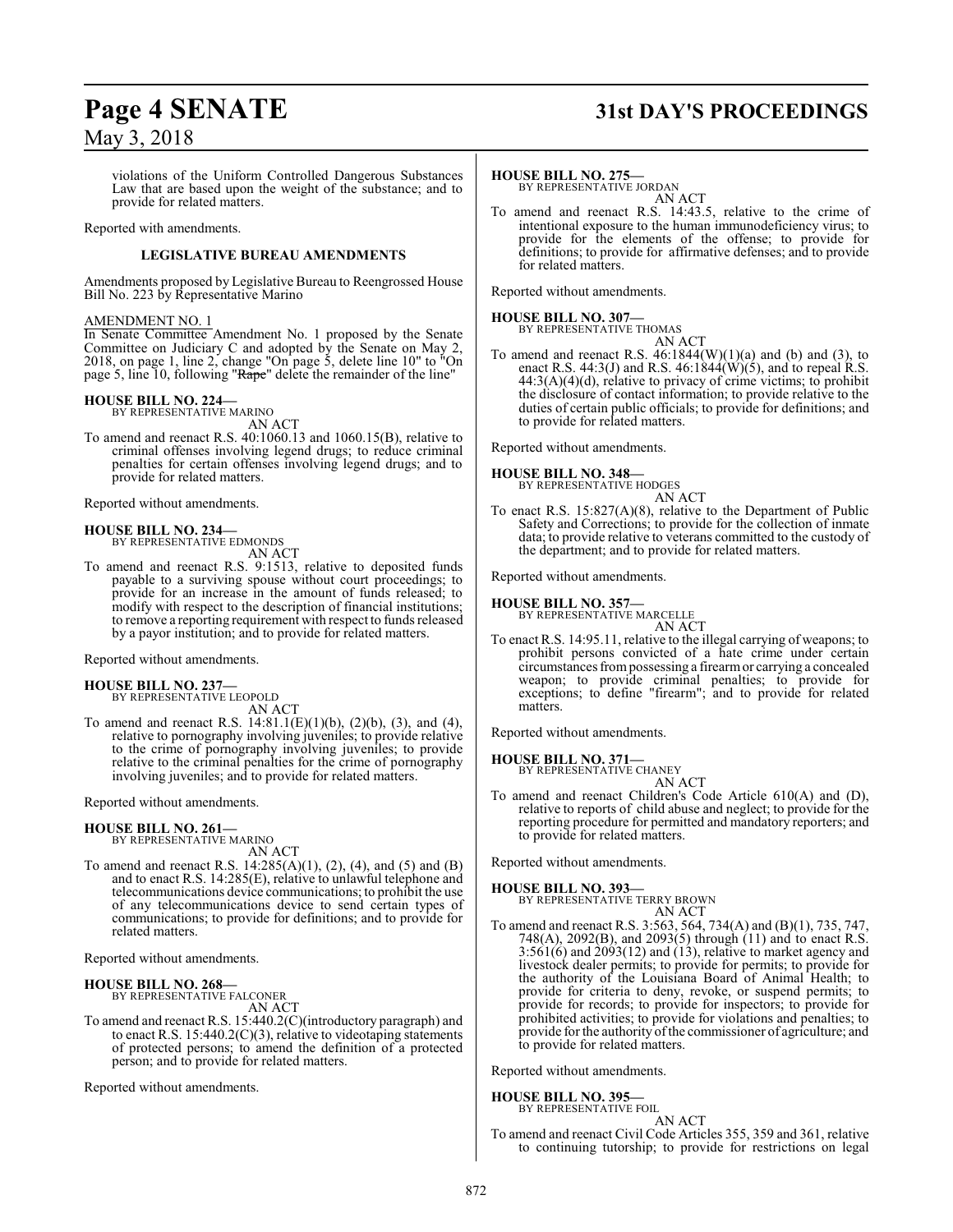violations of the Uniform Controlled Dangerous Substances Law that are based upon the weight of the substance; and to provide for related matters.

Reported with amendments.

### LEGISLATIVE BUREAU AMENDMENTS

Amendments proposed by Legislative Bureau to Reengrossed House Bill No. 223 by Representative Marino

AMENDMENT NO. 1

In Senate Committee Amendment No. 1 proposed by the Senate Committee on Judiciary C and adopted by the Senate on May 2, 2018, on page 1, line 2, change "On page 5, delete line 10" to "On page 5, line 10, following "~~Rape~~" delete the remainder of the line"

**HOUSE BILL NO. 224—**
BY REPRESENTATIVE MARINO
AN ACT

To amend and reenact R.S. 40:1060.13 and 1060.15(B), relative to criminal offenses involving legend drugs; to reduce criminal penalties for certain offenses involving legend drugs; and to provide for related matters.

Reported without amendments.

**HOUSE BILL NO. 234—**
BY REPRESENTATIVE EDMONDS
AN ACT

To amend and reenact R.S. 9:1513, relative to deposited funds payable to a surviving spouse without court proceedings; to provide for an increase in the amount of funds released; to modify with respect to the description of financial institutions; to remove a reporting requirement with respect to funds released by a payor institution; and to provide for related matters.

Reported without amendments.

**HOUSE BILL NO. 237—**
BY REPRESENTATIVE LEOPOLD
AN ACT

To amend and reenact R.S. 14:81.1(E)(1)(b), (2)(b), (3), and (4), relative to pornography involving juveniles; to provide relative to the crime of pornography involving juveniles; to provide relative to the criminal penalties for the crime of pornography involving juveniles; and to provide for related matters.

Reported without amendments.

**HOUSE BILL NO. 261—**
BY REPRESENTATIVE MARINO
AN ACT

To amend and reenact R.S. 14:285(A)(1), (2), (4), and (5) and (B) and to enact R.S. 14:285(E), relative to unlawful telephone and telecommunications device communications; to prohibit the use of any telecommunications device to send certain types of communications; to provide for definitions; and to provide for related matters.

Reported without amendments.

**HOUSE BILL NO. 268—**
BY REPRESENTATIVE FALCONER
AN ACT

To amend and reenact R.S. 15:440.2(C)(introductory paragraph) and to enact R.S. 15:440.2(C)(3), relative to videotaping statements of protected persons; to amend the definition of a protected person; and to provide for related matters.

Reported without amendments.

**HOUSE BILL NO. 275—**
BY REPRESENTATIVE JORDAN
AN ACT

To amend and reenact R.S. 14:43.5, relative to the crime of intentional exposure to the human immunodeficiency virus; to provide for the elements of the offense; to provide for definitions; to provide for affirmative defenses; and to provide for related matters.

Reported without amendments.

**HOUSE BILL NO. 307—**
BY REPRESENTATIVE THOMAS
AN ACT

To amend and reenact R.S. 46:1844(W)(1)(a) and (b) and (3), to enact R.S. 44:3(J) and R.S. 46:1844(W)(5), and to repeal R.S. 44:3(A)(4)(d), relative to privacy of crime victims; to prohibit the disclosure of contact information; to provide relative to the duties of certain public officials; to provide for definitions; and to provide for related matters.

Reported without amendments.

**HOUSE BILL NO. 348—**
BY REPRESENTATIVE HODGES
AN ACT

To enact R.S. 15:827(A)(8), relative to the Department of Public Safety and Corrections; to provide for the collection of inmate data; to provide relative to veterans committed to the custody of the department; and to provide for related matters.

Reported without amendments.

**HOUSE BILL NO. 357—**
BY REPRESENTATIVE MARCELLE
AN ACT

To enact R.S. 14:95.11, relative to the illegal carrying of weapons; to prohibit persons convicted of a hate crime under certain circumstances from possessing a firearm or carrying a concealed weapon; to provide criminal penalties; to provide for exceptions; to define "firearm"; and to provide for related matters.

Reported without amendments.

**HOUSE BILL NO. 371—**
BY REPRESENTATIVE CHANEY
AN ACT

To amend and reenact Children's Code Article 610(A) and (D), relative to reports of child abuse and neglect; to provide for the reporting procedure for permitted and mandatory reporters; and to provide for related matters.

Reported without amendments.

**HOUSE BILL NO. 393—**
BY REPRESENTATIVE TERRY BROWN
AN ACT

To amend and reenact R.S. 3:563, 564, 734(A) and (B)(1), 735, 747, 748(A), 2092(B), and 2093(5) through (11) and to enact R.S. 3:561(6) and 2093(12) and (13), relative to market agency and livestock dealer permits; to provide for permits; to provide for the authority of the Louisiana Board of Animal Health; to provide for criteria to deny, revoke, or suspend permits; to provide for records; to provide for inspectors; to provide for prohibited activities; to provide for violations and penalties; to provide for the authority of the commissioner of agriculture; and to provide for related matters.

Reported without amendments.

**HOUSE BILL NO. 395—**
BY REPRESENTATIVE FOIL
AN ACT

To amend and reenact Civil Code Articles 355, 359 and 361, relative to continuing tutorship; to provide for restrictions on legal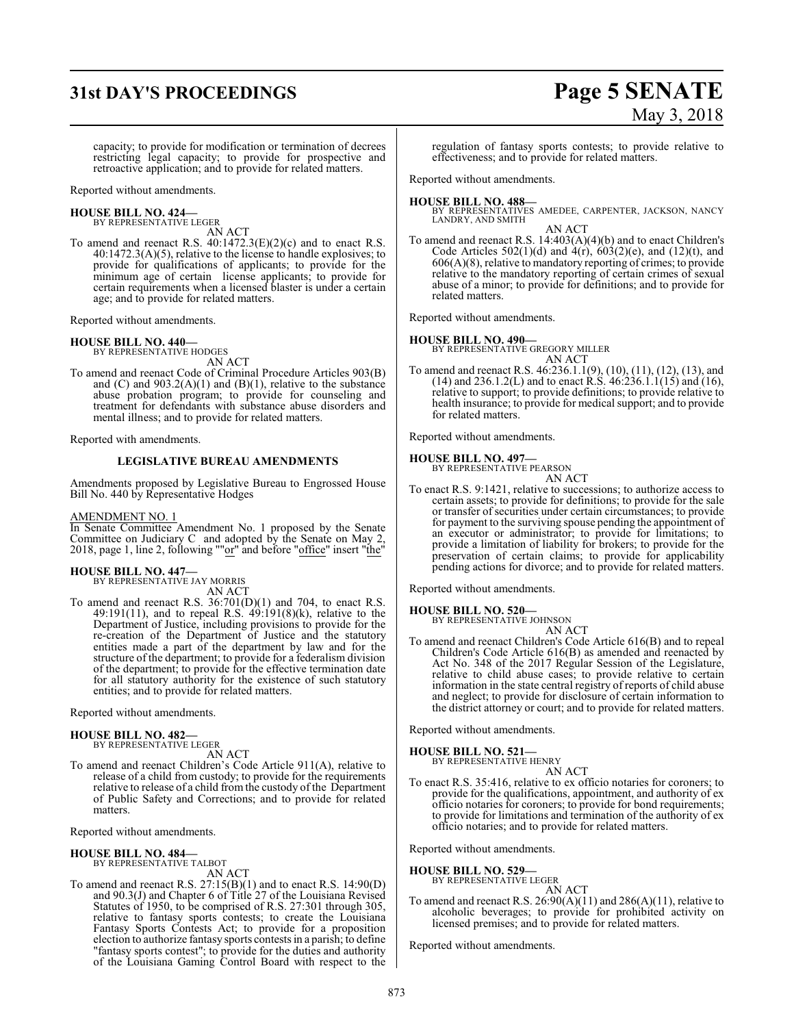capacity; to provide for modification or termination of decrees restricting legal capacity; to provide for prospective and retroactive application; and to provide for related matters.

Reported without amendments.

**HOUSE BILL NO. 424—**
BY REPRESENTATIVE LEGER
AN ACT

To amend and reenact R.S. 40:1472.3(E)(2)(c) and to enact R.S. 40:1472.3(A)(5), relative to the license to handle explosives; to provide for qualifications of applicants; to provide for the minimum age of certain license applicants; to provide for certain requirements when a licensed blaster is under a certain age; and to provide for related matters.

Reported without amendments.

**HOUSE BILL NO. 440—**
BY REPRESENTATIVE HODGES
AN ACT

To amend and reenact Code of Criminal Procedure Articles 903(B) and (C) and 903.2(A)(1) and (B)(1), relative to the substance abuse probation program; to provide for counseling and treatment for defendants with substance abuse disorders and mental illness; and to provide for related matters.

Reported with amendments.

**LEGISLATIVE BUREAU AMENDMENTS**

Amendments proposed by Legislative Bureau to Engrossed House Bill No. 440 by Representative Hodges

AMENDMENT NO. 1
In Senate Committee Amendment No. 1 proposed by the Senate Committee on Judiciary C and adopted by the Senate on May 2, 2018, page 1, line 2, following ""or" and before "office" insert "the"

**HOUSE BILL NO. 447—**
BY REPRESENTATIVE JAY MORRIS
AN ACT

To amend and reenact R.S. 36:701(D)(1) and 704, to enact R.S. 49:191(11), and to repeal R.S. 49:191(8)(k), relative to the Department of Justice, including provisions to provide for the re-creation of the Department of Justice and the statutory entities made a part of the department by law and for the structure of the department; to provide for a federalism division of the department; to provide for the effective termination date for all statutory authority for the existence of such statutory entities; and to provide for related matters.

Reported without amendments.

**HOUSE BILL NO. 482—**
BY REPRESENTATIVE LEGER
AN ACT

To amend and reenact Children's Code Article 911(A), relative to release of a child from custody; to provide for the requirements relative to release of a child from the custody of the Department of Public Safety and Corrections; and to provide for related matters.

Reported without amendments.

**HOUSE BILL NO. 484—**
BY REPRESENTATIVE TALBOT
AN ACT

To amend and reenact R.S. 27:15(B)(1) and to enact R.S. 14:90(D) and 90.3(J) and Chapter 6 of Title 27 of the Louisiana Revised Statutes of 1950, to be comprised of R.S. 27:301 through 305, relative to fantasy sports contests; to create the Louisiana Fantasy Sports Contests Act; to provide for a proposition election to authorize fantasy sports contests in a parish; to define "fantasy sports contest"; to provide for the duties and authority of the Louisiana Gaming Control Board with respect to the regulation of fantasy sports contests; to provide relative to effectiveness; and to provide for related matters.

Reported without amendments.

**HOUSE BILL NO. 488—**
BY REPRESENTATIVES AMEDEE, CARPENTER, JACKSON, NANCY LANDRY, AND SMITH
AN ACT

To amend and reenact R.S. 14:403(A)(4)(b) and to enact Children's Code Articles 502(1)(d) and 4(r), 603(2)(e), and (12)(t), and 606(A)(8), relative to mandatory reporting of crimes; to provide relative to the mandatory reporting of certain crimes of sexual abuse of a minor; to provide for definitions; and to provide for related matters.

Reported without amendments.

**HOUSE BILL NO. 490—**
BY REPRESENTATIVE GREGORY MILLER
AN ACT

To amend and reenact R.S. 46:236.1.1(9), (10), (11), (12), (13), and (14) and 236.1.2(L) and to enact R.S. 46:236.1.1(15) and (16), relative to support; to provide definitions; to provide relative to health insurance; to provide for medical support; and to provide for related matters.

Reported without amendments.

**HOUSE BILL NO. 497—**
BY REPRESENTATIVE PEARSON
AN ACT

To enact R.S. 9:1421, relative to successions; to authorize access to certain assets; to provide for definitions; to provide for the sale or transfer of securities under certain circumstances; to provide for payment to the surviving spouse pending the appointment of an executor or administrator; to provide for limitations; to provide a limitation of liability for brokers; to provide for the preservation of certain claims; to provide for applicability pending actions for divorce; and to provide for related matters.

Reported without amendments.

**HOUSE BILL NO. 520—**
BY REPRESENTATIVE JOHNSON
AN ACT

To amend and reenact Children's Code Article 616(B) and to repeal Children's Code Article 616(B) as amended and reenacted by Act No. 348 of the 2017 Regular Session of the Legislature, relative to child abuse cases; to provide relative to certain information in the state central registry of reports of child abuse and neglect; to provide for disclosure of certain information to the district attorney or court; and to provide for related matters.

Reported without amendments.

**HOUSE BILL NO. 521—**
BY REPRESENTATIVE HENRY
AN ACT

To enact R.S. 35:416, relative to ex officio notaries for coroners; to provide for the qualifications, appointment, and authority of ex officio notaries for coroners; to provide for bond requirements; to provide for limitations and termination of the authority of ex officio notaries; and to provide for related matters.

Reported without amendments.

**HOUSE BILL NO. 529—**
BY REPRESENTATIVE LEGER
AN ACT

To amend and reenact R.S. 26:90(A)(11) and 286(A)(11), relative to alcoholic beverages; to provide for prohibited activity on licensed premises; and to provide for related matters.

Reported without amendments.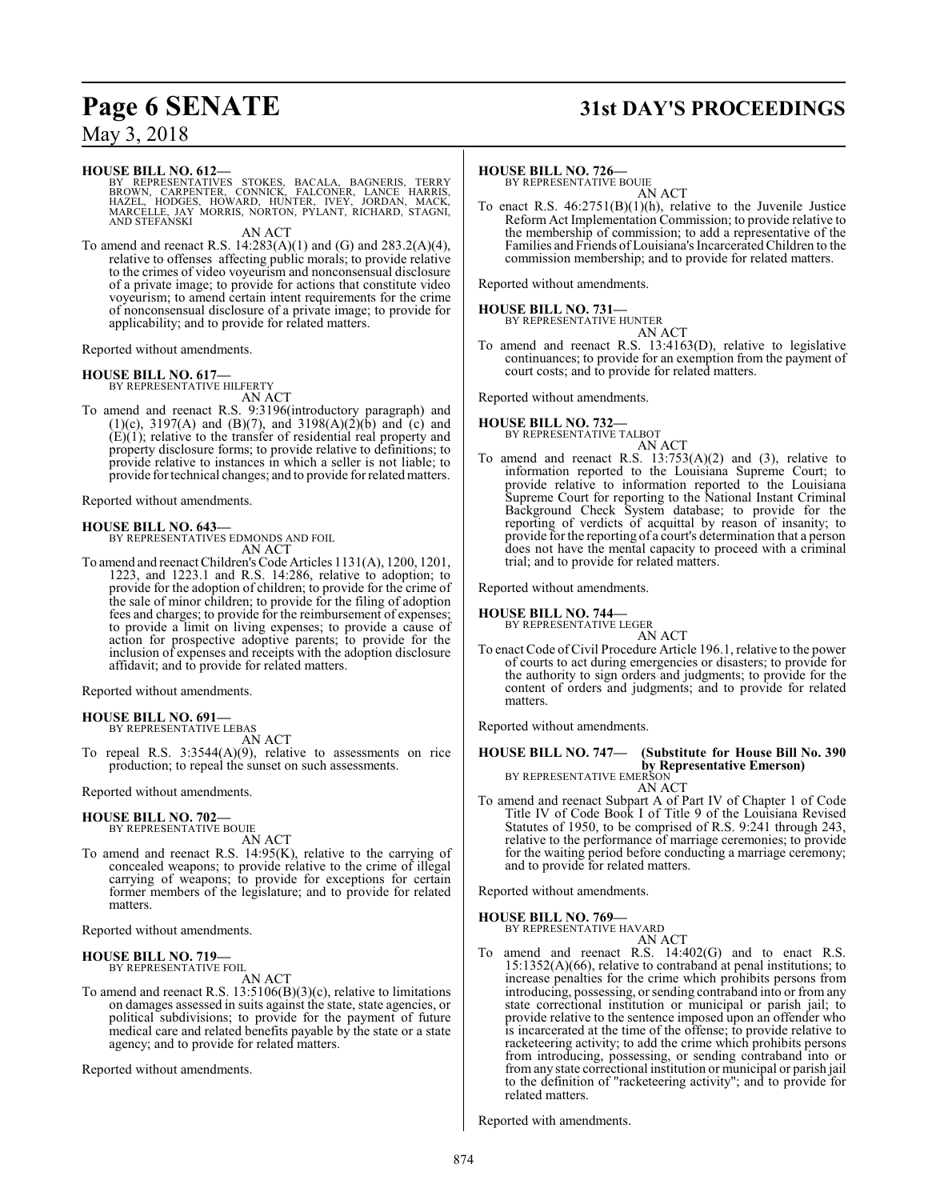**HOUSE BILL NO. 612—**
BY REPRESENTATIVES STOKES, BACALA, BAGNERIS, TERRY BROWN, CARPENTER, CONNICK, FALCONER, LANCE HARRIS, HAZEL, HODGES, HOWARD, HUNTER, IVEY, JORDAN, MACK, MARCELLE, JAY MORRIS, NORTON, PYLANT, RICHARD, STAGNI, AND STEFANSKI

AN ACT

To amend and reenact R.S. 14:283(A)(1) and (G) and 283.2(A)(4), relative to offenses affecting public morals; to provide relative to the crimes of video voyeurism and nonconsensual disclosure of a private image; to provide for actions that constitute video voyeurism; to amend certain intent requirements for the crime of nonconsensual disclosure of a private image; to provide for applicability; and to provide for related matters.

Reported without amendments.

**HOUSE BILL NO. 617—**
BY REPRESENTATIVE HILFERTY

AN ACT

To amend and reenact R.S. 9:3196(introductory paragraph) and (1)(c), 3197(A) and (B)(7), and 3198(A)(2)(b) and (c) and (E)(1); relative to the transfer of residential real property and property disclosure forms; to provide relative to definitions; to provide relative to instances in which a seller is not liable; to provide for technical changes; and to provide for related matters.

Reported without amendments.

**HOUSE BILL NO. 643—**
BY REPRESENTATIVES EDMONDS AND FOIL

AN ACT

To amend and reenact Children's Code Articles 1131(A), 1200, 1201, 1223, and 1223.1 and R.S. 14:286, relative to adoption; to provide for the adoption of children; to provide for the crime of the sale of minor children; to provide for the filing of adoption fees and charges; to provide for the reimbursement of expenses; to provide a limit on living expenses; to provide a cause of action for prospective adoptive parents; to provide for the inclusion of expenses and receipts with the adoption disclosure affidavit; and to provide for related matters.

Reported without amendments.

**HOUSE BILL NO. 691—**
BY REPRESENTATIVE LEBAS

AN ACT

To repeal R.S. 3:3544(A)(9), relative to assessments on rice production; to repeal the sunset on such assessments.

Reported without amendments.

**HOUSE BILL NO. 702—**
BY REPRESENTATIVE BOUIE

AN ACT

To amend and reenact R.S. 14:95(K), relative to the carrying of concealed weapons; to provide relative to the crime of illegal carrying of weapons; to provide for exceptions for certain former members of the legislature; and to provide for related matters.

Reported without amendments.

**HOUSE BILL NO. 719—**
BY REPRESENTATIVE FOIL

AN ACT

To amend and reenact R.S. 13:5106(B)(3)(c), relative to limitations on damages assessed in suits against the state, state agencies, or political subdivisions; to provide for the payment of future medical care and related benefits payable by the state or a state agency; and to provide for related matters.

Reported without amendments.

**HOUSE BILL NO. 726—**
BY REPRESENTATIVE BOUIE

AN ACT

To enact R.S. 46:2751(B)(1)(h), relative to the Juvenile Justice Reform Act Implementation Commission; to provide relative to the membership of commission; to add a representative of the Families and Friends of Louisiana's Incarcerated Children to the commission membership; and to provide for related matters.

Reported without amendments.

**HOUSE BILL NO. 731—**
BY REPRESENTATIVE HUNTER

AN ACT

To amend and reenact R.S. 13:4163(D), relative to legislative continuances; to provide for an exemption from the payment of court costs; and to provide for related matters.

Reported without amendments.

**HOUSE BILL NO. 732—**
BY REPRESENTATIVE TALBOT

AN ACT

To amend and reenact R.S. 13:753(A)(2) and (3), relative to information reported to the Louisiana Supreme Court; to provide relative to information reported to the Louisiana Supreme Court for reporting to the National Instant Criminal Background Check System database; to provide for the reporting of verdicts of acquittal by reason of insanity; to provide for the reporting of a court's determination that a person does not have the mental capacity to proceed with a criminal trial; and to provide for related matters.

Reported without amendments.

**HOUSE BILL NO. 744—**
BY REPRESENTATIVE LEGER

AN ACT

To enact Code of Civil Procedure Article 196.1, relative to the power of courts to act during emergencies or disasters; to provide for the authority to sign orders and judgments; to provide for the content of orders and judgments; and to provide for related matters.

Reported without amendments.

**HOUSE BILL NO. 747— (Substitute for House Bill No. 390 by Representative Emerson)**
BY REPRESENTATIVE EMERSON

AN ACT

To amend and reenact Subpart A of Part IV of Chapter 1 of Code Title IV of Code Book I of Title 9 of the Louisiana Revised Statutes of 1950, to be comprised of R.S. 9:241 through 243, relative to the performance of marriage ceremonies; to provide for the waiting period before conducting a marriage ceremony; and to provide for related matters.

Reported without amendments.

**HOUSE BILL NO. 769—**
BY REPRESENTATIVE HAVARD

AN ACT

To amend and reenact R.S. 14:402(G) and to enact R.S. 15:1352(A)(66), relative to contraband at penal institutions; to increase penalties for the crime which prohibits persons from introducing, possessing, or sending contraband into or from any state correctional institution or municipal or parish jail; to provide relative to the sentence imposed upon an offender who is incarcerated at the time of the offense; to provide relative to racketeering activity; to add the crime which prohibits persons from introducing, possessing, or sending contraband into or from any state correctional institution or municipal or parish jail to the definition of "racketeering activity"; and to provide for related matters.

Reported with amendments.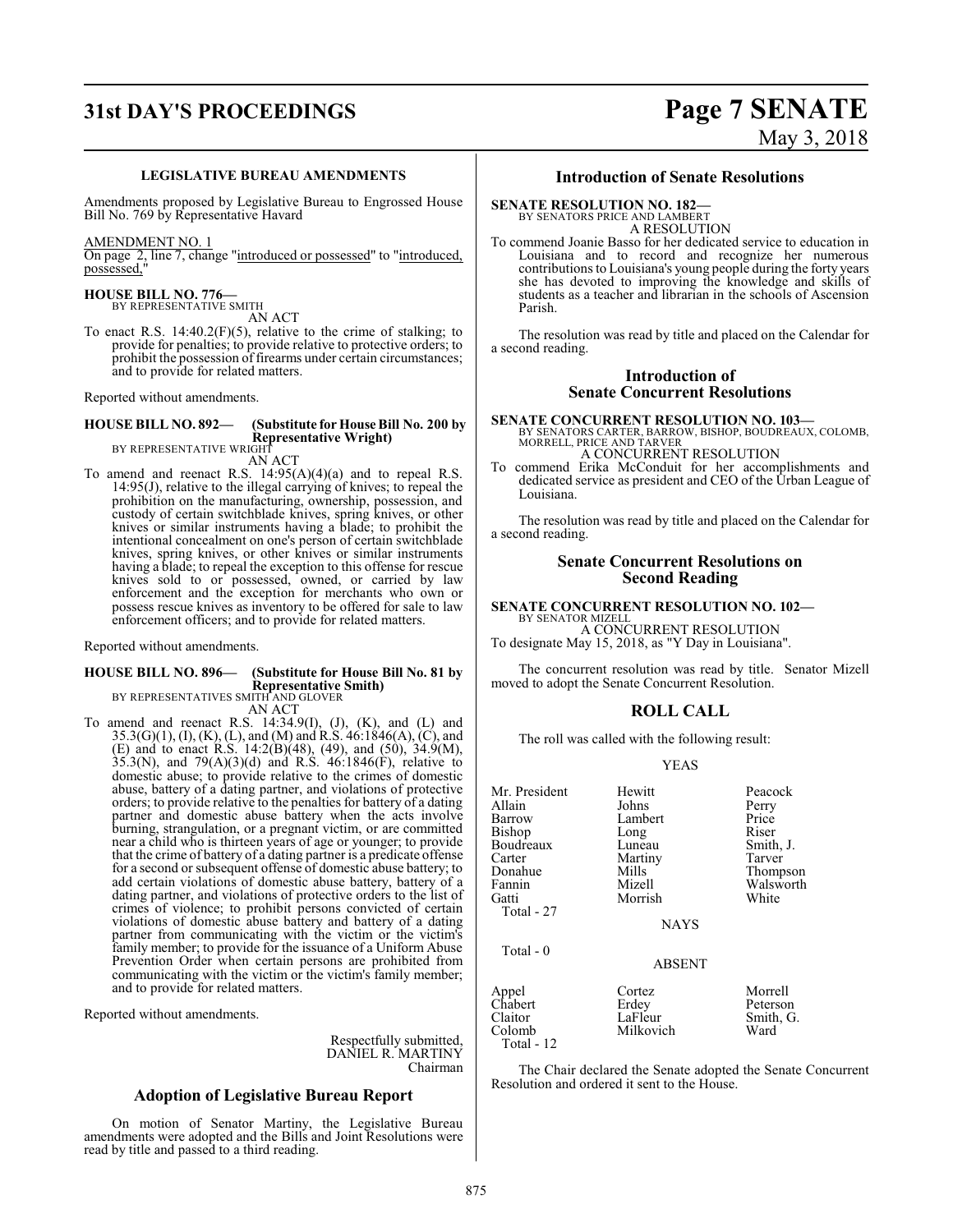### LEGISLATIVE BUREAU AMENDMENTS

Amendments proposed by Legislative Bureau to Engrossed House Bill No. 769 by Representative Havard

AMENDMENT NO. 1

On page 2, line 7, change "introduced or possessed" to "introduced, possessed,"

**HOUSE BILL NO. 776—**
BY REPRESENTATIVE SMITH
AN ACT

To enact R.S. 14:40.2(F)(5), relative to the crime of stalking; to provide for penalties; to provide relative to protective orders; to prohibit the possession of firearms under certain circumstances; and to provide for related matters.

Reported without amendments.

**HOUSE BILL NO. 892— (Substitute for House Bill No. 200 by Representative Wright)**
BY REPRESENTATIVE WRIGHT
AN ACT

To amend and reenact R.S. 14:95(A)(4)(a) and to repeal R.S. 14:95(J), relative to the illegal carrying of knives; to repeal the prohibition on the manufacturing, ownership, possession, and custody of certain switchblade knives, spring knives, or other knives or similar instruments having a blade; to prohibit the intentional concealment on one's person of certain switchblade knives, spring knives, or other knives or similar instruments having a blade; to repeal the exception to this offense for rescue knives sold to or possessed, owned, or carried by law enforcement and the exception for merchants who own or possess rescue knives as inventory to be offered for sale to law enforcement officers; and to provide for related matters.

Reported without amendments.

**HOUSE BILL NO. 896— (Substitute for House Bill No. 81 by Representative Smith)**
BY REPRESENTATIVES SMITH AND GLOVER
AN ACT

To amend and reenact R.S. 14:34.9(I), (J), (K), and (L) and 35.3(G)(1), (I), (K), (L), and (M) and R.S. 46:1846(A), (C), and (E) and to enact R.S. 14:2(B)(48), (49), and (50), 34.9(M), 35.3(N), and 79(A)(3)(d) and R.S. 46:1846(F), relative to domestic abuse; to provide relative to the crimes of domestic abuse, battery of a dating partner, and violations of protective orders; to provide relative to the penalties for battery of a dating partner and domestic abuse battery when the acts involve burning, strangulation, or a pregnant victim, or are committed near a child who is thirteen years of age or younger; to provide that the crime of battery of a dating partner is a predicate offense for a second or subsequent offense of domestic abuse battery; to add certain violations of domestic abuse battery, battery of a dating partner, and violations of protective orders to the list of crimes of violence; to prohibit persons convicted of certain violations of domestic abuse battery and battery of a dating partner from communicating with the victim or the victim's family member; to provide for the issuance of a Uniform Abuse Prevention Order when certain persons are prohibited from communicating with the victim or the victim's family member; and to provide for related matters.

Reported without amendments.

Respectfully submitted,
DANIEL R. MARTINY
Chairman

## Adoption of Legislative Bureau Report

On motion of Senator Martiny, the Legislative Bureau amendments were adopted and the Bills and Joint Resolutions were read by title and passed to a third reading.

## Introduction of Senate Resolutions

**SENATE RESOLUTION NO. 182—**
BY SENATORS PRICE AND LAMBERT
A RESOLUTION

To commend Joanie Basso for her dedicated service to education in Louisiana and to record and recognize her numerous contributions to Louisiana's young people during the forty years she has devoted to improving the knowledge and skills of students as a teacher and librarian in the schools of Ascension Parish.

The resolution was read by title and placed on the Calendar for a second reading.

## Introduction of Senate Concurrent Resolutions

**SENATE CONCURRENT RESOLUTION NO. 103—**
BY SENATORS CARTER, BARROW, BISHOP, BOUDREAUX, COLOMB, MORRELL, PRICE AND TARVER
A CONCURRENT RESOLUTION

To commend Erika McConduit for her accomplishments and dedicated service as president and CEO of the Urban League of Louisiana.

The resolution was read by title and placed on the Calendar for a second reading.

## Senate Concurrent Resolutions on Second Reading

**SENATE CONCURRENT RESOLUTION NO. 102—**
BY SENATOR MIZELL
A CONCURRENT RESOLUTION

To designate May 15, 2018, as "Y Day in Louisiana".

The concurrent resolution was read by title. Senator Mizell moved to adopt the Senate Concurrent Resolution.

## ROLL CALL

The roll was called with the following result:

YEAS

| | | |
|---|---|---|
| Mr. President | Hewitt | Peacock |
| Allain | Johns | Perry |
| Barrow | Lambert | Price |
| Bishop | Long | Riser |
| Boudreaux | Luneau | Smith, J. |
| Carter | Martiny | Tarver |
| Donahue | Mills | Thompson |
| Fannin | Mizell | Walsworth |
| Gatti | Morrish | White |

Total - 27

NAYS

Total - 0

ABSENT

| | | |
|---|---|---|
| Appel | Cortez | Morrell |
| Chabert | Erdey | Peterson |
| Claitor | LaFleur | Smith, G. |
| Colomb | Milkovich | Ward |

Total - 12

The Chair declared the Senate adopted the Senate Concurrent Resolution and ordered it sent to the House.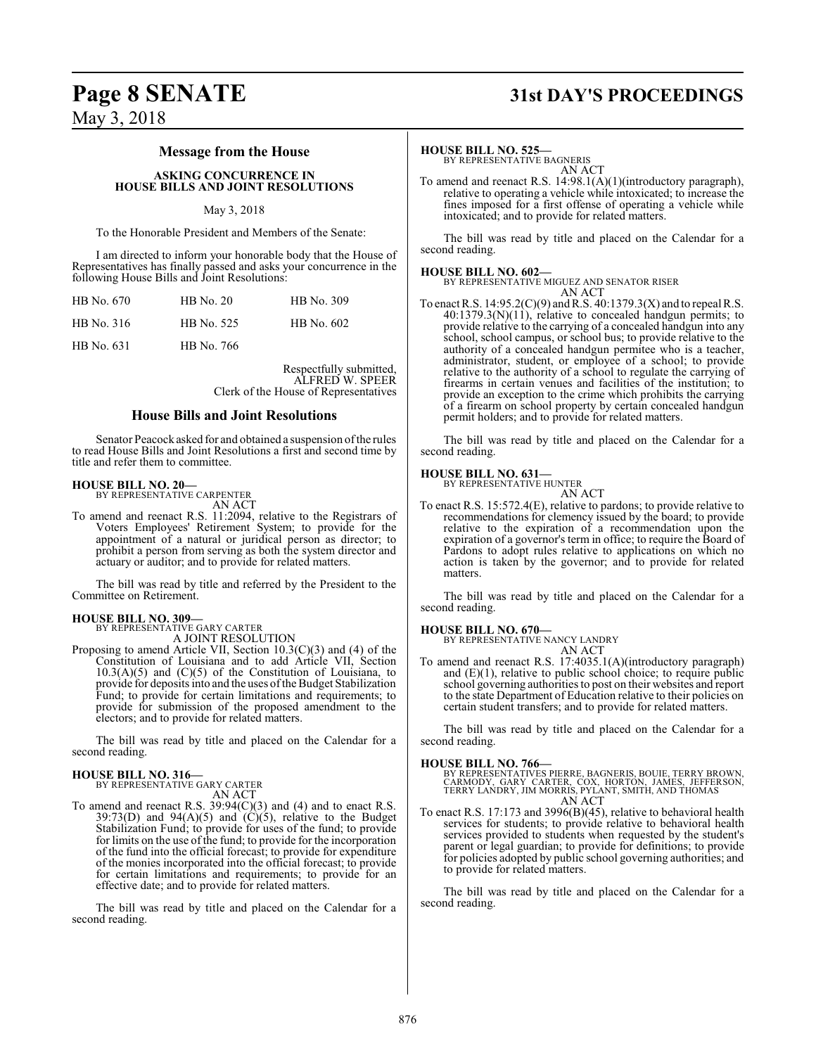## Message from the House

### ASKING CONCURRENCE IN HOUSE BILLS AND JOINT RESOLUTIONS

May 3, 2018

To the Honorable President and Members of the Senate:

I am directed to inform your honorable body that the House of Representatives has finally passed and asks your concurrence in the following House Bills and Joint Resolutions:

| | | |
|---|---|---|
| HB No. 670 | HB No. 20 | HB No. 309 |
| HB No. 316 | HB No. 525 | HB No. 602 |
| HB No. 631 | HB No. 766 | |

Respectfully submitted,
ALFRED W. SPEER
Clerk of the House of Representatives

## House Bills and Joint Resolutions

Senator Peacock asked for and obtained a suspension of the rules to read House Bills and Joint Resolutions a first and second time by title and refer them to committee.

**HOUSE BILL NO. 20—**
BY REPRESENTATIVE CARPENTER
AN ACT

To amend and reenact R.S. 11:2094, relative to the Registrars of Voters Employees' Retirement System; to provide for the appointment of a natural or juridical person as director; to prohibit a person from serving as both the system director and actuary or auditor; and to provide for related matters.

The bill was read by title and referred by the President to the Committee on Retirement.

**HOUSE BILL NO. 309—**
BY REPRESENTATIVE GARY CARTER
A JOINT RESOLUTION

Proposing to amend Article VII, Section 10.3(C)(3) and (4) of the Constitution of Louisiana and to add Article VII, Section 10.3(A)(5) and (C)(5) of the Constitution of Louisiana, to provide for deposits into and the uses of the Budget Stabilization Fund; to provide for certain limitations and requirements; to provide for submission of the proposed amendment to the electors; and to provide for related matters.

The bill was read by title and placed on the Calendar for a second reading.

**HOUSE BILL NO. 316—**
BY REPRESENTATIVE GARY CARTER
AN ACT

To amend and reenact R.S. 39:94(C)(3) and (4) and to enact R.S. 39:73(D) and 94(A)(5) and (C)(5), relative to the Budget Stabilization Fund; to provide for uses of the fund; to provide for limits on the use of the fund; to provide for the incorporation of the fund into the official forecast; to provide for expenditure of the monies incorporated into the official forecast; to provide for certain limitations and requirements; to provide for an effective date; and to provide for related matters.

The bill was read by title and placed on the Calendar for a second reading.

**HOUSE BILL NO. 525—**
BY REPRESENTATIVE BAGNERIS
AN ACT

To amend and reenact R.S. 14:98.1(A)(1)(introductory paragraph), relative to operating a vehicle while intoxicated; to increase the fines imposed for a first offense of operating a vehicle while intoxicated; and to provide for related matters.

The bill was read by title and placed on the Calendar for a second reading.

**HOUSE BILL NO. 602—**
BY REPRESENTATIVE MIGUEZ AND SENATOR RISER
AN ACT

To enact R.S. 14:95.2(C)(9) and R.S. 40:1379.3(X) and to repeal R.S. 40:1379.3(N)(11), relative to concealed handgun permits; to provide relative to the carrying of a concealed handgun into any school, school campus, or school bus; to provide relative to the authority of a concealed handgun permitee who is a teacher, administrator, student, or employee of a school; to provide relative to the authority of a school to regulate the carrying of firearms in certain venues and facilities of the institution; to provide an exception to the crime which prohibits the carrying of a firearm on school property by certain concealed handgun permit holders; and to provide for related matters.

The bill was read by title and placed on the Calendar for a second reading.

**HOUSE BILL NO. 631—**
BY REPRESENTATIVE HUNTER
AN ACT

To enact R.S. 15:572.4(E), relative to pardons; to provide relative to recommendations for clemency issued by the board; to provide relative to the expiration of a recommendation upon the expiration of a governor's term in office; to require the Board of Pardons to adopt rules relative to applications on which no action is taken by the governor; and to provide for related matters.

The bill was read by title and placed on the Calendar for a second reading.

**HOUSE BILL NO. 670—**
BY REPRESENTATIVE NANCY LANDRY
AN ACT

To amend and reenact R.S. 17:4035.1(A)(introductory paragraph) and (E)(1), relative to public school choice; to require public school governing authorities to post on their websites and report to the state Department of Education relative to their policies on certain student transfers; and to provide for related matters.

The bill was read by title and placed on the Calendar for a second reading.

**HOUSE BILL NO. 766—**
BY REPRESENTATIVES PIERRE, BAGNERIS, BOUIE, TERRY BROWN, CARMODY, GARY CARTER, COX, HORTON, JAMES, JEFFERSON, TERRY LANDRY, JIM MORRIS, PYLANT, SMITH, AND THOMAS
AN ACT

To enact R.S. 17:173 and 3996(B)(45), relative to behavioral health services for students; to provide relative to behavioral health services provided to students when requested by the student's parent or legal guardian; to provide for definitions; to provide for policies adopted by public school governing authorities; and to provide for related matters.

The bill was read by title and placed on the Calendar for a second reading.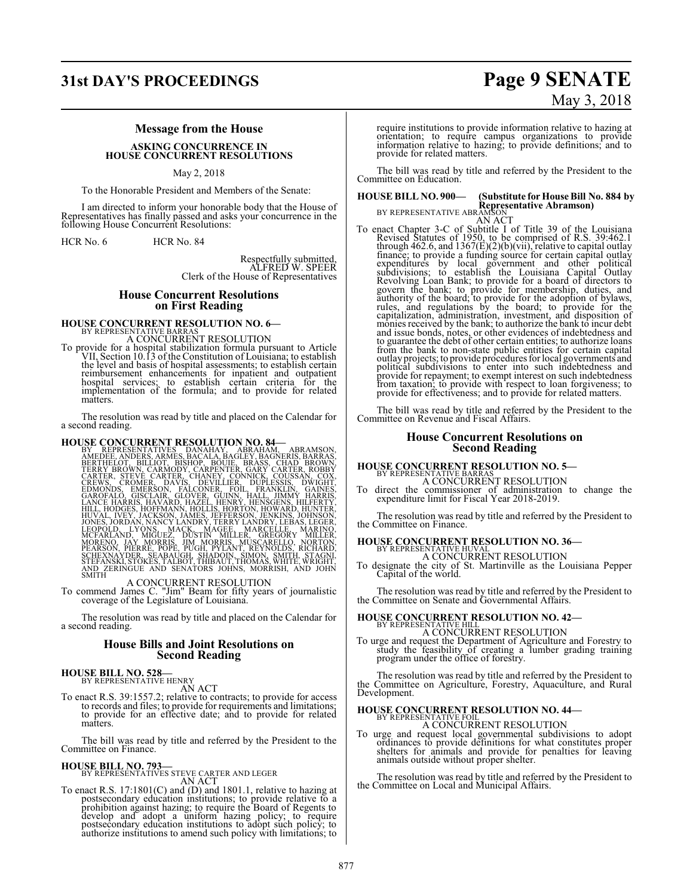## Message from the House

### ASKING CONCURRENCE IN HOUSE CONCURRENT RESOLUTIONS

May 2, 2018

To the Honorable President and Members of the Senate:

I am directed to inform your honorable body that the House of Representatives has finally passed and asks your concurrence in the following House Concurrent Resolutions:

HCR No. 6 HCR No. 84

Respectfully submitted,
ALFRED W. SPEER
Clerk of the House of Representatives

## House Concurrent Resolutions on First Reading

**HOUSE CONCURRENT RESOLUTION NO. 6—**
BY REPRESENTATIVE BARRAS
A CONCURRENT RESOLUTION

To provide for a hospital stabilization formula pursuant to Article VII, Section 10.13 of the Constitution of Louisiana; to establish the level and basis of hospital assessments; to establish certain reimbursement enhancements for inpatient and outpatient hospital services; to establish certain criteria for the implementation of the formula; and to provide for related matters.

The resolution was read by title and placed on the Calendar for a second reading.

**HOUSE CONCURRENT RESOLUTION NO. 84—**
BY REPRESENTATIVES DANAHAY, ABRAHAM, ABRAMSON, AMEDEE, ANDERS, ARMES, BACALA, BAGLEY, BAGNERIS, BARRAS, BERTHELOT, BILLIOT, BISHOP, BOUIE, BRASS, CHAD BROWN, TERRY BROWN, CARMODY, CARPENTER, GARY CARTER, ROBBY CARTER, STEVE CARTER, CHANEY, CONNICK, COUSSAN, COX, CREWS, CROMER, DAVIS, DEVILLIER, DUPLESSIS, DWIGHT, EDMONDS, EMERSON, FALCONER, FOIL, FRANKLIN, GAINES, GAROFALO, GISCLAIR, GLOVER, GUINN, HALL, JIMMY HARRIS, LANCE HARRIS, HAVARD, HAZEL, HENRY, HENSGENS, HILFERTY, HILL, HODGES, HOFFMANN, HOLLIS, HORTON, HOWARD, HUNTER, HUVAL, IVEY, JACKSON, JAMES, JEFFERSON, JENKINS, JOHNSON, JONES, JORDAN, NANCY LANDRY, TERRY LANDRY, LEBAS, LEGER, LEOPOLD, LYONS, MACK, MAGEE, MARCELLE, MARINO, MCFARLAND, MIGUEZ, DUSTIN MILLER, GREGORY MILLER, MORENO, JAY MORRIS, JIM MORRIS, MUSCARELLO, NORTON, PEARSON, PIERRE, POPE, PUGH, PYLANT, REYNOLDS, RICHARD, SCHEXNAYDER, SEABAUGH, SHADOIN, SIMON, SMITH, STAGNI, STEFANSKI, STOKES, TALBOT, THIBAUT, THOMAS, WHITE, WRIGHT, AND ZERINGUE AND SENATORS JOHNS, MORRISH, AND JOHN SMITH
A CONCURRENT RESOLUTION

To commend James C. "Jim" Beam for fifty years of journalistic coverage of the Legislature of Louisiana.

The resolution was read by title and placed on the Calendar for a second reading.

## House Bills and Joint Resolutions on Second Reading

**HOUSE BILL NO. 528—**
BY REPRESENTATIVE HENRY
AN ACT

To enact R.S. 39:1557.2; relative to contracts; to provide for access to records and files; to provide for requirements and limitations; to provide for an effective date; and to provide for related matters.

The bill was read by title and referred by the President to the Committee on Finance.

**HOUSE BILL NO. 793—**
BY REPRESENTATIVES STEVE CARTER AND LEGER
AN ACT

To enact R.S. 17:1801(C) and (D) and 1801.1, relative to hazing at postsecondary education institutions; to provide relative to a prohibition against hazing; to require the Board of Regents to develop and adopt a uniform hazing policy; to require postsecondary education institutions to adopt such policy; to authorize institutions to amend such policy with limitations; to require institutions to provide information relative to hazing at orientation; to require campus organizations to provide information relative to hazing; to provide definitions; and to provide for related matters.

The bill was read by title and referred by the President to the Committee on Education.

**HOUSE BILL NO. 900— (Substitute for House Bill No. 884 by Representative Abramson)**
BY REPRESENTATIVE ABRAMSON
AN ACT

To enact Chapter 3-C of Subtitle I of Title 39 of the Louisiana Revised Statutes of 1950, to be comprised of R.S. 39:462.1 through 462.6, and 1367(E)(2)(b)(vii), relative to capital outlay finance; to provide a funding source for certain capital outlay expenditures by local government and other political subdivisions; to establish the Louisiana Capital Outlay Revolving Loan Bank; to provide for a board of directors to govern the bank; to provide for membership, duties, and authority of the board; to provide for the adoption of bylaws, rules, and regulations by the board; to provide for the capitalization, administration, investment, and disposition of monies received by the bank; to authorize the bank to incur debt and issue bonds, notes, or other evidences of indebtedness and to guarantee the debt of other certain entities; to authorize loans from the bank to non-state public entities for certain capital outlay projects; to provide procedures for local governments and political subdivisions to enter into such indebtedness and provide for repayment; to exempt interest on such indebtedness from taxation; to provide with respect to loan forgiveness; to provide for effectiveness; and to provide for related matters.

The bill was read by title and referred by the President to the Committee on Revenue and Fiscal Affairs.

## House Concurrent Resolutions on Second Reading

**HOUSE CONCURRENT RESOLUTION NO. 5—**
BY REPRESENTATIVE BARRAS
A CONCURRENT RESOLUTION

To direct the commissioner of administration to change the expenditure limit for Fiscal Year 2018-2019.

The resolution was read by title and referred by the President to the Committee on Finance.

**HOUSE CONCURRENT RESOLUTION NO. 36—**
BY REPRESENTATIVE HUVAL
A CONCURRENT RESOLUTION

To designate the city of St. Martinville as the Louisiana Pepper Capital of the world.

The resolution was read by title and referred by the President to the Committee on Senate and Governmental Affairs.

**HOUSE CONCURRENT RESOLUTION NO. 42—**
BY REPRESENTATIVE HILL
A CONCURRENT RESOLUTION

To urge and request the Department of Agriculture and Forestry to study the feasibility of creating a lumber grading training program under the office of forestry.

The resolution was read by title and referred by the President to the Committee on Agriculture, Forestry, Aquaculture, and Rural Development.

**HOUSE CONCURRENT RESOLUTION NO. 44—**
BY REPRESENTATIVE FOIL
A CONCURRENT RESOLUTION

To urge and request local governmental subdivisions to adopt ordinances to provide definitions for what constitutes proper shelters for animals and provide for penalties for leaving animals outside without proper shelter.

The resolution was read by title and referred by the President to the Committee on Local and Municipal Affairs.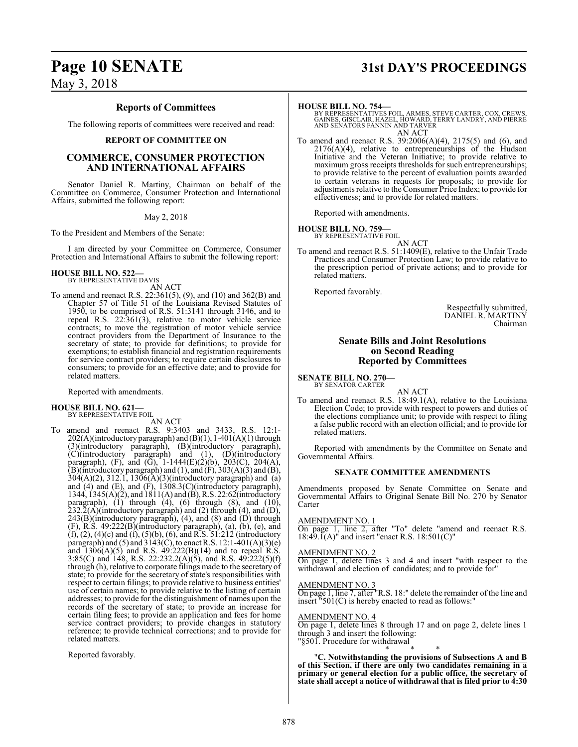## Reports of Committees

The following reports of committees were received and read:

### REPORT OF COMMITTEE ON

### COMMERCE, CONSUMER PROTECTION AND INTERNATIONAL AFFAIRS

Senator Daniel R. Martiny, Chairman on behalf of the Committee on Commerce, Consumer Protection and International Affairs, submitted the following report:

May 2, 2018

To the President and Members of the Senate:

I am directed by your Committee on Commerce, Consumer Protection and International Affairs to submit the following report:

**HOUSE BILL NO. 522—**
BY REPRESENTATIVE DAVIS
AN ACT

To amend and reenact R.S. 22:361(5), (9), and (10) and 362(B) and Chapter 57 of Title 51 of the Louisiana Revised Statutes of 1950, to be comprised of R.S. 51:3141 through 3146, and to repeal R.S. 22:361(3), relative to motor vehicle service contracts; to move the registration of motor vehicle service contract providers from the Department of Insurance to the secretary of state; to provide for definitions; to provide for exemptions; to establish financial and registration requirements for service contract providers; to require certain disclosures to consumers; to provide for an effective date; and to provide for related matters.

Reported with amendments.

**HOUSE BILL NO. 621—**
BY REPRESENTATIVE FOIL
AN ACT

To amend and reenact R.S. 9:3403 and 3433, R.S. 12:1-202(A)(introductory paragraph) and (B)(1), 1-401(A)(1) through (3)(introductory paragraph), (B)(introductory paragraph), (C)(introductory paragraph) and (1), (D)(introductory paragraph), (F), and (G), 1-1444(E)(2)(b), 203(C), 204(A), (B)(introductory paragraph) and (1), and (F), 303(A)(3) and (B), 304(A)(2), 312.1, 1306(A)(3)(introductory paragraph) and (a) and (4) and (E), and (F), 1308.3(C)(introductory paragraph), 1344, 1345(A)(2), and 1811(A) and (B), R.S. 22:62(introductory paragraph), (1) through (4), (6) through (8), and (10), 232.2(A)(introductory paragraph) and (2) through (4), and (D), 243(B)(introductory paragraph), (4), and (8) and (D) through (F), R.S. 49:222(B)(introductory paragraph), (a), (b), (e), and (f), (2), (4)(c) and (f), (5)(b), (6), and R.S. 51:212 (introductory paragraph) and (5) and 3143(C), to enact R.S. 12:1-401(A)(3)(e) and 1306(A)(5) and R.S. 49:222(B)(14) and to repeal R.S. 3:85(C) and 148, R.S. 22:232.2(A)(5), and R.S. 49:222(5)(f) through (h), relative to corporate filings made to the secretary of state; to provide for the secretary of state's responsibilities with respect to certain filings; to provide relative to business entities' use of certain names; to provide relative to the listing of certain addresses; to provide for the distinguishment of names upon the records of the secretary of state; to provide an increase for certain filing fees; to provide an application and fees for home service contract providers; to provide changes in statutory reference; to provide technical corrections; and to provide for related matters.

Reported favorably.

**HOUSE BILL NO. 754—**
BY REPRESENTATIVES FOIL, ARMES, STEVE CARTER, COX, CREWS, GAINES, GISCLAIR, HAZEL, HOWARD, TERRY LANDRY, AND PIERRE AND SENATORS FANNIN AND TARVER
AN ACT

To amend and reenact R.S. 39:2006(A)(4), 2175(5) and (6), and 2176(A)(4), relative to entrepreneurships of the Hudson Initiative and the Veteran Initiative; to provide relative to maximum gross receipts thresholds for such entrepreneurships; to provide relative to the percent of evaluation points awarded to certain veterans in requests for proposals; to provide for adjustments relative to the Consumer Price Index; to provide for effectiveness; and to provide for related matters.

Reported with amendments.

**HOUSE BILL NO. 759—**
BY REPRESENTATIVE FOIL
AN ACT

To amend and reenact R.S. 51:1409(E), relative to the Unfair Trade Practices and Consumer Protection Law; to provide relative to the prescription period of private actions; and to provide for related matters.

Reported favorably.

Respectfully submitted,
DANIEL R. MARTINY
Chairman

## Senate Bills and Joint Resolutions on Second Reading Reported by Committees

**SENATE BILL NO. 270—**
BY SENATOR CARTER
AN ACT

To amend and reenact R.S. 18:49.1(A), relative to the Louisiana Election Code; to provide with respect to powers and duties of the elections compliance unit; to provide with respect to filing a false public record with an election official; and to provide for related matters.

Reported with amendments by the Committee on Senate and Governmental Affairs.

### SENATE COMMITTEE AMENDMENTS

Amendments proposed by Senate Committee on Senate and Governmental Affairs to Original Senate Bill No. 270 by Senator Carter

AMENDMENT NO. 1
On page 1, line 2, after "To" delete "amend and reenact R.S. 18:49.1(A)" and insert "enact R.S. 18:501(C)"

AMENDMENT NO. 2
On page 1, delete lines 3 and 4 and insert "with respect to the withdrawal and election of candidates; and to provide for"

AMENDMENT NO. 3
On page 1, line 7, after "R.S. 18:" delete the remainder of the line and insert "501(C) is hereby enacted to read as follows:"

AMENDMENT NO. 4
On page 1, delete lines 8 through 17 and on page 2, delete lines 1 through 3 and insert the following:
"§501. Procedure for withdrawal

\* \* \*

"**C. Notwithstanding the provisions of Subsections A and B of this Section, if there are only two candidates remaining in a primary or general election for a public office, the secretary of state shall accept a notice of withdrawal that is filed prior to 4:30**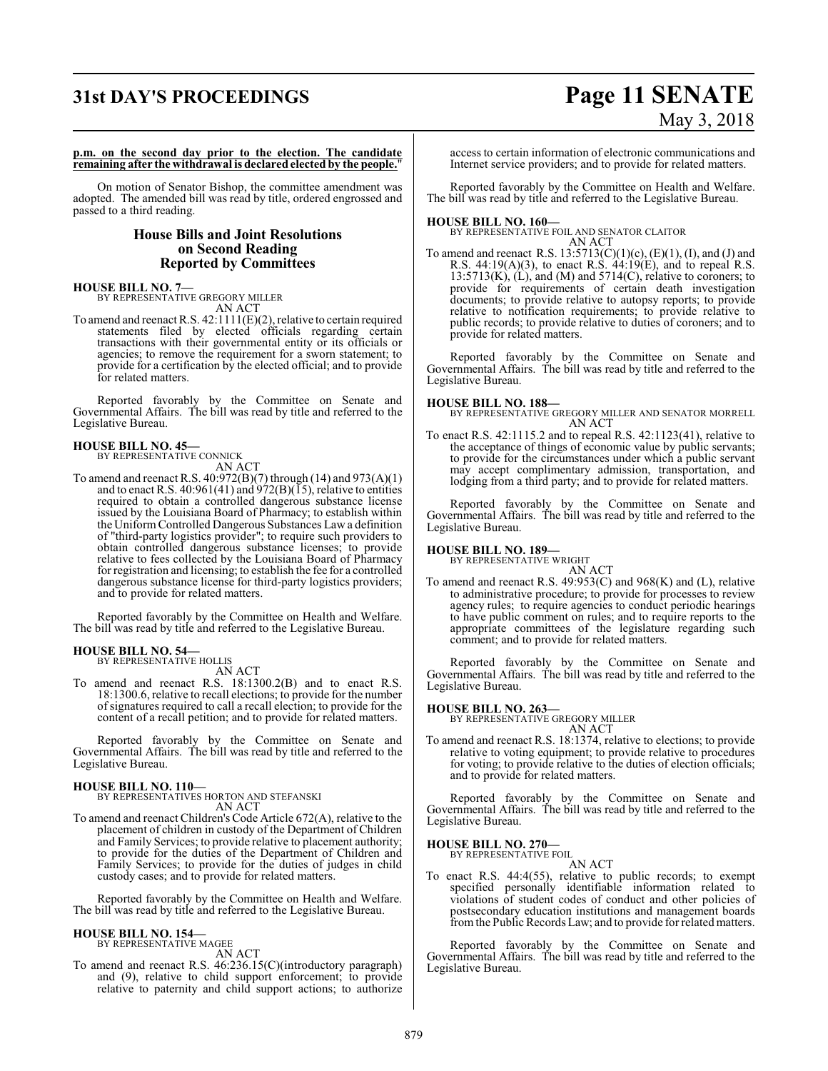**p.m. on the second day prior to the election. The candidate remaining after the withdrawal is declared elected by the people.**"

On motion of Senator Bishop, the committee amendment was adopted. The amended bill was read by title, ordered engrossed and passed to a third reading.

## House Bills and Joint Resolutions on Second Reading Reported by Committees

**HOUSE BILL NO. 7—**
BY REPRESENTATIVE GREGORY MILLER
AN ACT

To amend and reenact R.S. 42:1111(E)(2), relative to certain required statements filed by elected officials regarding certain transactions with their governmental entity or its officials or agencies; to remove the requirement for a sworn statement; to provide for a certification by the elected official; and to provide for related matters.

Reported favorably by the Committee on Senate and Governmental Affairs. The bill was read by title and referred to the Legislative Bureau.

**HOUSE BILL NO. 45—**
BY REPRESENTATIVE CONNICK
AN ACT

To amend and reenact R.S. 40:972(B)(7) through (14) and 973(A)(1) and to enact R.S. 40:961(41) and 972(B)(15), relative to entities required to obtain a controlled dangerous substance license issued by the Louisiana Board of Pharmacy; to establish within the Uniform Controlled Dangerous Substances Law a definition of "third-party logistics provider"; to require such providers to obtain controlled dangerous substance licenses; to provide relative to fees collected by the Louisiana Board of Pharmacy for registration and licensing; to establish the fee for a controlled dangerous substance license for third-party logistics providers; and to provide for related matters.

Reported favorably by the Committee on Health and Welfare. The bill was read by title and referred to the Legislative Bureau.

**HOUSE BILL NO. 54—**
BY REPRESENTATIVE HOLLIS
AN ACT

To amend and reenact R.S. 18:1300.2(B) and to enact R.S. 18:1300.6, relative to recall elections; to provide for the number of signatures required to call a recall election; to provide for the content of a recall petition; and to provide for related matters.

Reported favorably by the Committee on Senate and Governmental Affairs. The bill was read by title and referred to the Legislative Bureau.

**HOUSE BILL NO. 110—**
BY REPRESENTATIVES HORTON AND STEFANSKI
AN ACT

To amend and reenact Children's Code Article 672(A), relative to the placement of children in custody of the Department of Children and Family Services; to provide relative to placement authority; to provide for the duties of the Department of Children and Family Services; to provide for the duties of judges in child custody cases; and to provide for related matters.

Reported favorably by the Committee on Health and Welfare. The bill was read by title and referred to the Legislative Bureau.

**HOUSE BILL NO. 154—**
BY REPRESENTATIVE MAGEE
AN ACT

To amend and reenact R.S. 46:236.15(C)(introductory paragraph) and (9), relative to child support enforcement; to provide relative to paternity and child support actions; to authorize access to certain information of electronic communications and Internet service providers; and to provide for related matters.

Reported favorably by the Committee on Health and Welfare. The bill was read by title and referred to the Legislative Bureau.

**HOUSE BILL NO. 160—**
BY REPRESENTATIVE FOIL AND SENATOR CLAITOR
AN ACT

To amend and reenact R.S. 13:5713(C)(1)(c), (E)(1), (I), and (J) and R.S. 44:19(A)(3), to enact R.S. 44:19(E), and to repeal R.S. 13:5713(K), (L), and (M) and 5714(C), relative to coroners; to provide for requirements of certain death investigation documents; to provide relative to autopsy reports; to provide relative to notification requirements; to provide relative to public records; to provide relative to duties of coroners; and to provide for related matters.

Reported favorably by the Committee on Senate and Governmental Affairs. The bill was read by title and referred to the Legislative Bureau.

**HOUSE BILL NO. 188—**
BY REPRESENTATIVE GREGORY MILLER AND SENATOR MORRELL
AN ACT

To enact R.S. 42:1115.2 and to repeal R.S. 42:1123(41), relative to the acceptance of things of economic value by public servants; to provide for the circumstances under which a public servant may accept complimentary admission, transportation, and lodging from a third party; and to provide for related matters.

Reported favorably by the Committee on Senate and Governmental Affairs. The bill was read by title and referred to the Legislative Bureau.

**HOUSE BILL NO. 189—**
BY REPRESENTATIVE WRIGHT
AN ACT

To amend and reenact R.S. 49:953(C) and 968(K) and (L), relative to administrative procedure; to provide for processes to review agency rules; to require agencies to conduct periodic hearings to have public comment on rules; and to require reports to the appropriate committees of the legislature regarding such comment; and to provide for related matters.

Reported favorably by the Committee on Senate and Governmental Affairs. The bill was read by title and referred to the Legislative Bureau.

**HOUSE BILL NO. 263—**
BY REPRESENTATIVE GREGORY MILLER
AN ACT

To amend and reenact R.S. 18:1374, relative to elections; to provide relative to voting equipment; to provide relative to procedures for voting; to provide relative to the duties of election officials; and to provide for related matters.

Reported favorably by the Committee on Senate and Governmental Affairs. The bill was read by title and referred to the Legislative Bureau.

**HOUSE BILL NO. 270—**
BY REPRESENTATIVE FOIL
AN ACT

To enact R.S. 44:4(55), relative to public records; to exempt specified personally identifiable information related to violations of student codes of conduct and other policies of postsecondary education institutions and management boards from the Public Records Law; and to provide for related matters.

Reported favorably by the Committee on Senate and Governmental Affairs. The bill was read by title and referred to the Legislative Bureau.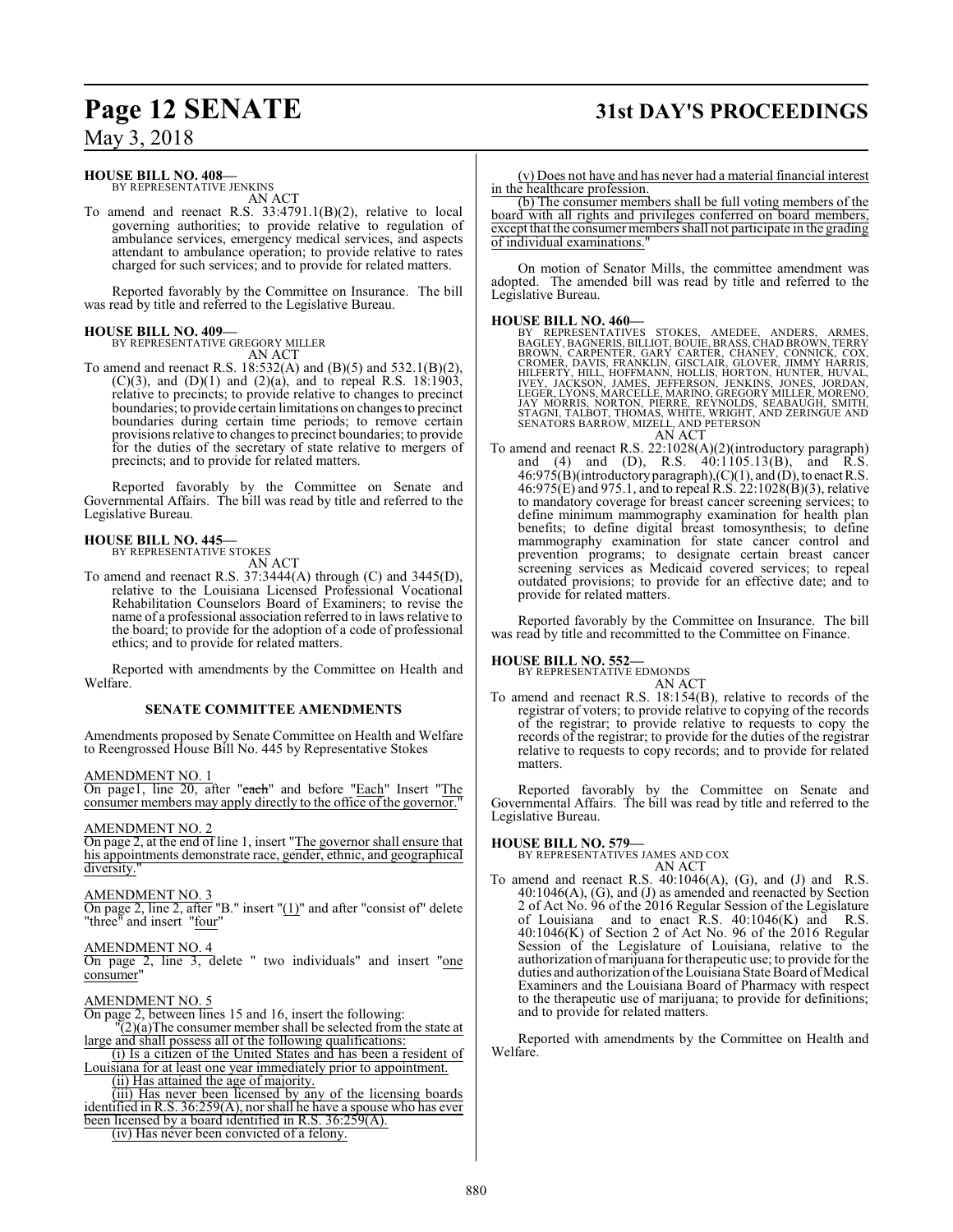**HOUSE BILL NO. 408—**
BY REPRESENTATIVE JENKINS
AN ACT

To amend and reenact R.S. 33:4791.1(B)(2), relative to local governing authorities; to provide relative to regulation of ambulance services, emergency medical services, and aspects attendant to ambulance operation; to provide relative to rates charged for such services; and to provide for related matters.

Reported favorably by the Committee on Insurance. The bill was read by title and referred to the Legislative Bureau.

**HOUSE BILL NO. 409—**
BY REPRESENTATIVE GREGORY MILLER
AN ACT

To amend and reenact R.S. 18:532(A) and (B)(5) and 532.1(B)(2), (C)(3), and (D)(1) and (2)(a), and to repeal R.S. 18:1903, relative to precincts; to provide relative to changes to precinct boundaries; to provide certain limitations on changes to precinct boundaries during certain time periods; to remove certain provisions relative to changes to precinct boundaries; to provide for the duties of the secretary of state relative to mergers of precincts; and to provide for related matters.

Reported favorably by the Committee on Senate and Governmental Affairs. The bill was read by title and referred to the Legislative Bureau.

**HOUSE BILL NO. 445—**
BY REPRESENTATIVE STOKES
AN ACT

To amend and reenact R.S. 37:3444(A) through (C) and 3445(D), relative to the Louisiana Licensed Professional Vocational Rehabilitation Counselors Board of Examiners; to revise the name of a professional association referred to in laws relative to the board; to provide for the adoption of a code of professional ethics; and to provide for related matters.

Reported with amendments by the Committee on Health and Welfare.

**SENATE COMMITTEE AMENDMENTS**

Amendments proposed by Senate Committee on Health and Welfare to Reengrossed House Bill No. 445 by Representative Stokes

AMENDMENT NO. 1
On page1, line 20, after "each" and before "Each" Insert "The consumer members may apply directly to the office of the governor."

AMENDMENT NO. 2
On page 2, at the end of line 1, insert "The governor shall ensure that his appointments demonstrate race, gender, ethnic, and geographical diversity."

AMENDMENT NO. 3
On page 2, line 2, after "B." insert "(1)" and after "consist of" delete "three" and insert "four"

AMENDMENT NO. 4
On page 2, line 3, delete " two individuals" and insert "one consumer"

AMENDMENT NO. 5
On page 2, between lines 15 and 16, insert the following:

"(2)(a)The consumer member shall be selected from the state at large and shall possess all of the following qualifications:

(i) Is a citizen of the United States and has been a resident of Louisiana for at least one year immediately prior to appointment.

(ii) Has attained the age of majority.

(iii) Has never been licensed by any of the licensing boards identified in R.S. 36:259(A), nor shall he have a spouse who has ever been licensed by a board identified in R.S. 36:259(A).

(iv) Has never been convicted of a felony.

(v) Does not have and has never had a material financial interest in the healthcare profession.

(b) The consumer members shall be full voting members of the board with all rights and privileges conferred on board members, except that the consumer members shall not participate in the grading of individual examinations."

On motion of Senator Mills, the committee amendment was adopted. The amended bill was read by title and referred to the Legislative Bureau.

**HOUSE BILL NO. 460—**
BY REPRESENTATIVES STOKES, AMEDEE, ANDERS, ARMES, BAGLEY, BAGNERIS, BILLIOT, BOUIE, BRASS, CHAD BROWN, TERRY BROWN, CARPENTER, GARY CARTER, CHANEY, CONNICK, COX, CROMER, DAVIS, FRANKLIN, GISCLAIR, GLOVER, JIMMY HARRIS, HILFERTY, HILL, HOFFMANN, HOLLIS, HORTON, HUNTER, HUVAL, IVEY, JACKSON, JAMES, JEFFERSON, JENKINS, JONES, JORDAN, LEGER, LYONS, MARCELLE, MARINO, GREGORY MILLER, MORENO, JAY MORRIS, NORTON, PIERRE, REYNOLDS, SEABAUGH, SMITH, STAGNI, TALBOT, THOMAS, WHITE, WRIGHT, AND ZERINGUE AND SENATORS BARROW, MIZELL, AND PETERSON
AN ACT

To amend and reenact R.S. 22:1028(A)(2)(introductory paragraph) and (4) and (D), R.S. 40:1105.13(B), and R.S. 46:975(B)(introductory paragraph),(C)(1), and (D), to enact R.S. 46:975(E) and 975.1, and to repeal R.S. 22:1028(B)(3), relative to mandatory coverage for breast cancer screening services; to define minimum mammography examination for health plan benefits; to define digital breast tomosynthesis; to define mammography examination for state cancer control and prevention programs; to designate certain breast cancer screening services as Medicaid covered services; to repeal outdated provisions; to provide for an effective date; and to provide for related matters.

Reported favorably by the Committee on Insurance. The bill was read by title and recommitted to the Committee on Finance.

**HOUSE BILL NO. 552—**
BY REPRESENTATIVE EDMONDS
AN ACT

To amend and reenact R.S. 18:154(B), relative to records of the registrar of voters; to provide relative to copying of the records of the registrar; to provide relative to requests to copy the records of the registrar; to provide for the duties of the registrar relative to requests to copy records; and to provide for related matters.

Reported favorably by the Committee on Senate and Governmental Affairs. The bill was read by title and referred to the Legislative Bureau.

**HOUSE BILL NO. 579—**
BY REPRESENTATIVES JAMES AND COX
AN ACT

To amend and reenact R.S. 40:1046(A), (G), and (J) and R.S. 40:1046(A), (G), and (J) as amended and reenacted by Section 2 of Act No. 96 of the 2016 Regular Session of the Legislature of Louisiana and to enact R.S. 40:1046(K) and R.S. 40:1046(K) of Section 2 of Act No. 96 of the 2016 Regular Session of the Legislature of Louisiana, relative to the authorization of marijuana for therapeutic use; to provide for the duties and authorization of the Louisiana State Board of Medical Examiners and the Louisiana Board of Pharmacy with respect to the therapeutic use of marijuana; to provide for definitions; and to provide for related matters.

Reported with amendments by the Committee on Health and Welfare.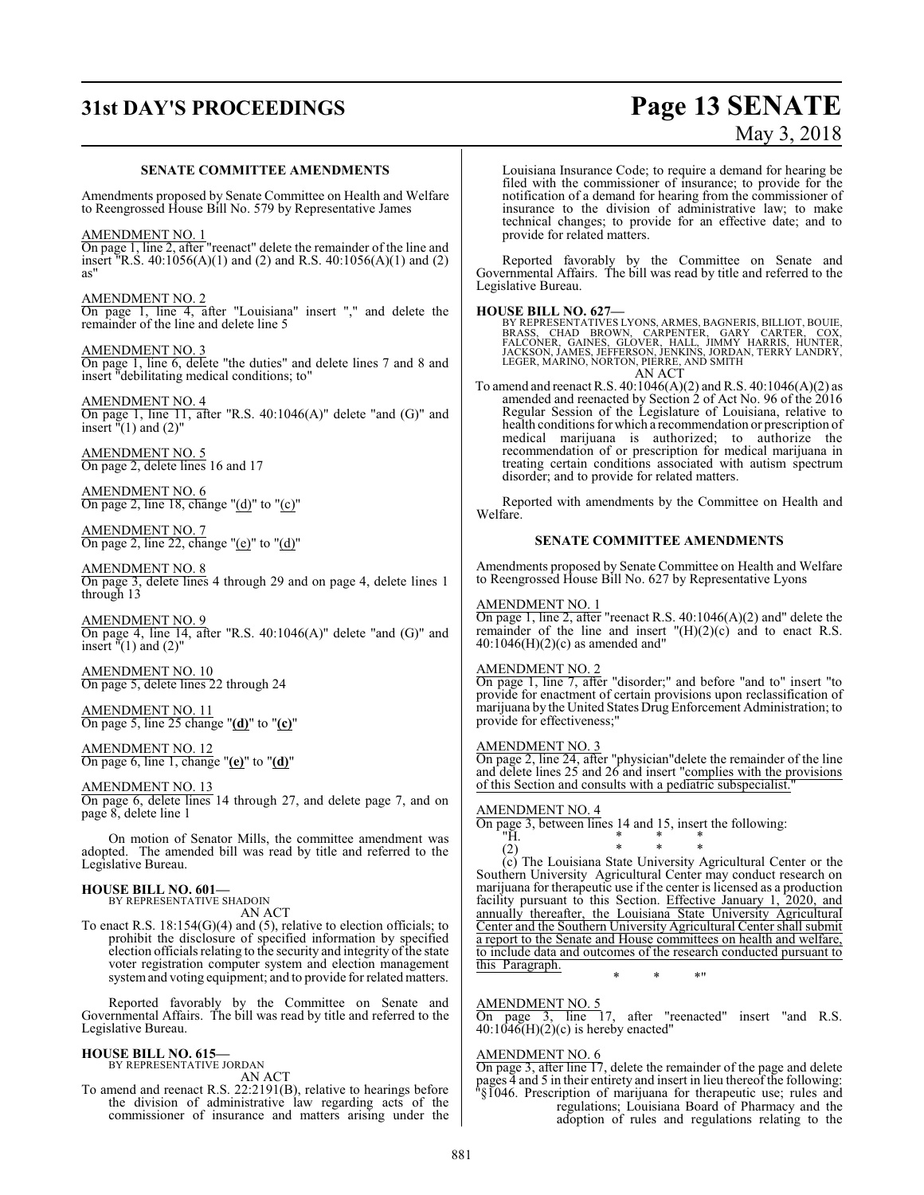### SENATE COMMITTEE AMENDMENTS

Amendments proposed by Senate Committee on Health and Welfare to Reengrossed House Bill No. 579 by Representative James

AMENDMENT NO. 1
On page 1, line 2, after "reenact" delete the remainder of the line and insert "R.S. 40:1056(A)(1) and (2) and R.S. 40:1056(A)(1) and (2) as"

AMENDMENT NO. 2
On page 1, line 4, after "Louisiana" insert "," and delete the remainder of the line and delete line 5

AMENDMENT NO. 3
On page 1, line 6, delete "the duties" and delete lines 7 and 8 and insert "debilitating medical conditions; to"

AMENDMENT NO. 4
On page 1, line 11, after "R.S. 40:1046(A)" delete "and (G)" and insert "(1) and (2)"

AMENDMENT NO. 5
On page 2, delete lines 16 and 17

AMENDMENT NO. 6
On page 2, line 18, change "(d)" to "(c)"

AMENDMENT NO. 7
On page 2, line 22, change "(e)" to "(d)"

AMENDMENT NO. 8
On page 3, delete lines 4 through 29 and on page 4, delete lines 1 through 13

AMENDMENT NO. 9
On page 4, line 14, after "R.S. 40:1046(A)" delete "and (G)" and insert "(1) and (2)"

AMENDMENT NO. 10
On page 5, delete lines 22 through 24

AMENDMENT NO. 11
On page 5, line 25 change "**(d)**" to "**(c)**"

AMENDMENT NO. 12
On page 6, line 1, change "**(e)**" to "**(d)**"

AMENDMENT NO. 13
On page 6, delete lines 14 through 27, and delete page 7, and on page 8, delete line 1

On motion of Senator Mills, the committee amendment was adopted. The amended bill was read by title and referred to the Legislative Bureau.

**HOUSE BILL NO. 601—**
BY REPRESENTATIVE SHADOIN

AN ACT

To enact R.S. 18:154(G)(4) and (5), relative to election officials; to prohibit the disclosure of specified information by specified election officials relating to the security and integrity of the state voter registration computer system and election management system and voting equipment; and to provide for related matters.

Reported favorably by the Committee on Senate and Governmental Affairs. The bill was read by title and referred to the Legislative Bureau.

**HOUSE BILL NO. 615—**
BY REPRESENTATIVE JORDAN

AN ACT

To amend and reenact R.S. 22:2191(B), relative to hearings before the division of administrative law regarding acts of the commissioner of insurance and matters arising under the Louisiana Insurance Code; to require a demand for hearing be filed with the commissioner of insurance; to provide for the notification of a demand for hearing from the commissioner of insurance to the division of administrative law; to make technical changes; to provide for an effective date; and to provide for related matters.

Reported favorably by the Committee on Senate and Governmental Affairs. The bill was read by title and referred to the Legislative Bureau.

**HOUSE BILL NO. 627—**
BY REPRESENTATIVES LYONS, ARMES, BAGNERIS, BILLIOT, BOUIE, BRASS, CHAD BROWN, CARPENTER, GARY CARTER, COX, FALCONER, GAINES, GLOVER, HALL, JIMMY HARRIS, HUNTER, JACKSON, JAMES, JEFFERSON, JENKINS, JORDAN, TERRY LANDRY, LEGER, MARINO, NORTON, PIERRE, AND SMITH

AN ACT

To amend and reenact R.S. 40:1046(A)(2) and R.S. 40:1046(A)(2) as amended and reenacted by Section 2 of Act No. 96 of the 2016 Regular Session of the Legislature of Louisiana, relative to health conditions for which a recommendation or prescription of medical marijuana is authorized; to authorize the recommendation of or prescription for medical marijuana in treating certain conditions associated with autism spectrum disorder; and to provide for related matters.

Reported with amendments by the Committee on Health and Welfare.

### SENATE COMMITTEE AMENDMENTS

Amendments proposed by Senate Committee on Health and Welfare to Reengrossed House Bill No. 627 by Representative Lyons

AMENDMENT NO. 1
On page 1, line 2, after "reenact R.S. 40:1046(A)(2) and" delete the remainder of the line and insert "(H)(2)(c) and to enact R.S. 40:1046(H)(2)(c) as amended and"

AMENDMENT NO. 2
On page 1, line 7, after "disorder;" and before "and to" insert "to provide for enactment of certain provisions upon reclassification of marijuana by the United States Drug Enforcement Administration; to provide for effectiveness;"

AMENDMENT NO. 3
On page 2, line 24, after "physician"delete the remainder of the line and delete lines 25 and 26 and insert "complies with the provisions of this Section and consults with a pediatric subspecialist."

AMENDMENT NO. 4
On page 3, between lines 14 and 15, insert the following:

"H. \* \* \*

(2) \* \* \*

(c) The Louisiana State University Agricultural Center or the Southern University Agricultural Center may conduct research on marijuana for therapeutic use if the center is licensed as a production facility pursuant to this Section. Effective January 1, 2020, and annually thereafter, the Louisiana State University Agricultural Center and the Southern University Agricultural Center shall submit a report to the Senate and House committees on health and welfare, to include data and outcomes of the research conducted pursuant to this Paragraph.

\* \* \*"

AMENDMENT NO. 5
On page 3, line 17, after "reenacted" insert "and R.S. 40:1046(H)(2)(c) is hereby enacted"

AMENDMENT NO. 6
On page 3, after line 17, delete the remainder of the page and delete pages 4 and 5 in their entirety and insert in lieu thereof the following:

"§1046. Prescription of marijuana for therapeutic use; rules and regulations; Louisiana Board of Pharmacy and the adoption of rules and regulations relating to the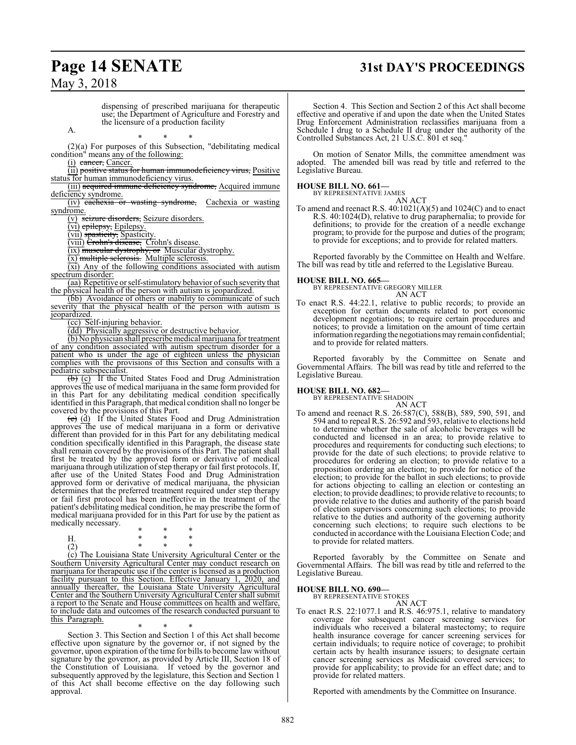dispensing of prescribed marijuana for therapeutic use; the Department of Agriculture and Forestry and the licensure of a production facility

A.

\* \* \*

(2)(a) For purposes of this Subsection, "debilitating medical condition" means any of the following:

(i) ~~cancer,~~ Cancer.

(ii) ~~positive status for human immunodeficiency virus,~~ Positive status for human immunodeficiency virus.

(iii) ~~acquired immune deficiency syndrome,~~ Acquired immune deficiency syndrome.

(iv) ~~cachexia or wasting syndrome,~~ Cachexia or wasting syndrome.

(v) ~~seizure disorders,~~ Seizure disorders.

(vi) ~~epilepsy,~~ Epilepsy.

(vii) ~~spasticity,~~ Spasticity.

(viii) ~~Crohn's disease,~~ Crohn's disease.

(ix) ~~muscular dystrophy, or~~ Muscular dystrophy.

(x) ~~multiple sclerosis.~~ Multiple sclerosis.

(xi) Any of the following conditions associated with autism spectrum disorder:

(aa) Repetitive or self-stimulatory behavior of such severity that the physical health of the person with autism is jeopardized.

(bb) Avoidance of others or inability to communicate of such severity that the physical health of the person with autism is jeopardized.

(cc) Self-injuring behavior.

(dd) Physically aggressive or destructive behavior.

(b) No physician shall prescribe medical marijuana for treatment of any condition associated with autism spectrum disorder for a patient who is under the age of eighteen unless the physician complies with the provisions of this Section and consults with a pediatric subspecialist.

~~(b)~~ (c) If the United States Food and Drug Administration approves the use of medical marijuana in the same form provided for in this Part for any debilitating medical condition specifically identified in this Paragraph, that medical condition shall no longer be covered by the provisions of this Part.

~~(c)~~ (d) If the United States Food and Drug Administration approves the use of medical marijuana in a form or derivative different than provided for in this Part for any debilitating medical condition specifically identified in this Paragraph, the disease state shall remain covered by the provisions of this Part. The patient shall first be treated by the approved form or derivative of medical marijuana through utilization of step therapy or fail first protocols. If, after use of the United States Food and Drug Administration approved form or derivative of medical marijuana, the physician determines that the preferred treatment required under step therapy or fail first protocol has been ineffective in the treatment of the patient's debilitating medical condition, he may prescribe the form of medical marijuana provided for in this Part for use by the patient as medically necessary.

\* \* \*

H. \* \* \*

(2) \* \* \*

(c) The Louisiana State University Agricultural Center or the Southern University Agricultural Center may conduct research on marijuana for therapeutic use if the center is licensed as a production facility pursuant to this Section. Effective January 1, 2020, and annually thereafter, the Louisiana State University Agricultural Center and the Southern University Agricultural Center shall submit a report to the Senate and House committees on health and welfare, to include data and outcomes of the research conducted pursuant to this Paragraph.

\* \* \*

Section 3. This Section and Section 1 of this Act shall become effective upon signature by the governor or, if not signed by the governor, upon expiration of the time for bills to become law without signature by the governor, as provided by Article III, Section 18 of the Constitution of Louisiana. If vetoed by the governor and subsequently approved by the legislature, this Section and Section 1 of this Act shall become effective on the day following such approval.

Section 4. This Section and Section 2 of this Act shall become effective and operative if and upon the date when the United States Drug Enforcement Administration reclassifies marijuana from a Schedule I drug to a Schedule II drug under the authority of the Controlled Substances Act, 21 U.S.C. 801 et seq."

On motion of Senator Mills, the committee amendment was adopted. The amended bill was read by title and referred to the Legislative Bureau.

**HOUSE BILL NO. 661—**
BY REPRESENTATIVE JAMES

AN ACT

To amend and reenact R.S. 40:1021(A)(5) and 1024(C) and to enact R.S. 40:1024(D), relative to drug paraphernalia; to provide for definitions; to provide for the creation of a needle exchange program; to provide for the purpose and duties of the program; to provide for exceptions; and to provide for related matters.

Reported favorably by the Committee on Health and Welfare. The bill was read by title and referred to the Legislative Bureau.

**HOUSE BILL NO. 665—**
BY REPRESENTATIVE GREGORY MILLER

AN ACT

To enact R.S. 44:22.1, relative to public records; to provide an exception for certain documents related to port economic development negotiations; to require certain procedures and notices; to provide a limitation on the amount of time certain information regarding the negotiations may remain confidential; and to provide for related matters.

Reported favorably by the Committee on Senate and Governmental Affairs. The bill was read by title and referred to the Legislative Bureau.

**HOUSE BILL NO. 682—**
BY REPRESENTATIVE SHADOIN

AN ACT

To amend and reenact R.S. 26:587(C), 588(B), 589, 590, 591, and 594 and to repeal R.S. 26:592 and 593, relative to elections held to determine whether the sale of alcoholic beverages will be conducted and licensed in an area; to provide relative to procedures and requirements for conducting such elections; to provide for the date of such elections; to provide relative to procedures for ordering an election; to provide relative to a proposition ordering an election; to provide for notice of the election; to provide for the ballot in such elections; to provide for actions objecting to calling an election or contesting an election; to provide deadlines; to provide relative to recounts; to provide relative to the duties and authority of the parish board of election supervisors concerning such elections; to provide relative to the duties and authority of the governing authority concerning such elections; to require such elections to be conducted in accordance with the Louisiana Election Code; and to provide for related matters.

Reported favorably by the Committee on Senate and Governmental Affairs. The bill was read by title and referred to the Legislative Bureau.

**HOUSE BILL NO. 690—**
BY REPRESENTATIVE STOKES

AN ACT

To enact R.S. 22:1077.1 and R.S. 46:975.1, relative to mandatory coverage for subsequent cancer screening services for individuals who received a bilateral mastectomy; to require health insurance coverage for cancer screening services for certain individuals; to require notice of coverage; to prohibit certain acts by health insurance issuers; to designate certain cancer screening services as Medicaid covered services; to provide for applicability; to provide for an effect date; and to provide for related matters.

Reported with amendments by the Committee on Insurance.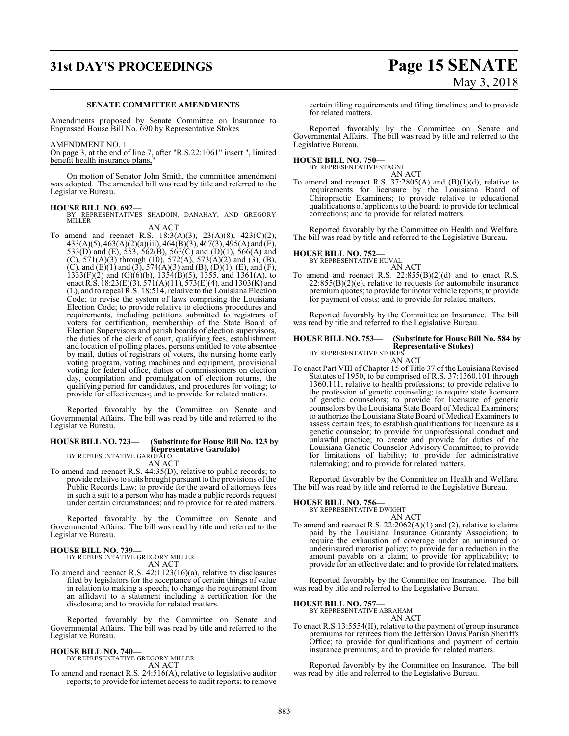**SENATE COMMITTEE AMENDMENTS**

Amendments proposed by Senate Committee on Insurance to Engrossed House Bill No. 690 by Representative Stokes

AMENDMENT NO. 1

On page 3, at the end of line 7, after "R.S.22:1061" insert ", limited benefit health insurance plans,"

On motion of Senator John Smith, the committee amendment was adopted. The amended bill was read by title and referred to the Legislative Bureau.

**HOUSE BILL NO. 692—**
BY REPRESENTATIVES SHADOIN, DANAHAY, AND GREGORY MILLER

AN ACT

To amend and reenact R.S. 18:3(A)(3), 23(A)(8), 423(C)(2), 433(A)(5), 463(A)(2)(a)(iii), 464(B)(3), 467(3), 495(A) and (E), 533(D) and (E), 553, 562(B), 563(C) and (D)(1), 566(A) and (C), 571(A)(3) through (10), 572(A), 573(A)(2) and (3), (B), (C), and (E)(1) and (3), 574(A)(3) and (B), (D)(1), (E), and (F), 1333(F)(2) and (G)(6)(b), 1354(B)(5), 1355, and 1361(A), to enact R.S. 18:23(E)(3), 571(A)(11), 573(E)(4), and 1303(K) and (L), and to repeal R.S. 18:514, relative to the Louisiana Election Code; to revise the system of laws comprising the Louisiana Election Code; to provide relative to elections procedures and requirements, including petitions submitted to registrars of voters for certification, membership of the State Board of Election Supervisors and parish boards of election supervisors, the duties of the clerk of court, qualifying fees, establishment and location of polling places, persons entitled to vote absentee by mail, duties of registrars of voters, the nursing home early voting program, voting machines and equipment, provisional voting for federal office, duties of commissioners on election day, compilation and promulgation of election returns, the qualifying period for candidates, and procedures for voting; to provide for effectiveness; and to provide for related matters.

Reported favorably by the Committee on Senate and Governmental Affairs. The bill was read by title and referred to the Legislative Bureau.

**HOUSE BILL NO. 723— (Substitute for House Bill No. 123 by Representative Garofalo)**
BY REPRESENTATIVE GAROFALO

AN ACT

To amend and reenact R.S. 44:35(D), relative to public records; to provide relative to suits brought pursuant to the provisions of the Public Records Law; to provide for the award of attorneys fees in such a suit to a person who has made a public records request under certain circumstances; and to provide for related matters.

Reported favorably by the Committee on Senate and Governmental Affairs. The bill was read by title and referred to the Legislative Bureau.

**HOUSE BILL NO. 739—**
BY REPRESENTATIVE GREGORY MILLER

AN ACT

To amend and reenact R.S. 42:1123(16)(a), relative to disclosures filed by legislators for the acceptance of certain things of value in relation to making a speech; to change the requirement from an affidavit to a statement including a certification for the disclosure; and to provide for related matters.

Reported favorably by the Committee on Senate and Governmental Affairs. The bill was read by title and referred to the Legislative Bureau.

**HOUSE BILL NO. 740—**
BY REPRESENTATIVE GREGORY MILLER

AN ACT

To amend and reenact R.S. 24:516(A), relative to legislative auditor reports; to provide for internet access to audit reports; to remove certain filing requirements and filing timelines; and to provide for related matters.

Reported favorably by the Committee on Senate and Governmental Affairs. The bill was read by title and referred to the Legislative Bureau.

**HOUSE BILL NO. 750—**
BY REPRESENTATIVE STAGNI

AN ACT

To amend and reenact R.S. 37:2805(A) and (B)(1)(d), relative to requirements for licensure by the Louisiana Board of Chiropractic Examiners; to provide relative to educational qualifications of applicants to the board; to provide for technical corrections; and to provide for related matters.

Reported favorably by the Committee on Health and Welfare. The bill was read by title and referred to the Legislative Bureau.

**HOUSE BILL NO. 752—**
BY REPRESENTATIVE HUVAL

AN ACT

To amend and reenact R.S. 22:855(B)(2)(d) and to enact R.S. 22:855(B)(2)(e), relative to requests for automobile insurance premium quotes; to provide for motor vehicle reports; to provide for payment of costs; and to provide for related matters.

Reported favorably by the Committee on Insurance. The bill was read by title and referred to the Legislative Bureau.

**HOUSE BILL NO. 753— (Substitute for House Bill No. 584 by Representative Stokes)**
BY REPRESENTATIVE STOKES

AN ACT

To enact Part VIII of Chapter 15 of Title 37 of the Louisiana Revised Statutes of 1950, to be comprised of R.S. 37:1360.101 through 1360.111, relative to health professions; to provide relative to the profession of genetic counseling; to require state licensure of genetic counselors; to provide for licensure of genetic counselors by the Louisiana State Board of Medical Examiners; to authorize the Louisiana State Board of Medical Examiners to assess certain fees; to establish qualifications for licensure as a genetic counselor; to provide for unprofessional conduct and unlawful practice; to create and provide for duties of the Louisiana Genetic Counselor Advisory Committee; to provide for limitations of liability; to provide for administrative rulemaking; and to provide for related matters.

Reported favorably by the Committee on Health and Welfare. The bill was read by title and referred to the Legislative Bureau.

**HOUSE BILL NO. 756—**
BY REPRESENTATIVE DWIGHT

AN ACT

To amend and reenact R.S. 22:2062(A)(1) and (2), relative to claims paid by the Louisiana Insurance Guaranty Association; to require the exhaustion of coverage under an uninsured or underinsured motorist policy; to provide for a reduction in the amount payable on a claim; to provide for applicability; to provide for an effective date; and to provide for related matters.

Reported favorably by the Committee on Insurance. The bill was read by title and referred to the Legislative Bureau.

**HOUSE BILL NO. 757—**
BY REPRESENTATIVE ABRAHAM

AN ACT

To enact R.S.13:5554(II), relative to the payment of group insurance premiums for retirees from the Jefferson Davis Parish Sheriff's Office; to provide for qualifications and payment of certain insurance premiums; and to provide for related matters.

Reported favorably by the Committee on Insurance. The bill was read by title and referred to the Legislative Bureau.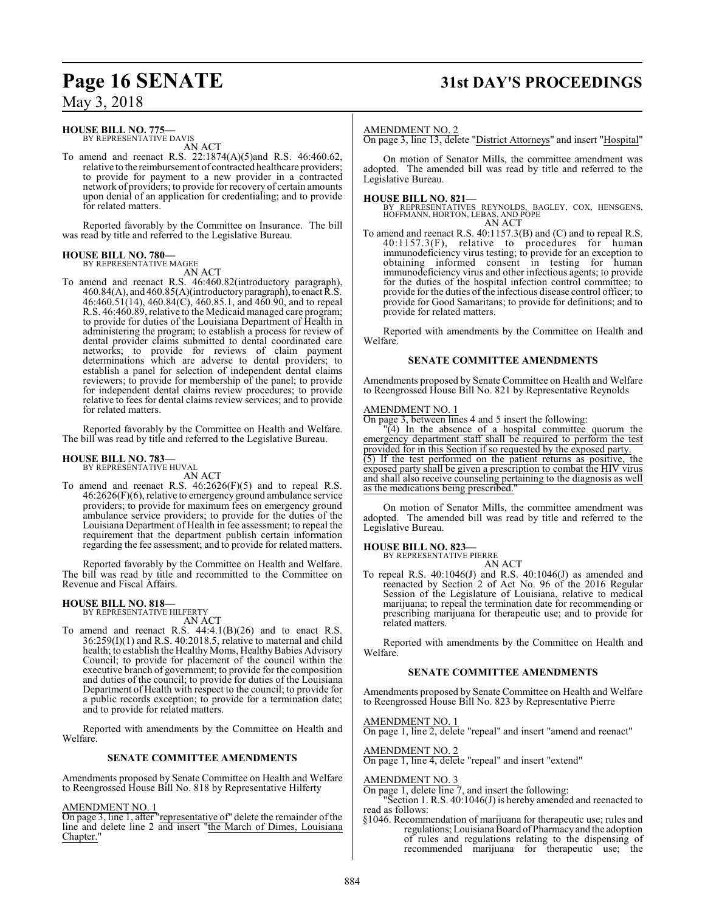**HOUSE BILL NO. 775—**
BY REPRESENTATIVE DAVIS
AN ACT

To amend and reenact R.S. 22:1874(A)(5)and R.S. 46:460.62, relative to the reimbursement of contracted healthcare providers; to provide for payment to a new provider in a contracted network of providers; to provide for recovery of certain amounts upon denial of an application for credentialing; and to provide for related matters.

Reported favorably by the Committee on Insurance. The bill was read by title and referred to the Legislative Bureau.

**HOUSE BILL NO. 780—**
BY REPRESENTATIVE MAGEE
AN ACT

To amend and reenact R.S. 46:460.82(introductory paragraph), 460.84(A), and 460.85(A)(introductory paragraph), to enact R.S. 46:460.51(14), 460.84(C), 460.85.1, and 460.90, and to repeal R.S. 46:460.89, relative to the Medicaid managed care program; to provide for duties of the Louisiana Department of Health in administering the program; to establish a process for review of dental provider claims submitted to dental coordinated care networks; to provide for reviews of claim payment determinations which are adverse to dental providers; to establish a panel for selection of independent dental claims reviewers; to provide for membership of the panel; to provide for independent dental claims review procedures; to provide relative to fees for dental claims review services; and to provide for related matters.

Reported favorably by the Committee on Health and Welfare. The bill was read by title and referred to the Legislative Bureau.

**HOUSE BILL NO. 783—**
BY REPRESENTATIVE HUVAL
AN ACT

To amend and reenact R.S. 46:2626(F)(5) and to repeal R.S. 46:2626(F)(6), relative to emergency ground ambulance service providers; to provide for maximum fees on emergency ground ambulance service providers; to provide for the duties of the Louisiana Department of Health in fee assessment; to repeal the requirement that the department publish certain information regarding the fee assessment; and to provide for related matters.

Reported favorably by the Committee on Health and Welfare. The bill was read by title and recommitted to the Committee on Revenue and Fiscal Affairs.

**HOUSE BILL NO. 818—**
BY REPRESENTATIVE HILFERTY
AN ACT

To amend and reenact R.S. 44:4.1(B)(26) and to enact R.S. 36:259(I)(1) and R.S. 40:2018.5, relative to maternal and child health; to establish the Healthy Moms, Healthy Babies Advisory Council; to provide for placement of the council within the executive branch of government; to provide for the composition and duties of the council; to provide for duties of the Louisiana Department of Health with respect to the council; to provide for a public records exception; to provide for a termination date; and to provide for related matters.

Reported with amendments by the Committee on Health and Welfare.

**SENATE COMMITTEE AMENDMENTS**

Amendments proposed by Senate Committee on Health and Welfare to Reengrossed House Bill No. 818 by Representative Hilferty

AMENDMENT NO. 1
On page 3, line 1, after "representative of" delete the remainder of the line and delete line 2 and insert "the March of Dimes, Louisiana Chapter."

AMENDMENT NO. 2
On page 3, line 13, delete "District Attorneys" and insert "Hospital"

On motion of Senator Mills, the committee amendment was adopted. The amended bill was read by title and referred to the Legislative Bureau.

**HOUSE BILL NO. 821—**
BY REPRESENTATIVES REYNOLDS, BAGLEY, COX, HENSGENS, HOFFMANN, HORTON, LEBAS, AND POPE
AN ACT

To amend and reenact R.S. 40:1157.3(B) and (C) and to repeal R.S. 40:1157.3(F), relative to procedures for human immunodeficiency virus testing; to provide for an exception to obtaining informed consent in testing for human immunodeficiency virus and other infectious agents; to provide for the duties of the hospital infection control committee; to provide for the duties of the infectious disease control officer; to provide for Good Samaritans; to provide for definitions; and to provide for related matters.

Reported with amendments by the Committee on Health and Welfare.

**SENATE COMMITTEE AMENDMENTS**

Amendments proposed by Senate Committee on Health and Welfare to Reengrossed House Bill No. 821 by Representative Reynolds

AMENDMENT NO. 1
On page 3, between lines 4 and 5 insert the following:
"(4) In the absence of a hospital committee quorum the emergency department staff shall be required to perform the test provided for in this Section if so requested by the exposed party.
(5) If the test performed on the patient returns as positive, the exposed party shall be given a prescription to combat the HIV virus and shall also receive counseling pertaining to the diagnosis as well as the medications being prescribed."

On motion of Senator Mills, the committee amendment was adopted. The amended bill was read by title and referred to the Legislative Bureau.

**HOUSE BILL NO. 823—**
BY REPRESENTATIVE PIERRE
AN ACT

To repeal R.S. 40:1046(J) and R.S. 40:1046(J) as amended and reenacted by Section 2 of Act No. 96 of the 2016 Regular Session of the Legislature of Louisiana, relative to medical marijuana; to repeal the termination date for recommending or prescribing marijuana for therapeutic use; and to provide for related matters.

Reported with amendments by the Committee on Health and Welfare.

**SENATE COMMITTEE AMENDMENTS**

Amendments proposed by Senate Committee on Health and Welfare to Reengrossed House Bill No. 823 by Representative Pierre

AMENDMENT NO. 1
On page 1, line 2, delete "repeal" and insert "amend and reenact"

AMENDMENT NO. 2
On page 1, line 4, delete "repeal" and insert "extend"

AMENDMENT NO. 3
On page 1, delete line 7, and insert the following:
"Section 1. R.S. 40:1046(J) is hereby amended and reenacted to read as follows:
§1046. Recommendation of marijuana for therapeutic use; rules and regulations; Louisiana Board of Pharmacy and the adoption of rules and regulations relating to the dispensing of recommended marijuana for therapeutic use; the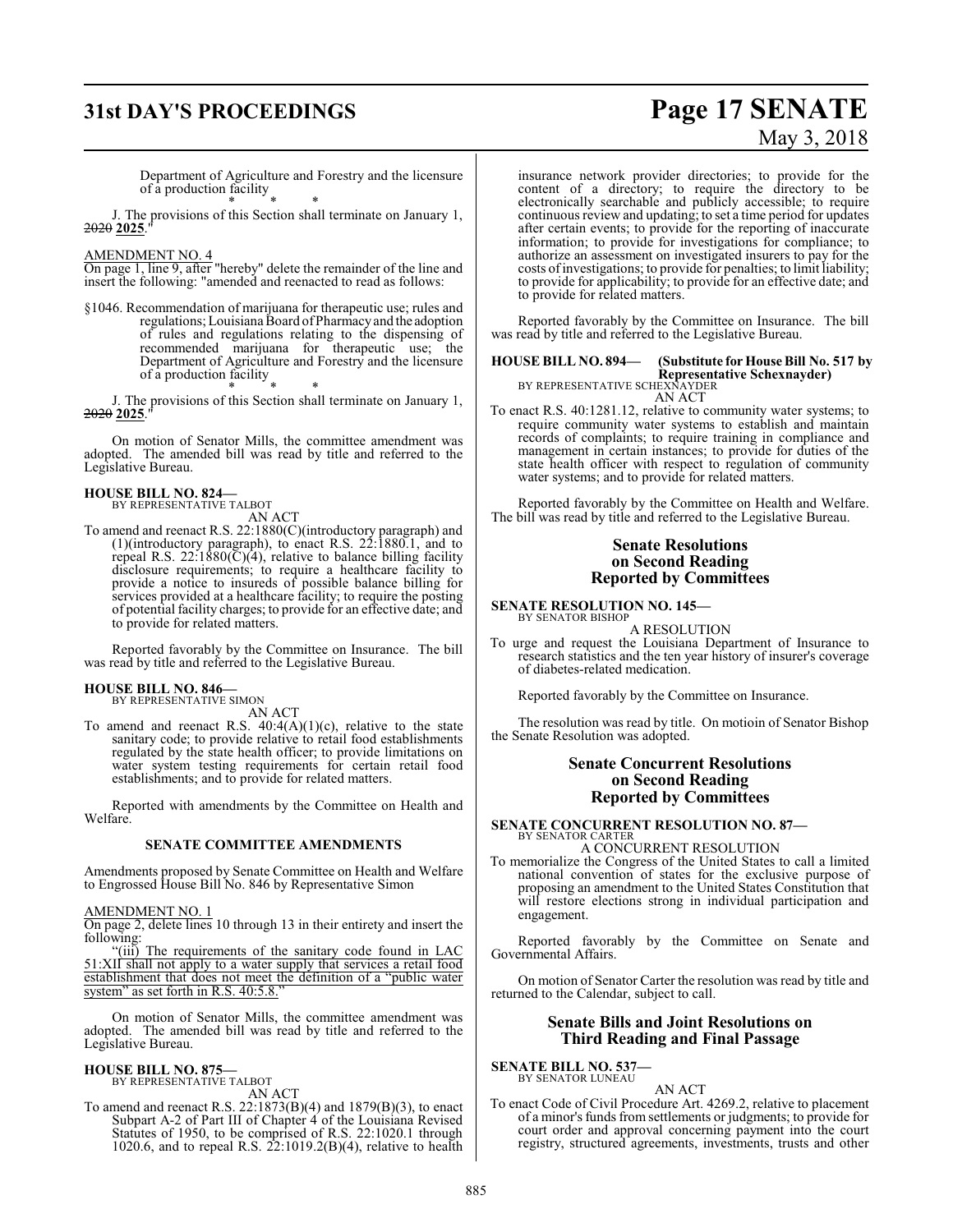Department of Agriculture and Forestry and the licensure of a production facility

\* \* \*

J. The provisions of this Section shall terminate on January 1, ~~2020~~ **2025**."

AMENDMENT NO. 4

On page 1, line 9, after "hereby" delete the remainder of the line and insert the following: "amended and reenacted to read as follows:

§1046. Recommendation of marijuana for therapeutic use; rules and regulations; Louisiana Board of Pharmacy and the adoption of rules and regulations relating to the dispensing of recommended marijuana for therapeutic use; the Department of Agriculture and Forestry and the licensure of a production facility

\* \* \*

J. The provisions of this Section shall terminate on January 1, ~~2020~~ **2025**."

On motion of Senator Mills, the committee amendment was adopted. The amended bill was read by title and referred to the Legislative Bureau.

**HOUSE BILL NO. 824—**
BY REPRESENTATIVE TALBOT

AN ACT

To amend and reenact R.S. 22:1880(C)(introductory paragraph) and (1)(introductory paragraph), to enact R.S. 22:1880.1, and to repeal R.S. 22:1880(C)(4), relative to balance billing facility disclosure requirements; to require a healthcare facility to provide a notice to insureds of possible balance billing for services provided at a healthcare facility; to require the posting of potential facility charges; to provide for an effective date; and to provide for related matters.

Reported favorably by the Committee on Insurance. The bill was read by title and referred to the Legislative Bureau.

**HOUSE BILL NO. 846—**
BY REPRESENTATIVE SIMON

AN ACT

To amend and reenact R.S. 40:4(A)(1)(c), relative to the state sanitary code; to provide relative to retail food establishments regulated by the state health officer; to provide limitations on water system testing requirements for certain retail food establishments; and to provide for related matters.

Reported with amendments by the Committee on Health and Welfare.

**SENATE COMMITTEE AMENDMENTS**

Amendments proposed by Senate Committee on Health and Welfare to Engrossed House Bill No. 846 by Representative Simon

AMENDMENT NO. 1

On page 2, delete lines 10 through 13 in their entirety and insert the following:

"(iii) The requirements of the sanitary code found in LAC 51:XII shall not apply to a water supply that services a retail food establishment that does not meet the definition of a "public water system" as set forth in R.S. 40:5.8."

On motion of Senator Mills, the committee amendment was adopted. The amended bill was read by title and referred to the Legislative Bureau.

**HOUSE BILL NO. 875—**
BY REPRESENTATIVE TALBOT

AN ACT

To amend and reenact R.S. 22:1873(B)(4) and 1879(B)(3), to enact Subpart A-2 of Part III of Chapter 4 of the Louisiana Revised Statutes of 1950, to be comprised of R.S. 22:1020.1 through 1020.6, and to repeal R.S. 22:1019.2(B)(4), relative to health insurance network provider directories; to provide for the content of a directory; to require the directory to be electronically searchable and publicly accessible; to require continuous review and updating; to set a time period for updates after certain events; to provide for the reporting of inaccurate information; to provide for investigations for compliance; to authorize an assessment on investigated insurers to pay for the costs of investigations; to provide for penalties; to limit liability; to provide for applicability; to provide for an effective date; and to provide for related matters.

Reported favorably by the Committee on Insurance. The bill was read by title and referred to the Legislative Bureau.

**HOUSE BILL NO. 894— (Substitute for House Bill No. 517 by Representative Schexnayder)**
BY REPRESENTATIVE SCHEXNAYDER

AN ACT

To enact R.S. 40:1281.12, relative to community water systems; to require community water systems to establish and maintain records of complaints; to require training in compliance and management in certain instances; to provide for duties of the state health officer with respect to regulation of community water systems; and to provide for related matters.

Reported favorably by the Committee on Health and Welfare. The bill was read by title and referred to the Legislative Bureau.

## Senate Resolutions on Second Reading Reported by Committees

**SENATE RESOLUTION NO. 145—**
BY SENATOR BISHOP

A RESOLUTION

To urge and request the Louisiana Department of Insurance to research statistics and the ten year history of insurer's coverage of diabetes-related medication.

Reported favorably by the Committee on Insurance.

The resolution was read by title. On motioin of Senator Bishop the Senate Resolution was adopted.

## Senate Concurrent Resolutions on Second Reading Reported by Committees

**SENATE CONCURRENT RESOLUTION NO. 87—**
BY SENATOR CARTER

A CONCURRENT RESOLUTION

To memorialize the Congress of the United States to call a limited national convention of states for the exclusive purpose of proposing an amendment to the United States Constitution that will restore elections strong in individual participation and engagement.

Reported favorably by the Committee on Senate and Governmental Affairs.

On motion of Senator Carter the resolution was read by title and returned to the Calendar, subject to call.

## Senate Bills and Joint Resolutions on Third Reading and Final Passage

**SENATE BILL NO. 537—**
BY SENATOR LUNEAU

AN ACT

To enact Code of Civil Procedure Art. 4269.2, relative to placement of a minor's funds from settlements or judgments; to provide for court order and approval concerning payment into the court registry, structured agreements, investments, trusts and other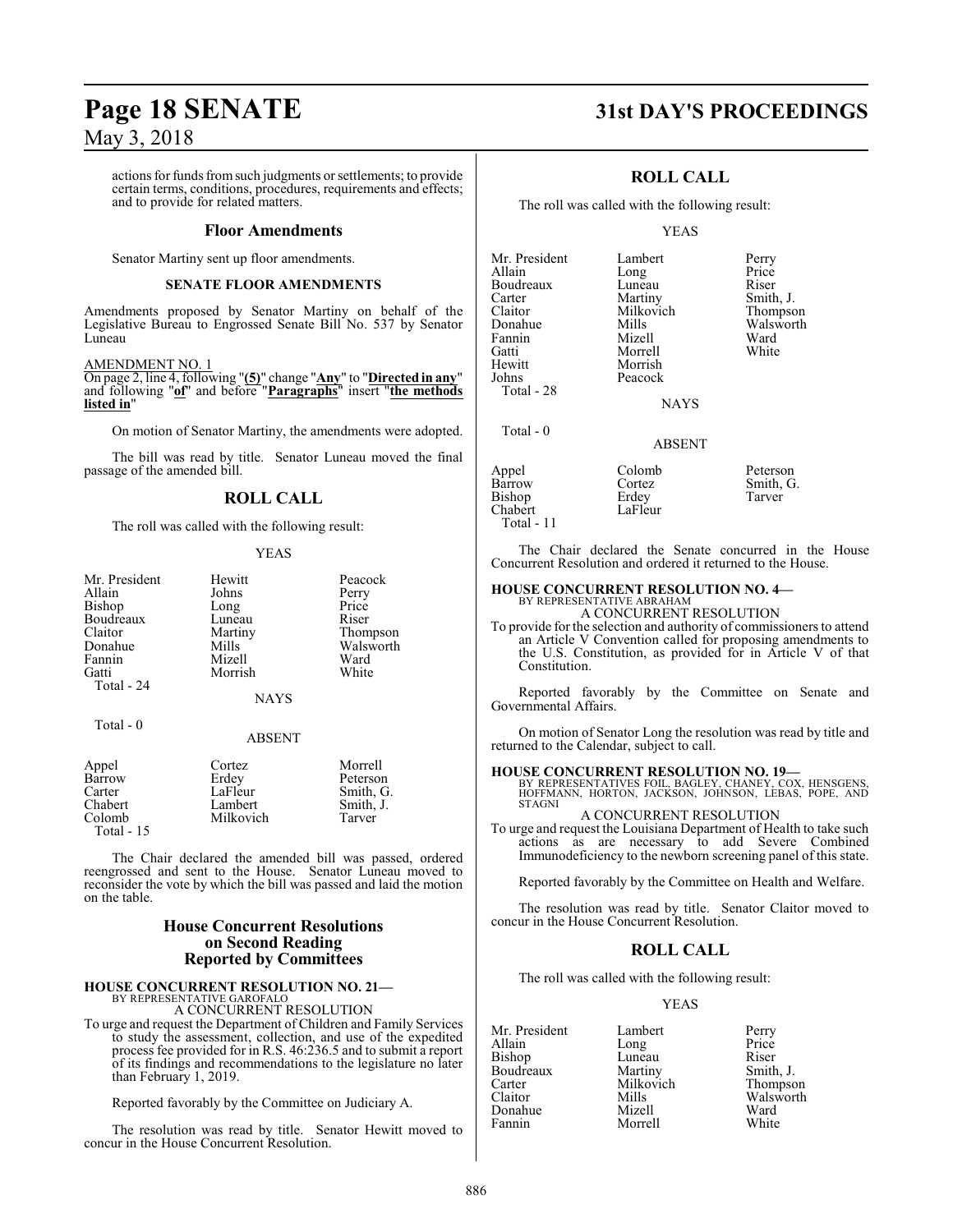actions for funds from such judgments or settlements; to provide certain terms, conditions, procedures, requirements and effects; and to provide for related matters.

### Floor Amendments

Senator Martiny sent up floor amendments.

#### SENATE FLOOR AMENDMENTS

Amendments proposed by Senator Martiny on behalf of the Legislative Bureau to Engrossed Senate Bill No. 537 by Senator Luneau

AMENDMENT NO. 1

On page 2, line 4, following "**(5)**" change "**Any**" to "**Directed in any**" and following "**of**" and before "**Paragraphs**" insert "**the methods listed in**"

On motion of Senator Martiny, the amendments were adopted.

The bill was read by title. Senator Luneau moved the final passage of the amended bill.

## ROLL CALL

The roll was called with the following result:

YEAS

| | | |
|---|---|---|
| Mr. President | Hewitt | Peacock |
| Allain | Johns | Perry |
| Bishop | Long | Price |
| Boudreaux | Luneau | Riser |
| Claitor | Martiny | Thompson |
| Donahue | Mills | Walsworth |
| Fannin | Mizell | Ward |
| Gatti | Morrish | White |

Total - 24

NAYS

Total - 0

ABSENT

| | | |
|---|---|---|
| Appel | Cortez | Morrell |
| Barrow | Erdey | Peterson |
| Carter | LaFleur | Smith, G. |
| Chabert | Lambert | Smith, J. |
| Colomb | Milkovich | Tarver |

Total - 15

The Chair declared the amended bill was passed, ordered reengrossed and sent to the House. Senator Luneau moved to reconsider the vote by which the bill was passed and laid the motion on the table.

### House Concurrent Resolutions on Second Reading Reported by Committees

**HOUSE CONCURRENT RESOLUTION NO. 21—**
BY REPRESENTATIVE GAROFALO
A CONCURRENT RESOLUTION

To urge and request the Department of Children and Family Services to study the assessment, collection, and use of the expedited process fee provided for in R.S. 46:236.5 and to submit a report of its findings and recommendations to the legislature no later than February 1, 2019.

Reported favorably by the Committee on Judiciary A.

The resolution was read by title. Senator Hewitt moved to concur in the House Concurrent Resolution.

## ROLL CALL

The roll was called with the following result:

YEAS

| | | |
|---|---|---|
| Mr. President | Lambert | Perry |
| Allain | Long | Price |
| Boudreaux | Luneau | Riser |
| Carter | Martiny | Smith, J. |
| Claitor | Milkovich | Thompson |
| Donahue | Mills | Walsworth |
| Fannin | Mizell | Ward |
| Gatti | Morrell | White |
| Hewitt | Morrish | |
| Johns | Peacock | |

Total - 28

NAYS

Total - 0

ABSENT

| | | |
|---|---|---|
| Appel | Colomb | Peterson |
| Barrow | Cortez | Smith, G. |
| Bishop | Erdey | Tarver |
| Chabert | LaFleur | |

Total - 11

The Chair declared the Senate concurred in the House Concurrent Resolution and ordered it returned to the House.

**HOUSE CONCURRENT RESOLUTION NO. 4—**
BY REPRESENTATIVE ABRAHAM
A CONCURRENT RESOLUTION

To provide for the selection and authority of commissioners to attend an Article V Convention called for proposing amendments to the U.S. Constitution, as provided for in Article V of that Constitution.

Reported favorably by the Committee on Senate and Governmental Affairs.

On motion of Senator Long the resolution was read by title and returned to the Calendar, subject to call.

**HOUSE CONCURRENT RESOLUTION NO. 19—**
BY REPRESENTATIVES FOIL, BAGLEY, CHANEY, COX, HENSGENS, HOFFMANN, HORTON, JACKSON, JOHNSON, LEBAS, POPE, AND STAGNI
A CONCURRENT RESOLUTION

To urge and request the Louisiana Department of Health to take such actions as are necessary to add Severe Combined Immunodeficiency to the newborn screening panel of this state.

Reported favorably by the Committee on Health and Welfare.

The resolution was read by title. Senator Claitor moved to concur in the House Concurrent Resolution.

## ROLL CALL

The roll was called with the following result:

YEAS

| | | |
|---|---|---|
| Mr. President | Lambert | Perry |
| Allain | Long | Price |
| Bishop | Luneau | Riser |
| Boudreaux | Martiny | Smith, J. |
| Carter | Milkovich | Thompson |
| Claitor | Mills | Walsworth |
| Donahue | Mizell | Ward |
| Fannin | Morrell | White |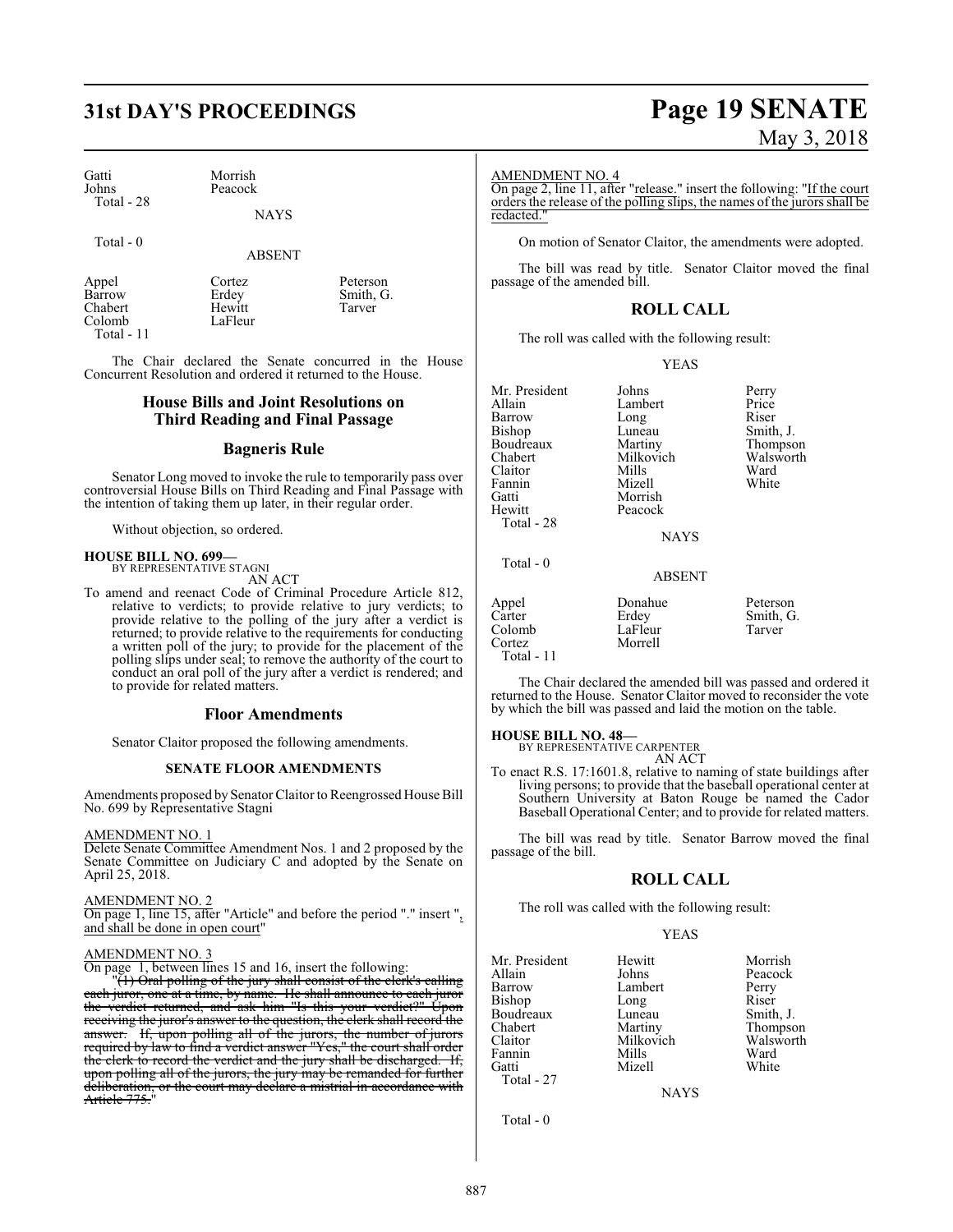| | | |
|---|---|---|
| Gatti | Morrish | |
| Johns | Peacock | |
| Total - 28 | | |

NAYS

Total - 0

ABSENT

| | | |
|---|---|---|
| Appel | Cortez | Peterson |
| Barrow | Erdey | Smith, G. |
| Chabert | Hewitt | Tarver |
| Colomb | LaFleur | |
| Total - 11 | | |

The Chair declared the Senate concurred in the House Concurrent Resolution and ordered it returned to the House.

## House Bills and Joint Resolutions on Third Reading and Final Passage

### Bagneris Rule

Senator Long moved to invoke the rule to temporarily pass over controversial House Bills on Third Reading and Final Passage with the intention of taking them up later, in their regular order.

Without objection, so ordered.

**HOUSE BILL NO. 699—**
BY REPRESENTATIVE STAGNI
AN ACT

To amend and reenact Code of Criminal Procedure Article 812, relative to verdicts; to provide relative to jury verdicts; to provide relative to the polling of the jury after a verdict is returned; to provide relative to the requirements for conducting a written poll of the jury; to provide for the placement of the polling slips under seal; to remove the authority of the court to conduct an oral poll of the jury after a verdict is rendered; and to provide for related matters.

### Floor Amendments

Senator Claitor proposed the following amendments.

**SENATE FLOOR AMENDMENTS**

Amendments proposed by Senator Claitor to Reengrossed House Bill No. 699 by Representative Stagni

AMENDMENT NO. 1
Delete Senate Committee Amendment Nos. 1 and 2 proposed by the Senate Committee on Judiciary C and adopted by the Senate on April 25, 2018.

AMENDMENT NO. 2
On page 1, line 15, after "Article" and before the period "." insert ", and shall be done in open court"

AMENDMENT NO. 3
On page 1, between lines 15 and 16, insert the following:
"~~(1) Oral polling of the jury shall consist of the clerk's calling each juror, one at a time, by name. He shall announce to each juror the verdict returned, and ask him "Is this your verdict?" Upon receiving the juror's answer to the question, the clerk shall record the answer. If, upon polling all of the jurors, the number of jurors required by law to find a verdict answer "Yes," the court shall order the clerk to record the verdict and the jury shall be discharged. If, upon polling all of the jurors, the jury may be remanded for further deliberation, or the court may declare a mistrial in accordance with Article 775.~~"

AMENDMENT NO. 4
On page 2, line 11, after "release." insert the following: "If the court orders the release of the polling slips, the names of the jurors shall be redacted."

On motion of Senator Claitor, the amendments were adopted.

The bill was read by title. Senator Claitor moved the final passage of the amended bill.

## ROLL CALL

The roll was called with the following result:

YEAS

| | | |
|---|---|---|
| Mr. President | Johns | Perry |
| Allain | Lambert | Price |
| Barrow | Long | Riser |
| Bishop | Luneau | Smith, J. |
| Boudreaux | Martiny | Thompson |
| Chabert | Milkovich | Walsworth |
| Claitor | Mills | Ward |
| Fannin | Mizell | White |
| Gatti | Morrish | |
| Hewitt | Peacock | |
| Total - 28 | | |

NAYS

Total - 0

ABSENT

| | | |
|---|---|---|
| Appel | Donahue | Peterson |
| Carter | Erdey | Smith, G. |
| Colomb | LaFleur | Tarver |
| Cortez | Morrell | |
| Total - 11 | | |

The Chair declared the amended bill was passed and ordered it returned to the House. Senator Claitor moved to reconsider the vote by which the bill was passed and laid the motion on the table.

**HOUSE BILL NO. 48—**
BY REPRESENTATIVE CARPENTER
AN ACT

To enact R.S. 17:1601.8, relative to naming of state buildings after living persons; to provide that the baseball operational center at Southern University at Baton Rouge be named the Cador Baseball Operational Center; and to provide for related matters.

The bill was read by title. Senator Barrow moved the final passage of the bill.

## ROLL CALL

The roll was called with the following result:

YEAS

| | | |
|---|---|---|
| Mr. President | Hewitt | Morrish |
| Allain | Johns | Peacock |
| Barrow | Lambert | Perry |
| Bishop | Long | Riser |
| Boudreaux | Luneau | Smith, J. |
| Chabert | Martiny | Thompson |
| Claitor | Milkovich | Walsworth |
| Fannin | Mills | Ward |
| Gatti | Mizell | White |
| Total - 27 | | |

NAYS

Total - 0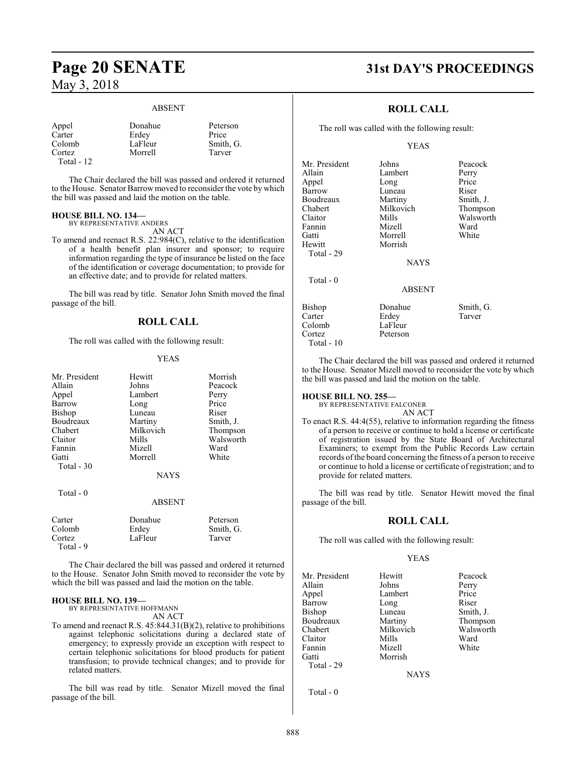ABSENT

| | | |
|---|---|---|
| Appel | Donahue | Peterson |
| Carter | Erdey | Price |
| Colomb | LaFleur | Smith, G. |
| Cortez | Morrell | Tarver |
| Total - 12 | | |

The Chair declared the bill was passed and ordered it returned to the House. Senator Barrow moved to reconsider the vote by which the bill was passed and laid the motion on the table.

**HOUSE BILL NO. 134—**
BY REPRESENTATIVE ANDERS
AN ACT

To amend and reenact R.S. 22:984(C), relative to the identification of a health benefit plan insurer and sponsor; to require information regarding the type of insurance be listed on the face of the identification or coverage documentation; to provide for an effective date; and to provide for related matters.

The bill was read by title. Senator John Smith moved the final passage of the bill.

## ROLL CALL

The roll was called with the following result:

YEAS

| | | |
|---|---|---|
| Mr. President | Hewitt | Morrish |
| Allain | Johns | Peacock |
| Appel | Lambert | Perry |
| Barrow | Long | Price |
| Bishop | Luneau | Riser |
| Boudreaux | Martiny | Smith, J. |
| Chabert | Milkovich | Thompson |
| Claitor | Mills | Walsworth |
| Fannin | Mizell | Ward |
| Gatti | Morrell | White |
| Total - 30 | | |

NAYS

Total - 0

ABSENT

| | | |
|---|---|---|
| Carter | Donahue | Peterson |
| Colomb | Erdey | Smith, G. |
| Cortez | LaFleur | Tarver |
| Total - 9 | | |

The Chair declared the bill was passed and ordered it returned to the House. Senator John Smith moved to reconsider the vote by which the bill was passed and laid the motion on the table.

**HOUSE BILL NO. 139—**
BY REPRESENTATIVE HOFFMANN
AN ACT

To amend and reenact R.S. 45:844.31(B)(2), relative to prohibitions against telephonic solicitations during a declared state of emergency; to expressly provide an exception with respect to certain telephonic solicitations for blood products for patient transfusion; to provide technical changes; and to provide for related matters.

The bill was read by title. Senator Mizell moved the final passage of the bill.

## ROLL CALL

The roll was called with the following result:

YEAS

| | | |
|---|---|---|
| Mr. President | Johns | Peacock |
| Allain | Lambert | Perry |
| Appel | Long | Price |
| Barrow | Luneau | Riser |
| Boudreaux | Martiny | Smith, J. |
| Chabert | Milkovich | Thompson |
| Claitor | Mills | Walsworth |
| Fannin | Mizell | Ward |
| Gatti | Morrell | White |
| Hewitt | Morrish | |
| Total - 29 | | |

NAYS

Total - 0

ABSENT

| | | |
|---|---|---|
| Bishop | Donahue | Smith, G. |
| Carter | Erdey | Tarver |
| Colomb | LaFleur | |
| Cortez | Peterson | |
| Total - 10 | | |

The Chair declared the bill was passed and ordered it returned to the House. Senator Mizell moved to reconsider the vote by which the bill was passed and laid the motion on the table.

**HOUSE BILL NO. 255—**
BY REPRESENTATIVE FALCONER
AN ACT

To enact R.S. 44:4(55), relative to information regarding the fitness of a person to receive or continue to hold a license or certificate of registration issued by the State Board of Architectural Examiners; to exempt from the Public Records Law certain records of the board concerning the fitness of a person to receive or continue to hold a license or certificate of registration; and to provide for related matters.

The bill was read by title. Senator Hewitt moved the final passage of the bill.

## ROLL CALL

The roll was called with the following result:

YEAS

| | | |
|---|---|---|
| Mr. President | Hewitt | Peacock |
| Allain | Johns | Perry |
| Appel | Lambert | Price |
| Barrow | Long | Riser |
| Bishop | Luneau | Smith, J. |
| Boudreaux | Martiny | Thompson |
| Chabert | Milkovich | Walsworth |
| Claitor | Mills | Ward |
| Fannin | Mizell | White |
| Gatti | Morrish | |
| Total - 29 | | |

NAYS

Total - 0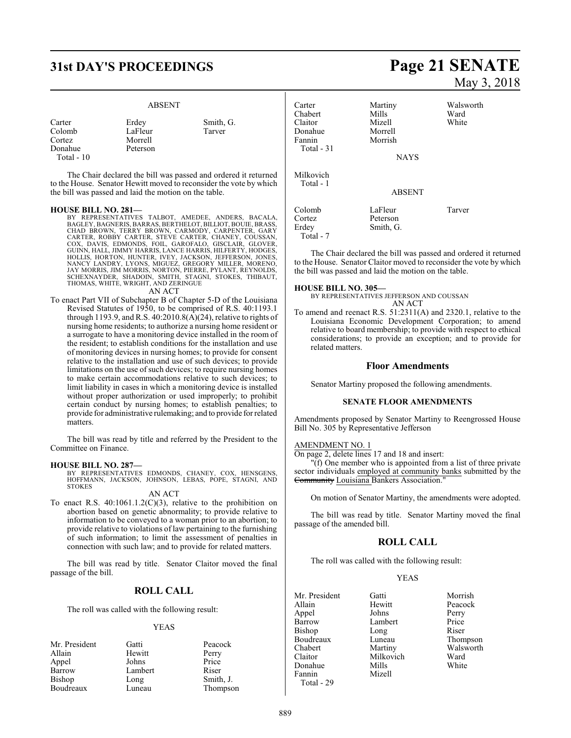### ABSENT

| | | |
|---|---|---|
| Carter | Erdey | Smith, G. |
| Colomb | LaFleur | Tarver |
| Cortez | Morrell | |
| Donahue | Peterson | |
| Total - 10 | | |

The Chair declared the bill was passed and ordered it returned to the House. Senator Hewitt moved to reconsider the vote by which the bill was passed and laid the motion on the table.

**HOUSE BILL NO. 281—**
BY REPRESENTATIVES TALBOT, AMEDEE, ANDERS, BACALA, BAGLEY, BAGNERIS, BARRAS, BERTHELOT, BILLIOT, BOUIE, BRASS, CHAD BROWN, TERRY BROWN, CARMODY, CARPENTER, GARY CARTER, ROBBY CARTER, STEVE CARTER, CHANEY, COUSSAN, COX, DAVIS, EDMONDS, FOIL, GAROFALO, GISCLAIR, GLOVER, GUINN, HALL, JIMMY HARRIS, LANCE HARRIS, HILFERTY, HODGES, HOLLIS, HORTON, HUNTER, IVEY, JACKSON, JEFFERSON, JONES, NANCY LANDRY, LYONS, MIGUEZ, GREGORY MILLER, MORENO, JAY MORRIS, JIM MORRIS, NORTON, PIERRE, PYLANT, REYNOLDS, SCHEXNAYDER, SHADOIN, SMITH, STAGNI, STOKES, THIBAUT, THOMAS, WHITE, WRIGHT, AND ZERINGUE

AN ACT

To enact Part VII of Subchapter B of Chapter 5-D of the Louisiana Revised Statutes of 1950, to be comprised of R.S. 40:1193.1 through 1193.9, and R.S. 40:2010.8(A)(24), relative to rights of nursing home residents; to authorize a nursing home resident or a surrogate to have a monitoring device installed in the room of the resident; to establish conditions for the installation and use of monitoring devices in nursing homes; to provide for consent relative to the installation and use of such devices; to provide limitations on the use of such devices; to require nursing homes to make certain accommodations relative to such devices; to limit liability in cases in which a monitoring device is installed without proper authorization or used improperly; to prohibit certain conduct by nursing homes; to establish penalties; to provide for administrative rulemaking; and to provide for related matters.

The bill was read by title and referred by the President to the Committee on Finance.

**HOUSE BILL NO. 287—**
BY REPRESENTATIVES EDMONDS, CHANEY, COX, HENSGENS, HOFFMANN, JACKSON, JOHNSON, LEBAS, POPE, STAGNI, AND STOKES

AN ACT

To enact R.S. 40:1061.1.2(C)(3), relative to the prohibition on abortion based on genetic abnormality; to provide relative to information to be conveyed to a woman prior to an abortion; to provide relative to violations of law pertaining to the furnishing of such information; to limit the assessment of penalties in connection with such law; and to provide for related matters.

The bill was read by title. Senator Claitor moved the final passage of the bill.

## ROLL CALL

The roll was called with the following result:

### YEAS

| | | |
|---|---|---|
| Mr. President | Gatti | Peacock |
| Allain | Hewitt | Perry |
| Appel | Johns | Price |
| Barrow | Lambert | Riser |
| Bishop | Long | Smith, J. |
| Boudreaux | Luneau | Thompson |
| Carter | Martiny | Walsworth |
| Chabert | Mills | Ward |
| Claitor | Mizell | White |
| Donahue | Morrell | |
| Fannin | Morrish | |
| Total - 31 | | |

### NAYS

Milkovich
Total - 1

### ABSENT

| | | |
|---|---|---|
| Colomb | LaFleur | Tarver |
| Cortez | Peterson | |
| Erdey | Smith, G. | |
| Total - 7 | | |

The Chair declared the bill was passed and ordered it returned to the House. Senator Claitor moved to reconsider the vote by which the bill was passed and laid the motion on the table.

**HOUSE BILL NO. 305—**
BY REPRESENTATIVES JEFFERSON AND COUSSAN

AN ACT

To amend and reenact R.S. 51:2311(A) and 2320.1, relative to the Louisiana Economic Development Corporation; to amend relative to board membership; to provide with respect to ethical considerations; to provide an exception; and to provide for related matters.

## Floor Amendments

Senator Martiny proposed the following amendments.

### SENATE FLOOR AMENDMENTS

Amendments proposed by Senator Martiny to Reengrossed House Bill No. 305 by Representative Jefferson

AMENDMENT NO. 1
On page 2, delete lines 17 and 18 and insert:

"(f) One member who is appointed from a list of three private sector individuals employed at community banks submitted by the ~~Community~~ Louisiana Bankers Association."

On motion of Senator Martiny, the amendments were adopted.

The bill was read by title. Senator Martiny moved the final passage of the amended bill.

## ROLL CALL

The roll was called with the following result:

### YEAS

| | | |
|---|---|---|
| Mr. President | Gatti | Morrish |
| Allain | Hewitt | Peacock |
| Appel | Johns | Perry |
| Barrow | Lambert | Price |
| Bishop | Long | Riser |
| Boudreaux | Luneau | Thompson |
| Chabert | Martiny | Walsworth |
| Claitor | Milkovich | Ward |
| Donahue | Mills | White |
| Fannin | Mizell | |
| Total - 29 | | |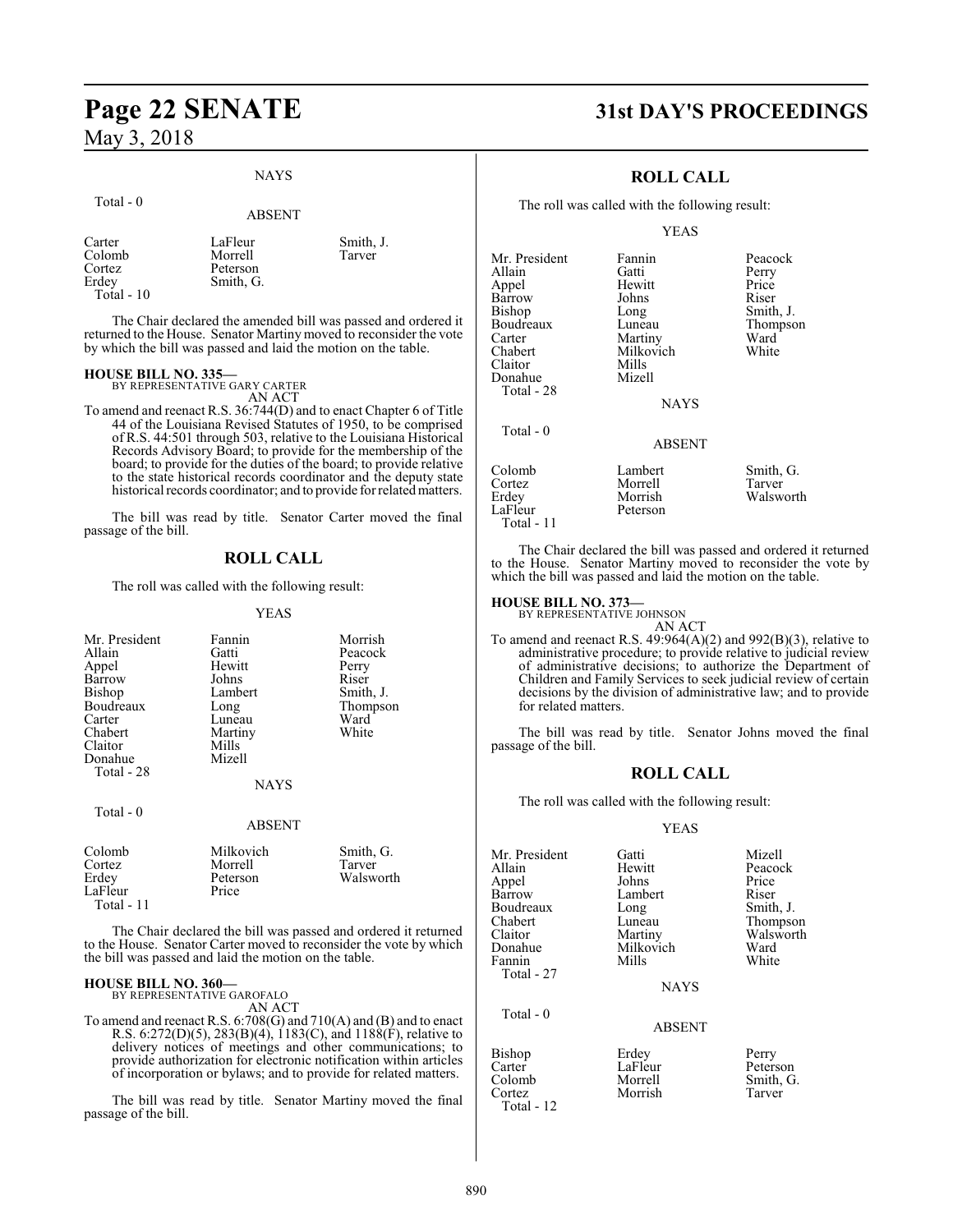NAYS

Total - 0

ABSENT

| | | |
|---|---|---|
| Carter | LaFleur | Smith, J. |
| Colomb | Morrell | Tarver |
| Cortez | Peterson | |
| Erdey | Smith, G. | |
| Total - 10 | | |

The Chair declared the amended bill was passed and ordered it returned to the House. Senator Martiny moved to reconsider the vote by which the bill was passed and laid the motion on the table.

**HOUSE BILL NO. 335—**
BY REPRESENTATIVE GARY CARTER
AN ACT

To amend and reenact R.S. 36:744(D) and to enact Chapter 6 of Title 44 of the Louisiana Revised Statutes of 1950, to be comprised of R.S. 44:501 through 503, relative to the Louisiana Historical Records Advisory Board; to provide for the membership of the board; to provide for the duties of the board; to provide relative to the state historical records coordinator and the deputy state historical records coordinator; and to provide for related matters.

The bill was read by title. Senator Carter moved the final passage of the bill.

## ROLL CALL

The roll was called with the following result:

YEAS

| | | |
|---|---|---|
| Mr. President | Fannin | Morrish |
| Allain | Gatti | Peacock |
| Appel | Hewitt | Perry |
| Barrow | Johns | Riser |
| Bishop | Lambert | Smith, J. |
| Boudreaux | Long | Thompson |
| Carter | Luneau | Ward |
| Chabert | Martiny | White |
| Claitor | Mills | |
| Donahue | Mizell | |
| Total - 28 | | |

NAYS

Total - 0

ABSENT

| | | |
|---|---|---|
| Colomb | Milkovich | Smith, G. |
| Cortez | Morrell | Tarver |
| Erdey | Peterson | Walsworth |
| LaFleur | Price | |
| Total - 11 | | |

The Chair declared the bill was passed and ordered it returned to the House. Senator Carter moved to reconsider the vote by which the bill was passed and laid the motion on the table.

**HOUSE BILL NO. 360—**
BY REPRESENTATIVE GAROFALO
AN ACT

To amend and reenact R.S. 6:708(G) and 710(A) and (B) and to enact R.S. 6:272(D)(5), 283(B)(4), 1183(C), and 1188(F), relative to delivery notices of meetings and other communications; to provide authorization for electronic notification within articles of incorporation or bylaws; and to provide for related matters.

The bill was read by title. Senator Martiny moved the final passage of the bill.

## ROLL CALL

The roll was called with the following result:

YEAS

| | | |
|---|---|---|
| Mr. President | Fannin | Peacock |
| Allain | Gatti | Perry |
| Appel | Hewitt | Price |
| Barrow | Johns | Riser |
| Bishop | Long | Smith, J. |
| Boudreaux | Luneau | Thompson |
| Carter | Martiny | Ward |
| Chabert | Milkovich | White |
| Claitor | Mills | |
| Donahue | Mizell | |
| Total - 28 | | |

NAYS

Total - 0

ABSENT

| | | |
|---|---|---|
| Colomb | Lambert | Smith, G. |
| Cortez | Morrell | Tarver |
| Erdey | Morrish | Walsworth |
| LaFleur | Peterson | |
| Total - 11 | | |

The Chair declared the bill was passed and ordered it returned to the House. Senator Martiny moved to reconsider the vote by which the bill was passed and laid the motion on the table.

**HOUSE BILL NO. 373—**
BY REPRESENTATIVE JOHNSON
AN ACT

To amend and reenact R.S. 49:964(A)(2) and 992(B)(3), relative to administrative procedure; to provide relative to judicial review of administrative decisions; to authorize the Department of Children and Family Services to seek judicial review of certain decisions by the division of administrative law; and to provide for related matters.

The bill was read by title. Senator Johns moved the final passage of the bill.

## ROLL CALL

The roll was called with the following result:

YEAS

| | | |
|---|---|---|
| Mr. President | Gatti | Mizell |
| Allain | Hewitt | Peacock |
| Appel | Johns | Price |
| Barrow | Lambert | Riser |
| Boudreaux | Long | Smith, J. |
| Chabert | Luneau | Thompson |
| Claitor | Martiny | Walsworth |
| Donahue | Milkovich | Ward |
| Fannin | Mills | White |
| Total - 27 | | |

NAYS

Total - 0

ABSENT

| | | |
|---|---|---|
| Bishop | Erdey | Perry |
| Carter | LaFleur | Peterson |
| Colomb | Morrell | Smith, G. |
| Cortez | Morrish | Tarver |
| Total - 12 | | |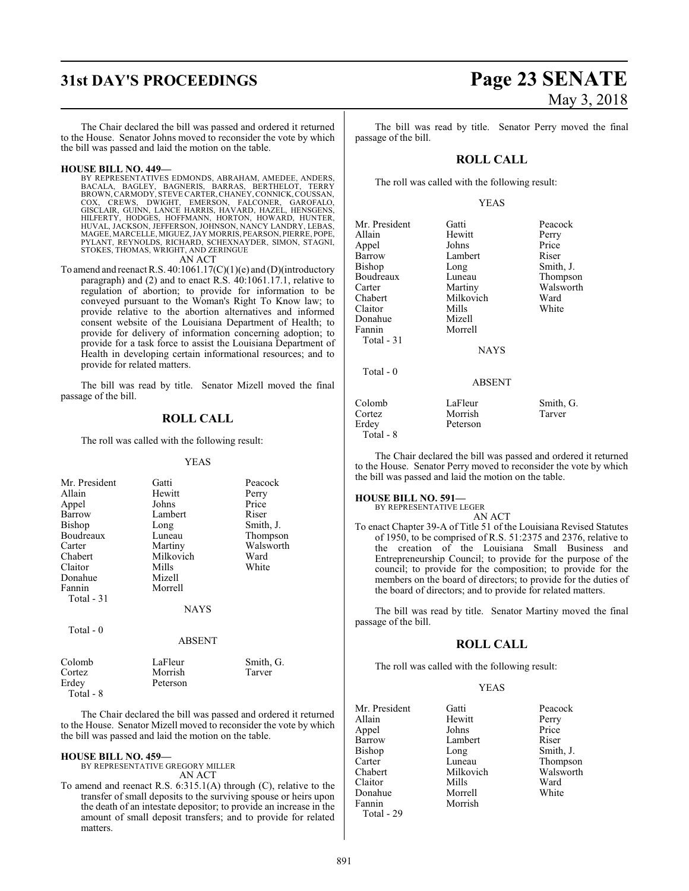The Chair declared the bill was passed and ordered it returned to the House. Senator Johns moved to reconsider the vote by which the bill was passed and laid the motion on the table.

**HOUSE BILL NO. 449—**
BY REPRESENTATIVES EDMONDS, ABRAHAM, AMEDEE, ANDERS, BACALA, BAGLEY, BAGNERIS, BARRAS, BERTHELOT, TERRY BROWN, CARMODY, STEVE CARTER, CHANEY, CONNICK, COUSSAN, COX, CREWS, DWIGHT, EMERSON, FALCONER, GAROFALO, GISCLAIR, GUINN, LANCE HARRIS, HAVARD, HAZEL, HENSGENS, HILFERTY, HODGES, HOFFMANN, HORTON, HOWARD, HUNTER, HUVAL, JACKSON, JEFFERSON, JOHNSON, NANCY LANDRY, LEBAS, MAGEE, MARCELLE, MIGUEZ, JAY MORRIS, PEARSON, PIERRE, POPE, PYLANT, REYNOLDS, RICHARD, SCHEXNAYDER, SIMON, STAGNI, STOKES, THOMAS, WRIGHT, AND ZERINGUE

AN ACT

To amend and reenact R.S. 40:1061.17(C)(1)(e) and (D)(introductory paragraph) and (2) and to enact R.S. 40:1061.17.1, relative to regulation of abortion; to provide for information to be conveyed pursuant to the Woman's Right To Know law; to provide relative to the abortion alternatives and informed consent website of the Louisiana Department of Health; to provide for delivery of information concerning adoption; to provide for a task force to assist the Louisiana Department of Health in developing certain informational resources; and to provide for related matters.

The bill was read by title. Senator Mizell moved the final passage of the bill.

## ROLL CALL

The roll was called with the following result:

YEAS

| | | |
|---|---|---|
| Mr. President | Gatti | Peacock |
| Allain | Hewitt | Perry |
| Appel | Johns | Price |
| Barrow | Lambert | Riser |
| Bishop | Long | Smith, J. |
| Boudreaux | Luneau | Thompson |
| Carter | Martiny | Walsworth |
| Chabert | Milkovich | Ward |
| Claitor | Mills | White |
| Donahue | Mizell | |
| Fannin | Morrell | |
| Total - 31 | | |

NAYS

Total - 0

ABSENT

| | | |
|---|---|---|
| Colomb | LaFleur | Smith, G. |
| Cortez | Morrish | Tarver |
| Erdey | Peterson | |
| Total - 8 | | |

The Chair declared the bill was passed and ordered it returned to the House. Senator Mizell moved to reconsider the vote by which the bill was passed and laid the motion on the table.

**HOUSE BILL NO. 459—**
BY REPRESENTATIVE GREGORY MILLER

AN ACT

To amend and reenact R.S. 6:315.1(A) through (C), relative to the transfer of small deposits to the surviving spouse or heirs upon the death of an intestate depositor; to provide an increase in the amount of small deposit transfers; and to provide for related matters.

The bill was read by title. Senator Perry moved the final passage of the bill.

## ROLL CALL

The roll was called with the following result:

YEAS

| | | |
|---|---|---|
| Mr. President | Gatti | Peacock |
| Allain | Hewitt | Perry |
| Appel | Johns | Price |
| Barrow | Lambert | Riser |
| Bishop | Long | Smith, J. |
| Boudreaux | Luneau | Thompson |
| Carter | Martiny | Walsworth |
| Chabert | Milkovich | Ward |
| Claitor | Mills | White |
| Donahue | Mizell | |
| Fannin | Morrell | |
| Total - 31 | | |

NAYS

Total - 0

ABSENT

| | | |
|---|---|---|
| Colomb | LaFleur | Smith, G. |
| Cortez | Morrish | Tarver |
| Erdey | Peterson | |
| Total - 8 | | |

The Chair declared the bill was passed and ordered it returned to the House. Senator Perry moved to reconsider the vote by which the bill was passed and laid the motion on the table.

**HOUSE BILL NO. 591—**
BY REPRESENTATIVE LEGER

AN ACT

To enact Chapter 39-A of Title 51 of the Louisiana Revised Statutes of 1950, to be comprised of R.S. 51:2375 and 2376, relative to the creation of the Louisiana Small Business and Entrepreneurship Council; to provide for the purpose of the council; to provide for the composition; to provide for the members on the board of directors; to provide for the duties of the board of directors; and to provide for related matters.

The bill was read by title. Senator Martiny moved the final passage of the bill.

## ROLL CALL

The roll was called with the following result:

YEAS

| | | |
|---|---|---|
| Mr. President | Gatti | Peacock |
| Allain | Hewitt | Perry |
| Appel | Johns | Price |
| Barrow | Lambert | Riser |
| Bishop | Long | Smith, J. |
| Carter | Luneau | Thompson |
| Chabert | Milkovich | Walsworth |
| Claitor | Mills | Ward |
| Donahue | Morrell | White |
| Fannin | Morrish | |
| Total - 29 | | |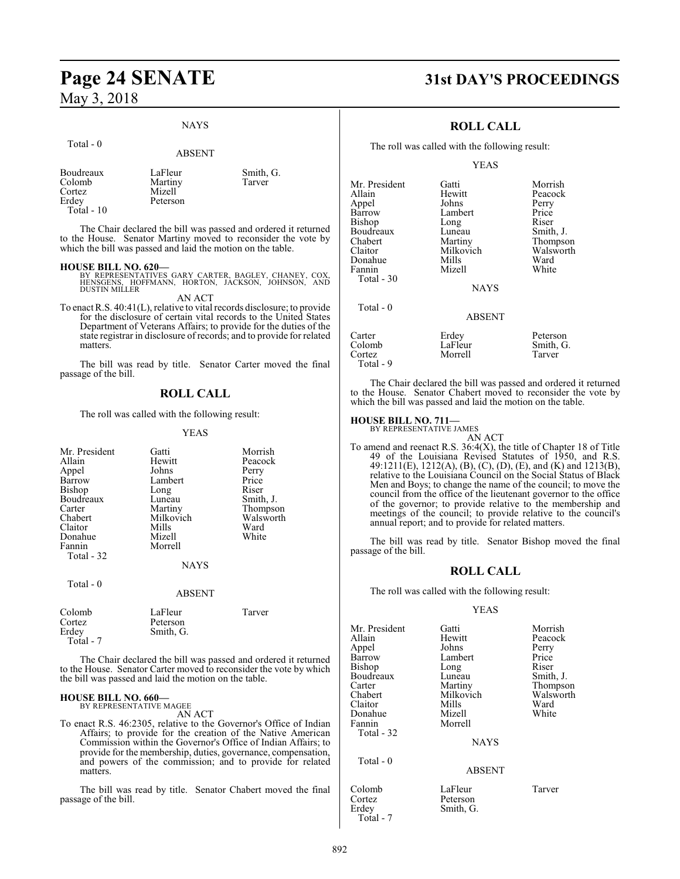NAYS

Total - 0

ABSENT

| | | |
|---|---|---|
| Boudreaux | LaFleur | Smith, G. |
| Colomb | Martiny | Tarver |
| Cortez | Mizell | |
| Erdey | Peterson | |
| Total - 10 | | |

The Chair declared the bill was passed and ordered it returned to the House. Senator Martiny moved to reconsider the vote by which the bill was passed and laid the motion on the table.

**HOUSE BILL NO. 620—**
BY REPRESENTATIVES GARY CARTER, BAGLEY, CHANEY, COX, HENSGENS, HOFFMANN, HORTON, JACKSON, JOHNSON, AND DUSTIN MILLER

AN ACT

To enact R.S. 40:41(L), relative to vital records disclosure; to provide for the disclosure of certain vital records to the United States Department of Veterans Affairs; to provide for the duties of the state registrar in disclosure of records; and to provide for related matters.

The bill was read by title. Senator Carter moved the final passage of the bill.

## ROLL CALL

The roll was called with the following result:

YEAS

| | | |
|---|---|---|
| Mr. President | Gatti | Morrish |
| Allain | Hewitt | Peacock |
| Appel | Johns | Perry |
| Barrow | Lambert | Price |
| Bishop | Long | Riser |
| Boudreaux | Luneau | Smith, J. |
| Carter | Martiny | Thompson |
| Chabert | Milkovich | Walsworth |
| Claitor | Mills | Ward |
| Donahue | Mizell | White |
| Fannin | Morrell | |
| Total - 32 | | |

NAYS

Total - 0

ABSENT

| | | |
|---|---|---|
| Colomb | LaFleur | Tarver |
| Cortez | Peterson | |
| Erdey | Smith, G. | |
| Total - 7 | | |

The Chair declared the bill was passed and ordered it returned to the House. Senator Carter moved to reconsider the vote by which the bill was passed and laid the motion on the table.

**HOUSE BILL NO. 660—**
BY REPRESENTATIVE MAGEE

AN ACT

To enact R.S. 46:2305, relative to the Governor's Office of Indian Affairs; to provide for the creation of the Native American Commission within the Governor's Office of Indian Affairs; to provide for the membership, duties, governance, compensation, and powers of the commission; and to provide for related matters.

The bill was read by title. Senator Chabert moved the final passage of the bill.

## ROLL CALL

The roll was called with the following result:

YEAS

| | | |
|---|---|---|
| Mr. President | Gatti | Morrish |
| Allain | Hewitt | Peacock |
| Appel | Johns | Perry |
| Barrow | Lambert | Price |
| Bishop | Long | Riser |
| Boudreaux | Luneau | Smith, J. |
| Chabert | Martiny | Thompson |
| Claitor | Milkovich | Walsworth |
| Donahue | Mills | Ward |
| Fannin | Mizell | White |
| Total - 30 | | |

NAYS

Total - 0

ABSENT

| | | |
|---|---|---|
| Carter | Erdey | Peterson |
| Colomb | LaFleur | Smith, G. |
| Cortez | Morrell | Tarver |
| Total - 9 | | |

The Chair declared the bill was passed and ordered it returned to the House. Senator Chabert moved to reconsider the vote by which the bill was passed and laid the motion on the table.

**HOUSE BILL NO. 711—**
BY REPRESENTATIVE JAMES

AN ACT

To amend and reenact R.S. 36:4(X), the title of Chapter 18 of Title 49 of the Louisiana Revised Statutes of 1950, and R.S. 49:1211(E), 1212(A), (B), (C), (D), (E), and (K) and 1213(B), relative to the Louisiana Council on the Social Status of Black Men and Boys; to change the name of the council; to move the council from the office of the lieutenant governor to the office of the governor; to provide relative to the membership and meetings of the council; to provide relative to the council's annual report; and to provide for related matters.

The bill was read by title. Senator Bishop moved the final passage of the bill.

## ROLL CALL

The roll was called with the following result:

YEAS

| | | |
|---|---|---|
| Mr. President | Gatti | Morrish |
| Allain | Hewitt | Peacock |
| Appel | Johns | Perry |
| Barrow | Lambert | Price |
| Bishop | Long | Riser |
| Boudreaux | Luneau | Smith, J. |
| Carter | Martiny | Thompson |
| Chabert | Milkovich | Walsworth |
| Claitor | Mills | Ward |
| Donahue | Mizell | White |
| Fannin | Morrell | |
| Total - 32 | | |

NAYS

Total - 0

ABSENT

| | | |
|---|---|---|
| Colomb | LaFleur | Tarver |
| Cortez | Peterson | |
| Erdey | Smith, G. | |
| Total - 7 | | |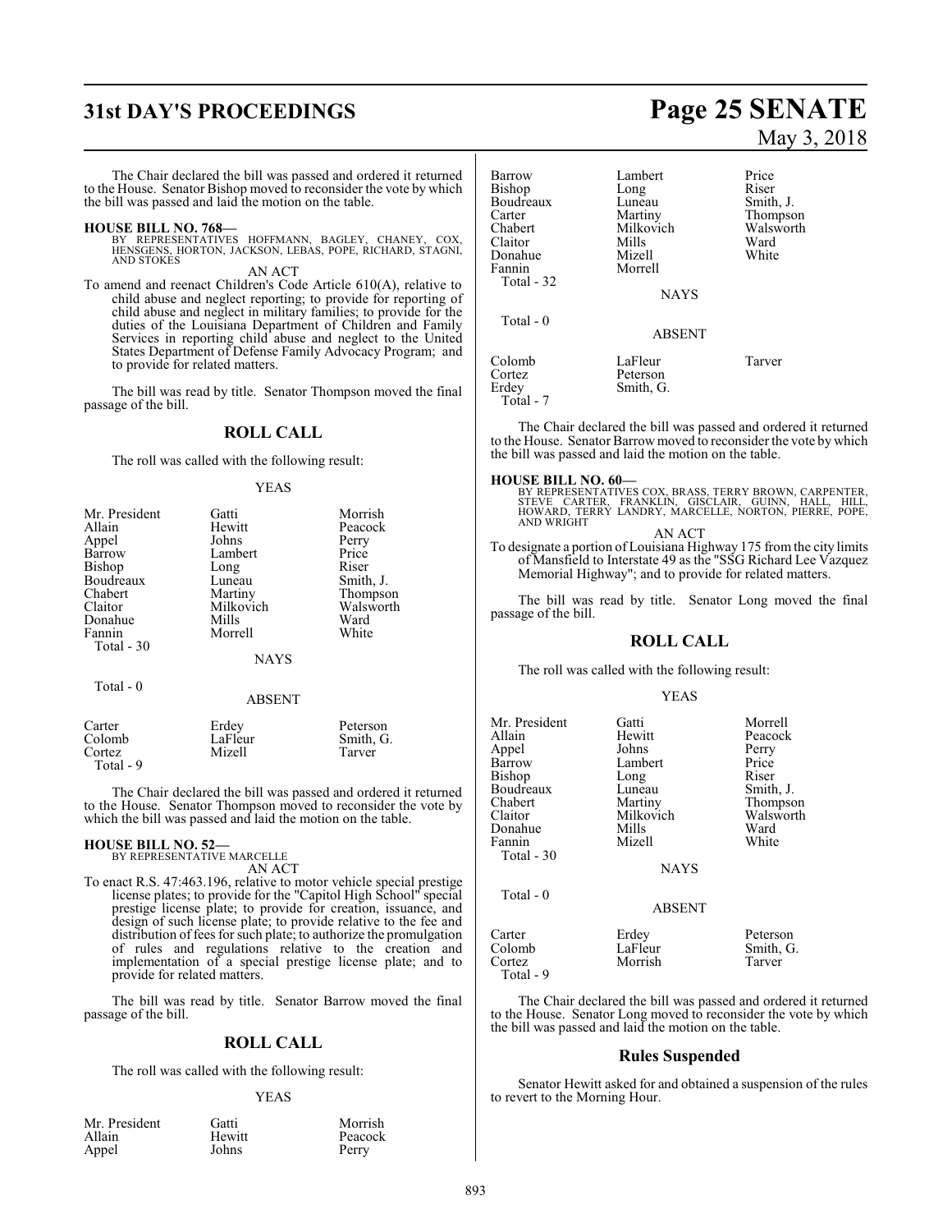The Chair declared the bill was passed and ordered it returned to the House. Senator Bishop moved to reconsider the vote by which the bill was passed and laid the motion on the table.

**HOUSE BILL NO. 768—**
BY REPRESENTATIVES HOFFMANN, BAGLEY, CHANEY, COX, HENSGENS, HORTON, JACKSON, LEBAS, POPE, RICHARD, STAGNI, AND STOKES

AN ACT

To amend and reenact Children's Code Article 610(A), relative to child abuse and neglect reporting; to provide for reporting of child abuse and neglect in military families; to provide for the duties of the Louisiana Department of Children and Family Services in reporting child abuse and neglect to the United States Department of Defense Family Advocacy Program; and to provide for related matters.

The bill was read by title. Senator Thompson moved the final passage of the bill.

## ROLL CALL

The roll was called with the following result:

YEAS

| | | |
|---|---|---|
| Mr. President | Gatti | Morrish |
| Allain | Hewitt | Peacock |
| Appel | Johns | Perry |
| Barrow | Lambert | Price |
| Bishop | Long | Riser |
| Boudreaux | Luneau | Smith, J. |
| Chabert | Martiny | Thompson |
| Claitor | Milkovich | Walsworth |
| Donahue | Mills | Ward |
| Fannin | Morrell | White |

Total - 30

NAYS

Total - 0

ABSENT

| | | |
|---|---|---|
| Carter | Erdey | Peterson |
| Colomb | LaFleur | Smith, G. |
| Cortez | Mizell | Tarver |

Total - 9

The Chair declared the bill was passed and ordered it returned to the House. Senator Thompson moved to reconsider the vote by which the bill was passed and laid the motion on the table.

**HOUSE BILL NO. 52—**
BY REPRESENTATIVE MARCELLE

AN ACT

To enact R.S. 47:463.196, relative to motor vehicle special prestige license plates; to provide for the "Capitol High School" special prestige license plate; to provide for creation, issuance, and design of such license plate; to provide relative to the fee and distribution of fees for such plate; to authorize the promulgation of rules and regulations relative to the creation and implementation of a special prestige license plate; and to provide for related matters.

The bill was read by title. Senator Barrow moved the final passage of the bill.

## ROLL CALL

The roll was called with the following result:

YEAS

| | | |
|---|---|---|
| Mr. President | Gatti | Morrish |
| Allain | Hewitt | Peacock |
| Appel | Johns | Perry |
| Barrow | Lambert | Price |
| Bishop | Long | Riser |
| Boudreaux | Luneau | Smith, J. |
| Carter | Martiny | Thompson |
| Chabert | Milkovich | Walsworth |
| Claitor | Mills | Ward |
| Donahue | Mizell | White |
| Fannin | Morrell | |

Total - 32

NAYS

Total - 0

ABSENT

| | | |
|---|---|---|
| Colomb | LaFleur | Tarver |
| Cortez | Peterson | |
| Erdey | Smith, G. | |

Total - 7

The Chair declared the bill was passed and ordered it returned to the House. Senator Barrow moved to reconsider the vote by which the bill was passed and laid the motion on the table.

**HOUSE BILL NO. 60—**
BY REPRESENTATIVES COX, BRASS, TERRY BROWN, CARPENTER, STEVE CARTER, FRANKLIN, GISCLAIR, GUINN, HALL, HILL, HOWARD, TERRY LANDRY, MARCELLE, NORTON, PIERRE, POPE, AND WRIGHT

AN ACT

To designate a portion of Louisiana Highway 175 from the city limits of Mansfield to Interstate 49 as the "SSG Richard Lee Vazquez Memorial Highway"; and to provide for related matters.

The bill was read by title. Senator Long moved the final passage of the bill.

## ROLL CALL

The roll was called with the following result:

YEAS

| | | |
|---|---|---|
| Mr. President | Gatti | Morrell |
| Allain | Hewitt | Peacock |
| Appel | Johns | Perry |
| Barrow | Lambert | Price |
| Bishop | Long | Riser |
| Boudreaux | Luneau | Smith, J. |
| Chabert | Martiny | Thompson |
| Claitor | Milkovich | Walsworth |
| Donahue | Mills | Ward |
| Fannin | Mizell | White |

Total - 30

NAYS

Total - 0

ABSENT

| | | |
|---|---|---|
| Carter | Erdey | Peterson |
| Colomb | LaFleur | Smith, G. |
| Cortez | Morrish | Tarver |

Total - 9

The Chair declared the bill was passed and ordered it returned to the House. Senator Long moved to reconsider the vote by which the bill was passed and laid the motion on the table.

## Rules Suspended

Senator Hewitt asked for and obtained a suspension of the rules to revert to the Morning Hour.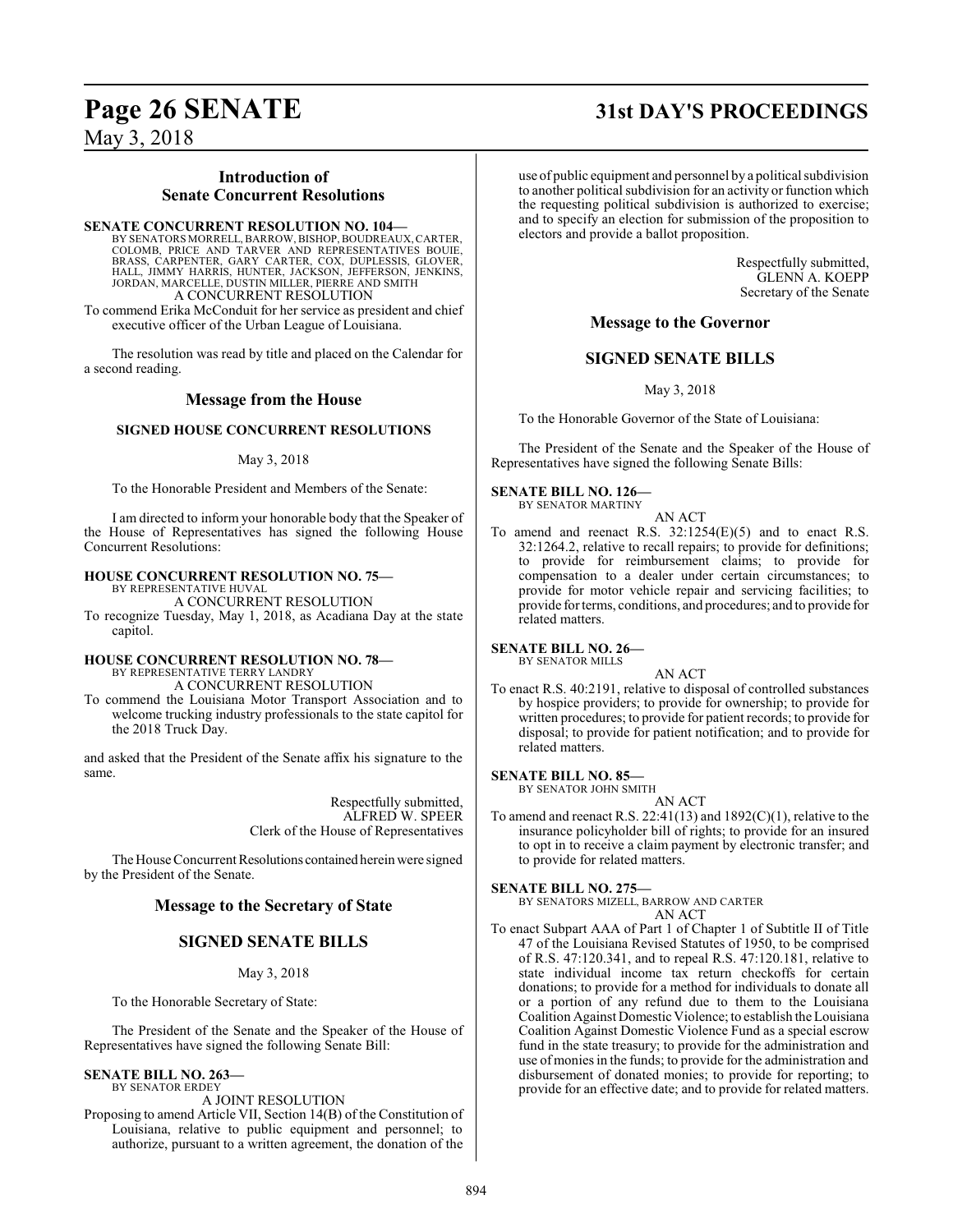## Introduction of Senate Concurrent Resolutions

**SENATE CONCURRENT RESOLUTION NO. 104—**
BY SENATORS MORRELL, BARROW, BISHOP, BOUDREAUX, CARTER, COLOMB, PRICE AND TARVER AND REPRESENTATIVES BOUIE, BRASS, CARPENTER, GARY CARTER, COX, DUPLESSIS, GLOVER, HALL, JIMMY HARRIS, HUNTER, JACKSON, JEFFERSON, JENKINS, JORDAN, MARCELLE, DUSTIN MILLER, PIERRE AND SMITH

A CONCURRENT RESOLUTION

To commend Erika McConduit for her service as president and chief executive officer of the Urban League of Louisiana.

The resolution was read by title and placed on the Calendar for a second reading.

## Message from the House

**SIGNED HOUSE CONCURRENT RESOLUTIONS**

May 3, 2018

To the Honorable President and Members of the Senate:

I am directed to inform your honorable body that the Speaker of the House of Representatives has signed the following House Concurrent Resolutions:

**HOUSE CONCURRENT RESOLUTION NO. 75—**
BY REPRESENTATIVE HUVAL

A CONCURRENT RESOLUTION

To recognize Tuesday, May 1, 2018, as Acadiana Day at the state capitol.

**HOUSE CONCURRENT RESOLUTION NO. 78—**
BY REPRESENTATIVE TERRY LANDRY

A CONCURRENT RESOLUTION

To commend the Louisiana Motor Transport Association and to welcome trucking industry professionals to the state capitol for the 2018 Truck Day.

and asked that the President of the Senate affix his signature to the same.

Respectfully submitted,
ALFRED W. SPEER
Clerk of the House of Representatives

The House Concurrent Resolutions contained herein were signed by the President of the Senate.

## Message to the Secretary of State

**SIGNED SENATE BILLS**

May 3, 2018

To the Honorable Secretary of State:

The President of the Senate and the Speaker of the House of Representatives have signed the following Senate Bill:

**SENATE BILL NO. 263—**
BY SENATOR ERDEY

A JOINT RESOLUTION

Proposing to amend Article VII, Section 14(B) of the Constitution of Louisiana, relative to public equipment and personnel; to authorize, pursuant to a written agreement, the donation of the use of public equipment and personnel by a political subdivision to another political subdivision for an activity or function which the requesting political subdivision is authorized to exercise; and to specify an election for submission of the proposition to electors and provide a ballot proposition.

Respectfully submitted,
GLENN A. KOEPP
Secretary of the Senate

## Message to the Governor

**SIGNED SENATE BILLS**

May 3, 2018

To the Honorable Governor of the State of Louisiana:

The President of the Senate and the Speaker of the House of Representatives have signed the following Senate Bills:

**SENATE BILL NO. 126—**
BY SENATOR MARTINY

AN ACT

To amend and reenact R.S. 32:1254(E)(5) and to enact R.S. 32:1264.2, relative to recall repairs; to provide for definitions; to provide for reimbursement claims; to provide for compensation to a dealer under certain circumstances; to provide for motor vehicle repair and servicing facilities; to provide for terms, conditions, and procedures; and to provide for related matters.

**SENATE BILL NO. 26—**
BY SENATOR MILLS

AN ACT

To enact R.S. 40:2191, relative to disposal of controlled substances by hospice providers; to provide for ownership; to provide for written procedures; to provide for patient records; to provide for disposal; to provide for patient notification; and to provide for related matters.

**SENATE BILL NO. 85—**
BY SENATOR JOHN SMITH

AN ACT

To amend and reenact R.S. 22:41(13) and 1892(C)(1), relative to the insurance policyholder bill of rights; to provide for an insured to opt in to receive a claim payment by electronic transfer; and to provide for related matters.

**SENATE BILL NO. 275—**
BY SENATORS MIZELL, BARROW AND CARTER

AN ACT

To enact Subpart AAA of Part 1 of Chapter 1 of Subtitle II of Title 47 of the Louisiana Revised Statutes of 1950, to be comprised of R.S. 47:120.341, and to repeal R.S. 47:120.181, relative to state individual income tax return checkoffs for certain donations; to provide for a method for individuals to donate all or a portion of any refund due to them to the Louisiana Coalition Against Domestic Violence; to establish the Louisiana Coalition Against Domestic Violence Fund as a special escrow fund in the state treasury; to provide for the administration and use of monies in the funds; to provide for the administration and disbursement of donated monies; to provide for reporting; to provide for an effective date; and to provide for related matters.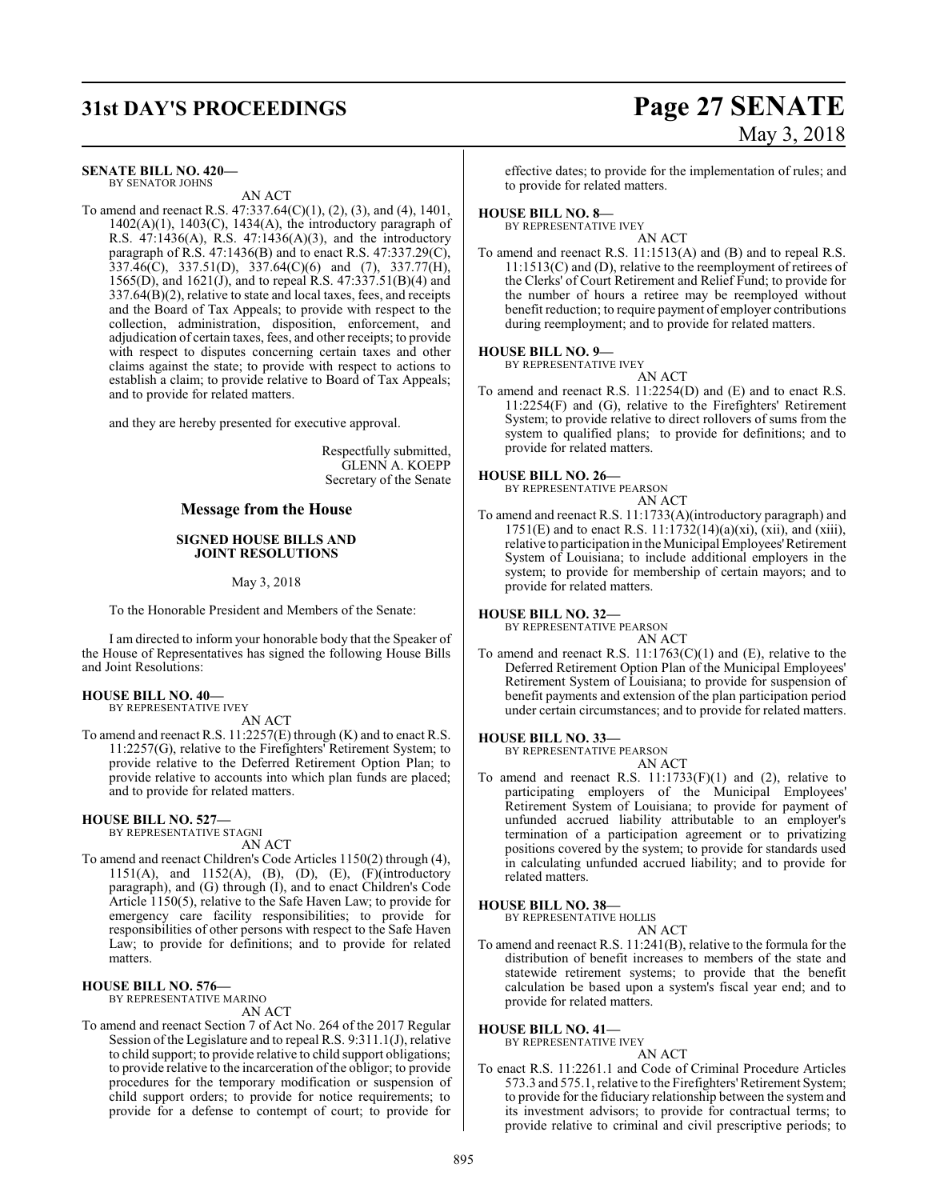**SENATE BILL NO. 420—**
BY SENATOR JOHNS

AN ACT

To amend and reenact R.S. 47:337.64(C)(1), (2), (3), and (4), 1401, 1402(A)(1), 1403(C), 1434(A), the introductory paragraph of R.S. 47:1436(A), R.S. 47:1436(A)(3), and the introductory paragraph of R.S. 47:1436(B) and to enact R.S. 47:337.29(C), 337.46(C), 337.51(D), 337.64(C)(6) and (7), 337.77(H), 1565(D), and 1621(J), and to repeal R.S. 47:337.51(B)(4) and 337.64(B)(2), relative to state and local taxes, fees, and receipts and the Board of Tax Appeals; to provide with respect to the collection, administration, disposition, enforcement, and adjudication of certain taxes, fees, and other receipts; to provide with respect to disputes concerning certain taxes and other claims against the state; to provide with respect to actions to establish a claim; to provide relative to Board of Tax Appeals; and to provide for related matters.

and they are hereby presented for executive approval.

Respectfully submitted,
GLENN A. KOEPP
Secretary of the Senate

## Message from the House

### SIGNED HOUSE BILLS AND JOINT RESOLUTIONS

May 3, 2018

To the Honorable President and Members of the Senate:

I am directed to inform your honorable body that the Speaker of the House of Representatives has signed the following House Bills and Joint Resolutions:

**HOUSE BILL NO. 40—**
BY REPRESENTATIVE IVEY

AN ACT

To amend and reenact R.S. 11:2257(E) through (K) and to enact R.S. 11:2257(G), relative to the Firefighters' Retirement System; to provide relative to the Deferred Retirement Option Plan; to provide relative to accounts into which plan funds are placed; and to provide for related matters.

**HOUSE BILL NO. 527—**
BY REPRESENTATIVE STAGNI

AN ACT

To amend and reenact Children's Code Articles 1150(2) through (4), 1151(A), and 1152(A), (B), (D), (E), (F)(introductory paragraph), and (G) through (I), and to enact Children's Code Article 1150(5), relative to the Safe Haven Law; to provide for emergency care facility responsibilities; to provide for responsibilities of other persons with respect to the Safe Haven Law; to provide for definitions; and to provide for related matters.

**HOUSE BILL NO. 576—**
BY REPRESENTATIVE MARINO

AN ACT

To amend and reenact Section 7 of Act No. 264 of the 2017 Regular Session of the Legislature and to repeal R.S. 9:311.1(J), relative to child support; to provide relative to child support obligations; to provide relative to the incarceration of the obligor; to provide procedures for the temporary modification or suspension of child support orders; to provide for notice requirements; to provide for a defense to contempt of court; to provide for effective dates; to provide for the implementation of rules; and to provide for related matters.

**HOUSE BILL NO. 8—**
BY REPRESENTATIVE IVEY

AN ACT

To amend and reenact R.S. 11:1513(A) and (B) and to repeal R.S. 11:1513(C) and (D), relative to the reemployment of retirees of the Clerks' of Court Retirement and Relief Fund; to provide for the number of hours a retiree may be reemployed without benefit reduction; to require payment of employer contributions during reemployment; and to provide for related matters.

**HOUSE BILL NO. 9—**
BY REPRESENTATIVE IVEY

AN ACT

To amend and reenact R.S. 11:2254(D) and (E) and to enact R.S. 11:2254(F) and (G), relative to the Firefighters' Retirement System; to provide relative to direct rollovers of sums from the system to qualified plans; to provide for definitions; and to provide for related matters.

**HOUSE BILL NO. 26—**
BY REPRESENTATIVE PEARSON

AN ACT

To amend and reenact R.S. 11:1733(A)(introductory paragraph) and 1751(E) and to enact R.S. 11:1732(14)(a)(xi), (xii), and (xiii), relative to participation in the Municipal Employees' Retirement System of Louisiana; to include additional employers in the system; to provide for membership of certain mayors; and to provide for related matters.

**HOUSE BILL NO. 32—**
BY REPRESENTATIVE PEARSON

AN ACT

To amend and reenact R.S. 11:1763(C)(1) and (E), relative to the Deferred Retirement Option Plan of the Municipal Employees' Retirement System of Louisiana; to provide for suspension of benefit payments and extension of the plan participation period under certain circumstances; and to provide for related matters.

**HOUSE BILL NO. 33—**
BY REPRESENTATIVE PEARSON

AN ACT

To amend and reenact R.S. 11:1733(F)(1) and (2), relative to participating employers of the Municipal Employees' Retirement System of Louisiana; to provide for payment of unfunded accrued liability attributable to an employer's termination of a participation agreement or to privatizing positions covered by the system; to provide for standards used in calculating unfunded accrued liability; and to provide for related matters.

**HOUSE BILL NO. 38—**
BY REPRESENTATIVE HOLLIS

AN ACT

To amend and reenact R.S. 11:241(B), relative to the formula for the distribution of benefit increases to members of the state and statewide retirement systems; to provide that the benefit calculation be based upon a system's fiscal year end; and to provide for related matters.

**HOUSE BILL NO. 41—**
BY REPRESENTATIVE IVEY

AN ACT

To enact R.S. 11:2261.1 and Code of Criminal Procedure Articles 573.3 and 575.1, relative to the Firefighters' Retirement System; to provide for the fiduciary relationship between the system and its investment advisors; to provide for contractual terms; to provide relative to criminal and civil prescriptive periods; to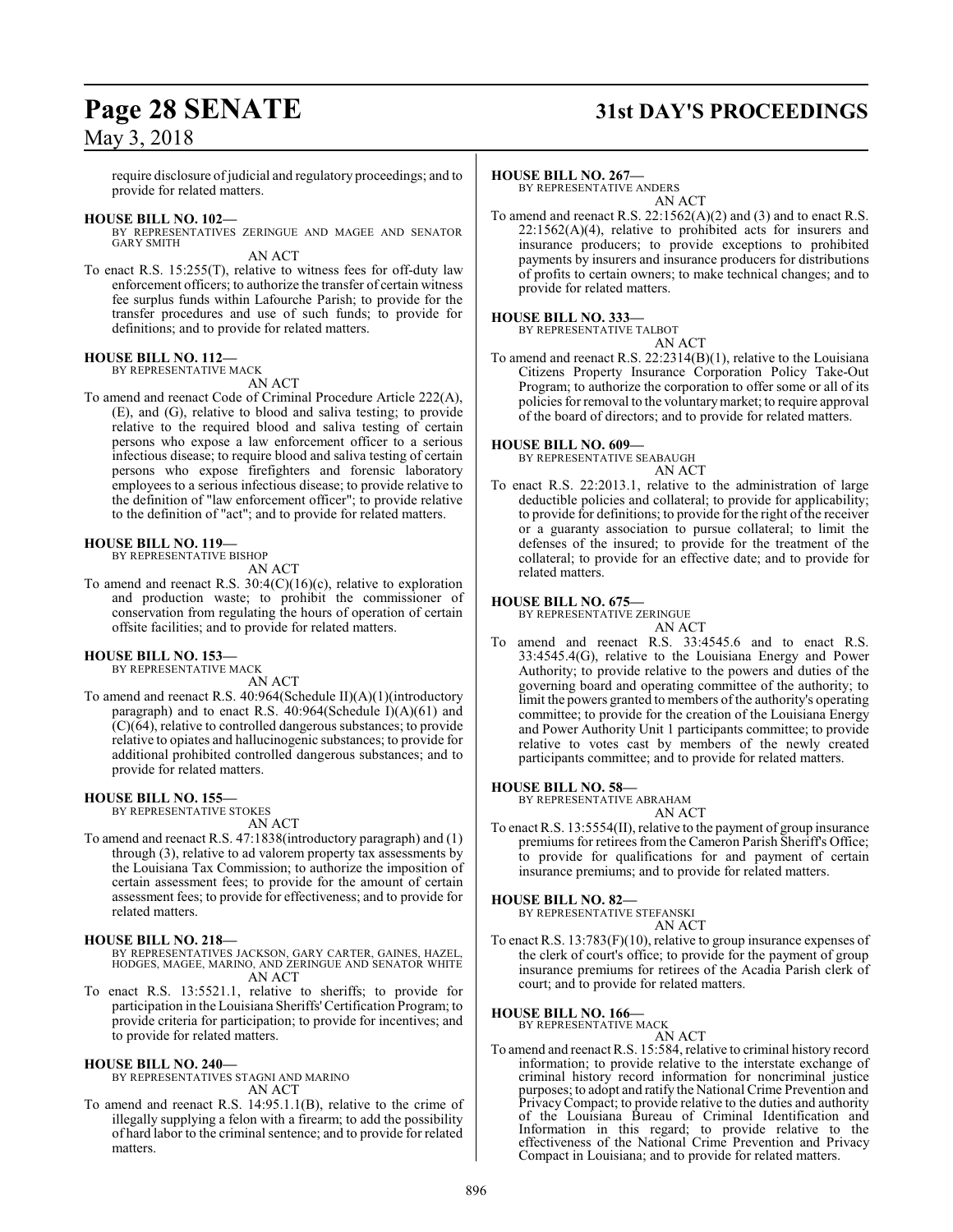require disclosure of judicial and regulatory proceedings; and to provide for related matters.

**HOUSE BILL NO. 102—**
BY REPRESENTATIVES ZERINGUE AND MAGEE AND SENATOR GARY SMITH
AN ACT
To enact R.S. 15:255(T), relative to witness fees for off-duty law enforcement officers; to authorize the transfer of certain witness fee surplus funds within Lafourche Parish; to provide for the transfer procedures and use of such funds; to provide for definitions; and to provide for related matters.

**HOUSE BILL NO. 112—**
BY REPRESENTATIVE MACK
AN ACT
To amend and reenact Code of Criminal Procedure Article 222(A), (E), and (G), relative to blood and saliva testing; to provide relative to the required blood and saliva testing of certain persons who expose a law enforcement officer to a serious infectious disease; to require blood and saliva testing of certain persons who expose firefighters and forensic laboratory employees to a serious infectious disease; to provide relative to the definition of "law enforcement officer"; to provide relative to the definition of "act"; and to provide for related matters.

**HOUSE BILL NO. 119—**
BY REPRESENTATIVE BISHOP
AN ACT
To amend and reenact R.S. 30:4(C)(16)(c), relative to exploration and production waste; to prohibit the commissioner of conservation from regulating the hours of operation of certain offsite facilities; and to provide for related matters.

**HOUSE BILL NO. 153—**
BY REPRESENTATIVE MACK
AN ACT
To amend and reenact R.S. 40:964(Schedule II)(A)(1)(introductory paragraph) and to enact R.S. 40:964(Schedule I)(A)(61) and (C)(64), relative to controlled dangerous substances; to provide relative to opiates and hallucinogenic substances; to provide for additional prohibited controlled dangerous substances; and to provide for related matters.

**HOUSE BILL NO. 155—**
BY REPRESENTATIVE STOKES
AN ACT
To amend and reenact R.S. 47:1838(introductory paragraph) and (1) through (3), relative to ad valorem property tax assessments by the Louisiana Tax Commission; to authorize the imposition of certain assessment fees; to provide for the amount of certain assessment fees; to provide for effectiveness; and to provide for related matters.

**HOUSE BILL NO. 218—**
BY REPRESENTATIVES JACKSON, GARY CARTER, GAINES, HAZEL, HODGES, MAGEE, MARINO, AND ZERINGUE AND SENATOR WHITE
AN ACT
To enact R.S. 13:5521.1, relative to sheriffs; to provide for participation in the Louisiana Sheriffs' Certification Program; to provide criteria for participation; to provide for incentives; and to provide for related matters.

**HOUSE BILL NO. 240—**
BY REPRESENTATIVES STAGNI AND MARINO
AN ACT
To amend and reenact R.S. 14:95.1.1(B), relative to the crime of illegally supplying a felon with a firearm; to add the possibility of hard labor to the criminal sentence; and to provide for related matters.

**HOUSE BILL NO. 267—**
BY REPRESENTATIVE ANDERS
AN ACT
To amend and reenact R.S. 22:1562(A)(2) and (3) and to enact R.S. 22:1562(A)(4), relative to prohibited acts for insurers and insurance producers; to provide exceptions to prohibited payments by insurers and insurance producers for distributions of profits to certain owners; to make technical changes; and to provide for related matters.

**HOUSE BILL NO. 333—**
BY REPRESENTATIVE TALBOT
AN ACT
To amend and reenact R.S. 22:2314(B)(1), relative to the Louisiana Citizens Property Insurance Corporation Policy Take-Out Program; to authorize the corporation to offer some or all of its policies for removal to the voluntary market; to require approval of the board of directors; and to provide for related matters.

**HOUSE BILL NO. 609—**
BY REPRESENTATIVE SEABAUGH
AN ACT
To enact R.S. 22:2013.1, relative to the administration of large deductible policies and collateral; to provide for applicability; to provide for definitions; to provide for the right of the receiver or a guaranty association to pursue collateral; to limit the defenses of the insured; to provide for the treatment of the collateral; to provide for an effective date; and to provide for related matters.

**HOUSE BILL NO. 675—**
BY REPRESENTATIVE ZERINGUE
AN ACT
To amend and reenact R.S. 33:4545.6 and to enact R.S. 33:4545.4(G), relative to the Louisiana Energy and Power Authority; to provide relative to the powers and duties of the governing board and operating committee of the authority; to limit the powers granted to members of the authority's operating committee; to provide for the creation of the Louisiana Energy and Power Authority Unit 1 participants committee; to provide relative to votes cast by members of the newly created participants committee; and to provide for related matters.

**HOUSE BILL NO. 58—**
BY REPRESENTATIVE ABRAHAM
AN ACT
To enact R.S. 13:5554(II), relative to the payment of group insurance premiums for retirees from the Cameron Parish Sheriff's Office; to provide for qualifications for and payment of certain insurance premiums; and to provide for related matters.

**HOUSE BILL NO. 82—**
BY REPRESENTATIVE STEFANSKI
AN ACT
To enact R.S. 13:783(F)(10), relative to group insurance expenses of the clerk of court's office; to provide for the payment of group insurance premiums for retirees of the Acadia Parish clerk of court; and to provide for related matters.

**HOUSE BILL NO. 166—**
BY REPRESENTATIVE MACK
AN ACT
To amend and reenact R.S. 15:584, relative to criminal history record information; to provide relative to the interstate exchange of criminal history record information for noncriminal justice purposes; to adopt and ratify the National Crime Prevention and Privacy Compact; to provide relative to the duties and authority of the Louisiana Bureau of Criminal Identification and Information in this regard; to provide relative to the effectiveness of the National Crime Prevention and Privacy Compact in Louisiana; and to provide for related matters.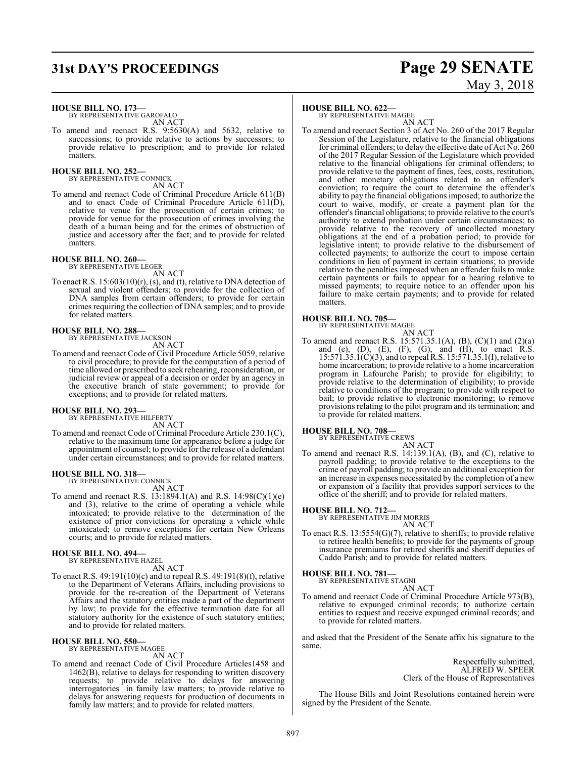**HOUSE BILL NO. 173—**
BY REPRESENTATIVE GAROFALO

AN ACT

To amend and reenact R.S. 9:5630(A) and 5632, relative to successions; to provide relative to actions by successors; to provide relative to prescription; and to provide for related matters.

**HOUSE BILL NO. 252—**
BY REPRESENTATIVE CONNICK

AN ACT

To amend and reenact Code of Criminal Procedure Article 611(B) and to enact Code of Criminal Procedure Article 611(D), relative to venue for the prosecution of certain crimes; to provide for venue for the prosecution of crimes involving the death of a human being and for the crimes of obstruction of justice and accessory after the fact; and to provide for related matters.

**HOUSE BILL NO. 260—**
BY REPRESENTATIVE LEGER

AN ACT

To enact R.S. 15:603(10)(r), (s), and (t), relative to DNA detection of sexual and violent offenders; to provide for the collection of DNA samples from certain offenders; to provide for certain crimes requiring the collection of DNA samples; and to provide for related matters.

**HOUSE BILL NO. 288—**
BY REPRESENTATIVE JACKSON

AN ACT

To amend and reenact Code of Civil Procedure Article 5059, relative to civil procedure; to provide for the computation of a period of time allowed or prescribed to seek rehearing, reconsideration, or judicial review or appeal of a decision or order by an agency in the executive branch of state government; to provide for exceptions; and to provide for related matters.

**HOUSE BILL NO. 293—**
BY REPRESENTATIVE HILFERTY

AN ACT

To amend and reenact Code of Criminal Procedure Article 230.1(C), relative to the maximum time for appearance before a judge for appointment of counsel; to provide for the release of a defendant under certain circumstances; and to provide for related matters.

**HOUSE BILL NO. 318—**
BY REPRESENTATIVE CONNICK

AN ACT

To amend and reenact R.S. 13:1894.1(A) and R.S. 14:98(C)(1)(e) and (3), relative to the crime of operating a vehicle while intoxicated; to provide relative to the determination of the existence of prior convictions for operating a vehicle while intoxicated; to remove exceptions for certain New Orleans courts; and to provide for related matters.

**HOUSE BILL NO. 494—**
BY REPRESENTATIVE HAZEL

AN ACT

To enact R.S. 49:191(10)(c) and to repeal R.S. 49:191(8)(f), relative to the Department of Veterans Affairs, including provisions to provide for the re-creation of the Department of Veterans Affairs and the statutory entities made a part of the department by law; to provide for the effective termination date for all statutory authority for the existence of such statutory entities; and to provide for related matters.

**HOUSE BILL NO. 550—**
BY REPRESENTATIVE MAGEE

AN ACT

To amend and reenact Code of Civil Procedure Articles1458 and 1462(B), relative to delays for responding to written discovery requests; to provide relative to delays for answering interrogatories in family law matters; to provide relative to delays for answering requests for production of documents in family law matters; and to provide for related matters.

**HOUSE BILL NO. 622—**
BY REPRESENTATIVE MAGEE

AN ACT

To amend and reenact Section 3 of Act No. 260 of the 2017 Regular Session of the Legislature, relative to the financial obligations for criminal offenders; to delay the effective date of Act No. 260 of the 2017 Regular Session of the Legislature which provided relative to the financial obligations for criminal offenders; to provide relative to the payment of fines, fees, costs, restitution, and other monetary obligations related to an offender's conviction; to require the court to determine the offender's ability to pay the financial obligations imposed; to authorize the court to waive, modify, or create a payment plan for the offender's financial obligations; to provide relative to the court's authority to extend probation under certain circumstances; to provide relative to the recovery of uncollected monetary obligations at the end of a probation period; to provide for legislative intent; to provide relative to the disbursement of collected payments; to authorize the court to impose certain conditions in lieu of payment in certain situations; to provide relative to the penalties imposed when an offender fails to make certain payments or fails to appear for a hearing relative to missed payments; to require notice to an offender upon his failure to make certain payments; and to provide for related matters.

**HOUSE BILL NO. 705—**
BY REPRESENTATIVE MAGEE

AN ACT

To amend and reenact R.S. 15:571.35.1(A), (B), (C)(1) and (2)(a) and (e), (D), (E), (F), (G), and (H), to enact R.S. 15:571.35.1(C)(3), and to repeal R.S. 15:571.35.1(I), relative to home incarceration; to provide relative to a home incarceration program in Lafourche Parish; to provide for eligibility; to provide relative to the determination of eligibility; to provide relative to conditions of the program; to provide with respect to bail; to provide relative to electronic monitoring; to remove provisions relating to the pilot program and its termination; and to provide for related matters.

**HOUSE BILL NO. 708—**
BY REPRESENTATIVE CREWS

AN ACT

To amend and reenact R.S. 14:139.1(A), (B), and (C), relative to payroll padding; to provide relative to the exceptions to the crime of payroll padding; to provide an additional exception for an increase in expenses necessitated by the completion of a new or expansion of a facility that provides support services to the office of the sheriff; and to provide for related matters.

**HOUSE BILL NO. 712—**
BY REPRESENTATIVE JIM MORRIS

AN ACT

To enact R.S. 13:5554(G)(7), relative to sheriffs; to provide relative to retiree health benefits; to provide for the payments of group insurance premiums for retired sheriffs and sheriff deputies of Caddo Parish; and to provide for related matters.

**HOUSE BILL NO. 781—**
BY REPRESENTATIVE STAGNI

AN ACT

To amend and reenact Code of Criminal Procedure Article 973(B), relative to expunged criminal records; to authorize certain entities to request and receive expunged criminal records; and to provide for related matters.

and asked that the President of the Senate affix his signature to the same.

Respectfully submitted,
ALFRED W. SPEER
Clerk of the House of Representatives

The House Bills and Joint Resolutions contained herein were signed by the President of the Senate.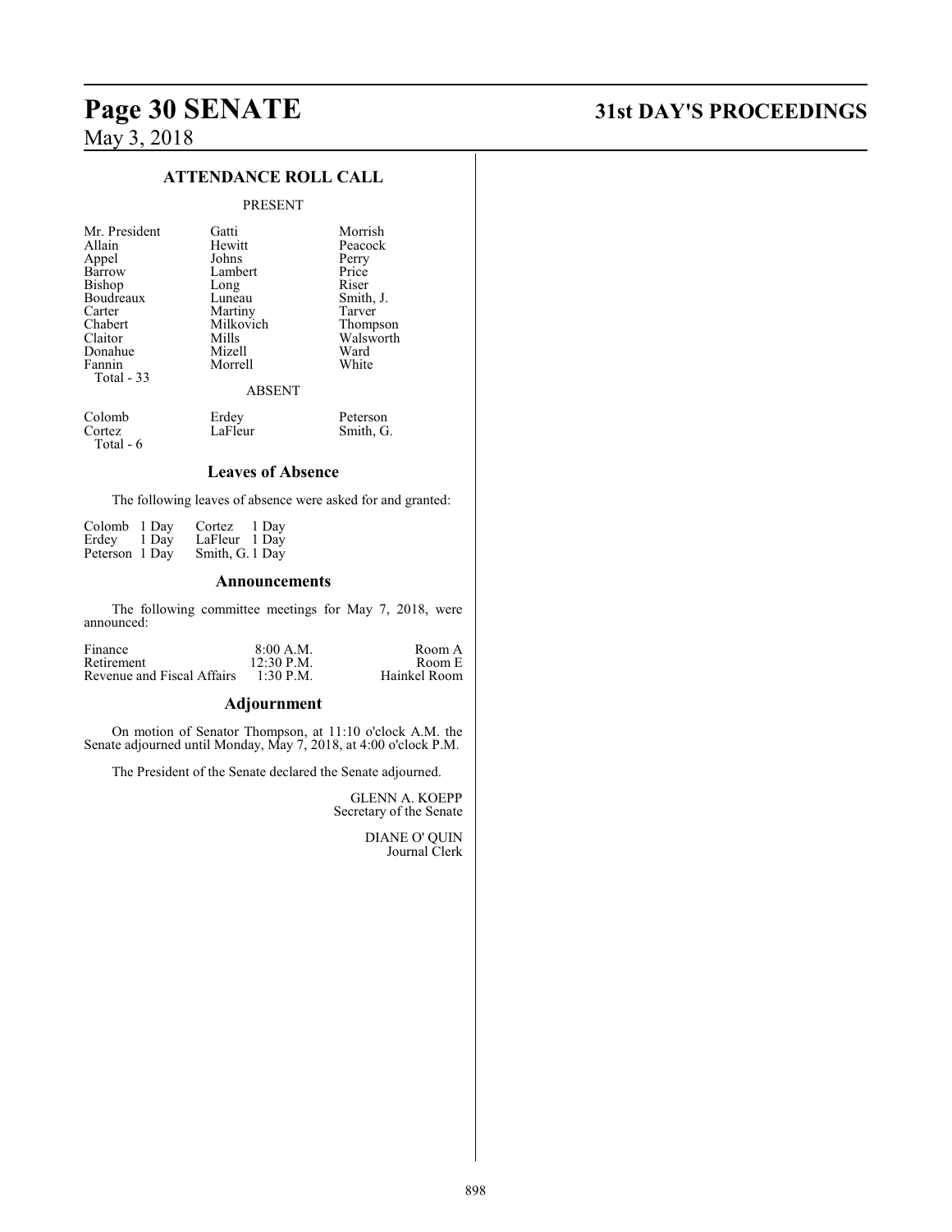## ATTENDANCE ROLL CALL

PRESENT

| | | |
|---|---|---|
| Mr. President | Gatti | Morrish |
| Allain | Hewitt | Peacock |
| Appel | Johns | Perry |
| Barrow | Lambert | Price |
| Bishop | Long | Riser |
| Boudreaux | Luneau | Smith, J. |
| Carter | Martiny | Tarver |
| Chabert | Milkovich | Thompson |
| Claitor | Mills | Walsworth |
| Donahue | Mizell | Ward |
| Fannin | Morrell | White |

Total - 33

ABSENT

| | | |
|---|---|---|
| Colomb | Erdey | Peterson |
| Cortez | LaFleur | Smith, G. |

Total - 6

## Leaves of Absence

The following leaves of absence were asked for and granted:

| | | | |
|---|---|---|---|
| Colomb | 1 Day | Cortez | 1 Day |
| Erdey | 1 Day | LaFleur | 1 Day |
| Peterson | 1 Day | Smith, G. | 1 Day |

## Announcements

The following committee meetings for May 7, 2018, were announced:

| | | |
|---|---|---|
| Finance | 8:00 A.M. | Room A |
| Retirement | 12:30 P.M. | Room E |
| Revenue and Fiscal Affairs | 1:30 P.M. | Hainkel Room |

## Adjournment

On motion of Senator Thompson, at 11:10 o'clock A.M. the Senate adjourned until Monday, May 7, 2018, at 4:00 o'clock P.M.

The President of the Senate declared the Senate adjourned.

GLENN A. KOEPP
Secretary of the Senate

DIANE O' QUIN
Journal Clerk